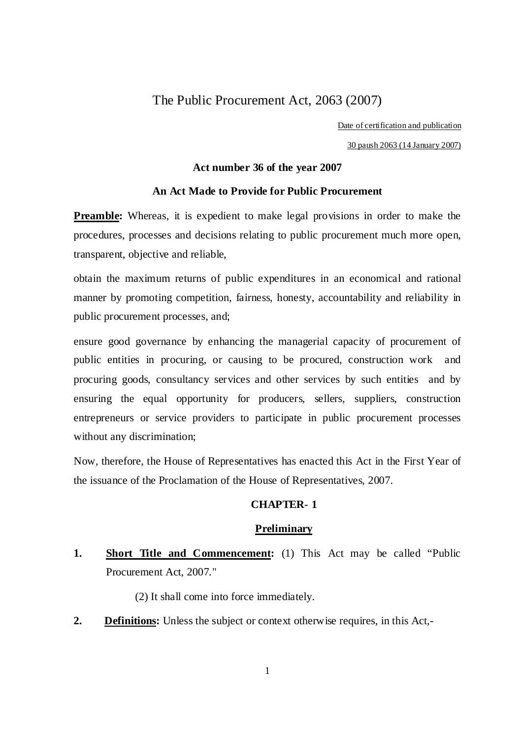# The Public Procurement Act, 2063 (2007)

Date of certification and publication

30 paush 2063 (14 January 2007)

**Act number 36 of the year 2007**

**An Act Made to Provide for Public Procurement**

**Preamble:** Whereas, it is expedient to make legal provisions in order to make the procedures, processes and decisions relating to public procurement much more open, transparent, objective and reliable,

obtain the maximum returns of public expenditures in an economical and rational manner by promoting competition, fairness, honesty, accountability and reliability in public procurement processes, and;

ensure good governance by enhancing the managerial capacity of procurement of public entities in procuring, or causing to be procured, construction work and procuring goods, consultancy services and other services by such entities and by ensuring the equal opportunity for producers, sellers, suppliers, construction entrepreneurs or service providers to participate in public procurement processes without any discrimination;

Now, therefore, the House of Representatives has enacted this Act in the First Year of the issuance of the Proclamation of the House of Representatives, 2007.

## CHAPTER- 1

### Preliminary

**1. Short Title and Commencement:** (1) This Act may be called "Public Procurement Act, 2007."

(2) It shall come into force immediately.

**2. Definitions:** Unless the subject or context otherwise requires, in this Act,-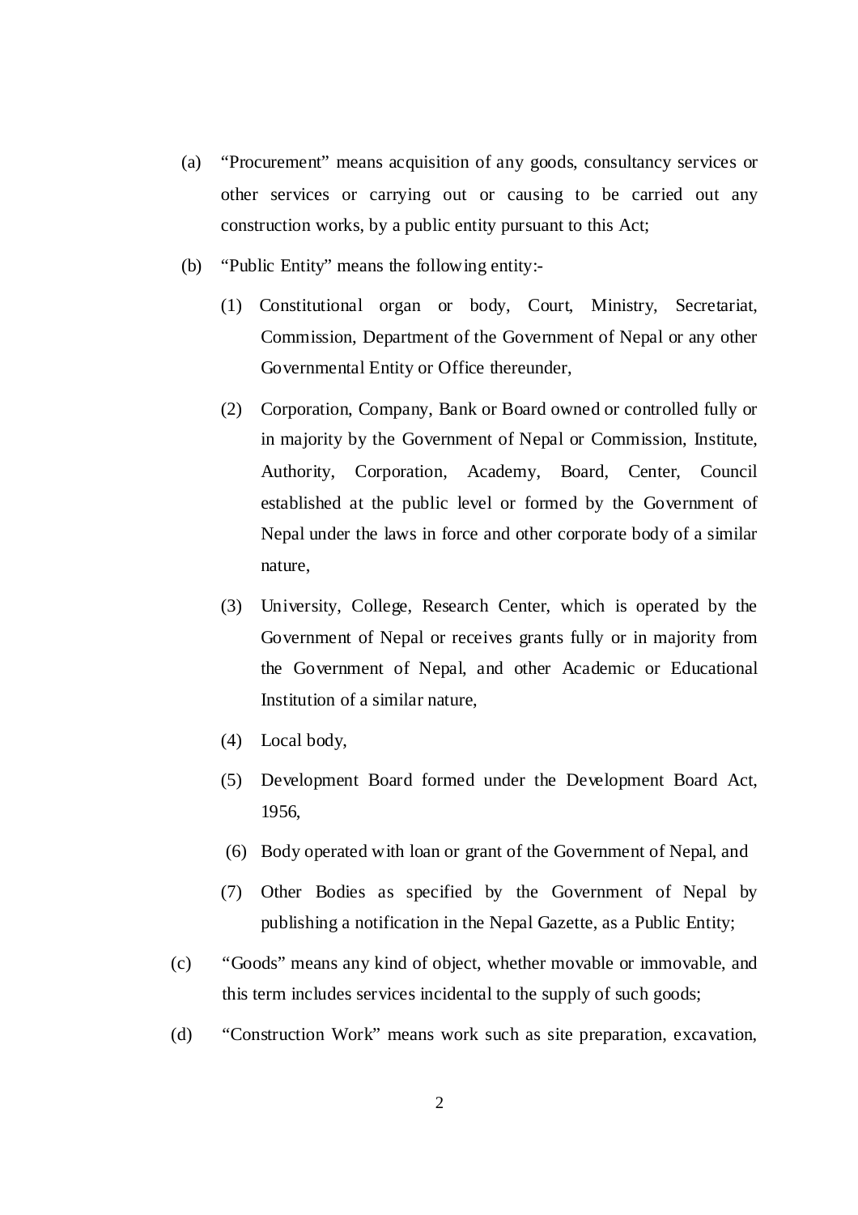(a) "Procurement" means acquisition of any goods, consultancy services or other services or carrying out or causing to be carried out any construction works, by a public entity pursuant to this Act;

(b) "Public Entity" means the following entity:-

   (1) Constitutional organ or body, Court, Ministry, Secretariat, Commission, Department of the Government of Nepal or any other Governmental Entity or Office thereunder,

   (2) Corporation, Company, Bank or Board owned or controlled fully or in majority by the Government of Nepal or Commission, Institute, Authority, Corporation, Academy, Board, Center, Council established at the public level or formed by the Government of Nepal under the laws in force and other corporate body of a similar nature,

   (3) University, College, Research Center, which is operated by the Government of Nepal or receives grants fully or in majority from the Government of Nepal, and other Academic or Educational Institution of a similar nature,

   (4) Local body,

   (5) Development Board formed under the Development Board Act, 1956,

   (6) Body operated with loan or grant of the Government of Nepal, and

   (7) Other Bodies as specified by the Government of Nepal by publishing a notification in the Nepal Gazette, as a Public Entity;

(c) "Goods" means any kind of object, whether movable or immovable, and this term includes services incidental to the supply of such goods;

(d) "Construction Work" means work such as site preparation, excavation,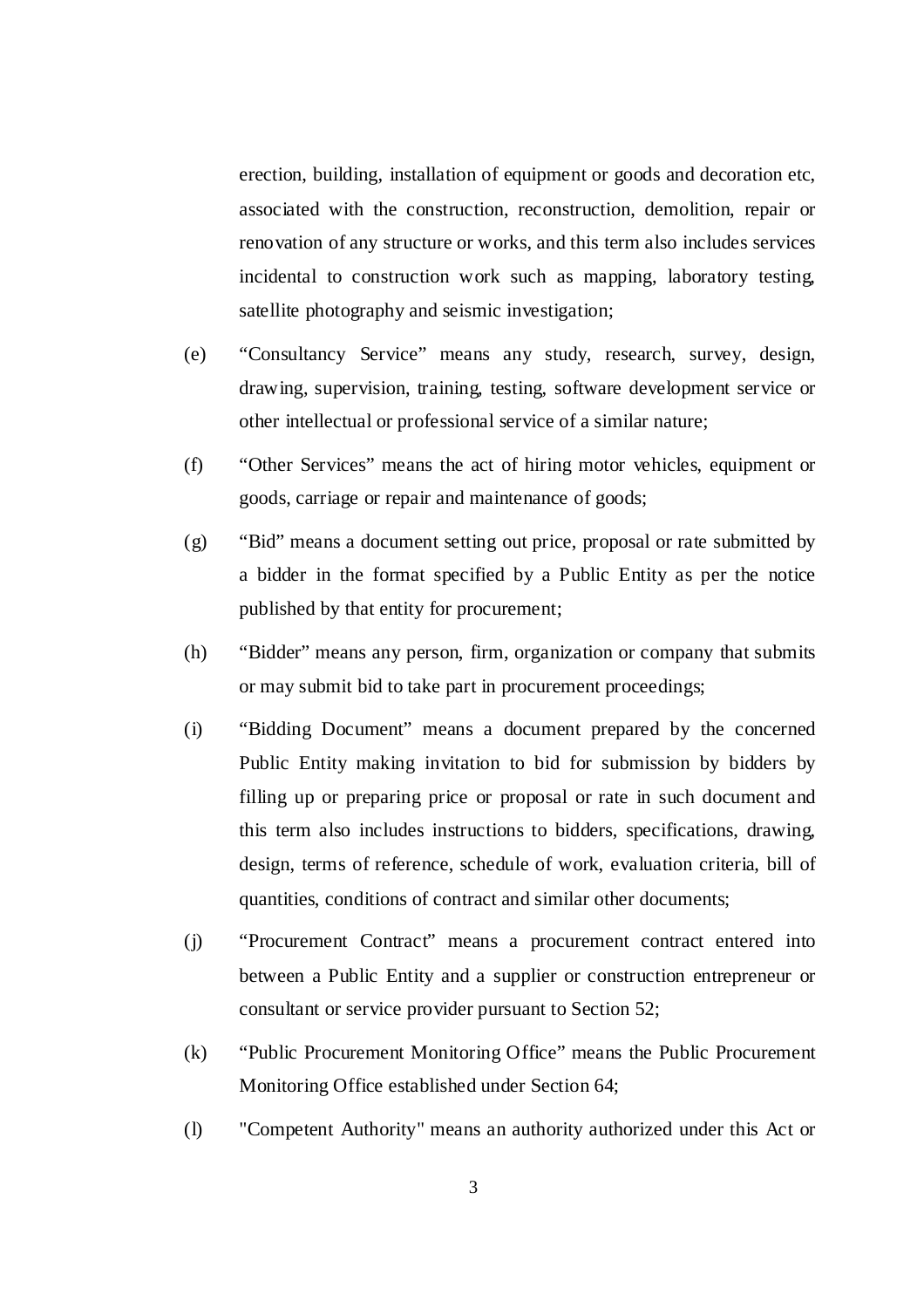erection, building, installation of equipment or goods and decoration etc, associated with the construction, reconstruction, demolition, repair or renovation of any structure or works, and this term also includes services incidental to construction work such as mapping, laboratory testing, satellite photography and seismic investigation;

(e) "Consultancy Service" means any study, research, survey, design, drawing, supervision, training, testing, software development service or other intellectual or professional service of a similar nature;

(f) "Other Services" means the act of hiring motor vehicles, equipment or goods, carriage or repair and maintenance of goods;

(g) "Bid" means a document setting out price, proposal or rate submitted by a bidder in the format specified by a Public Entity as per the notice published by that entity for procurement;

(h) "Bidder" means any person, firm, organization or company that submits or may submit bid to take part in procurement proceedings;

(i) "Bidding Document" means a document prepared by the concerned Public Entity making invitation to bid for submission by bidders by filling up or preparing price or proposal or rate in such document and this term also includes instructions to bidders, specifications, drawing, design, terms of reference, schedule of work, evaluation criteria, bill of quantities, conditions of contract and similar other documents;

(j) "Procurement Contract" means a procurement contract entered into between a Public Entity and a supplier or construction entrepreneur or consultant or service provider pursuant to Section 52;

(k) "Public Procurement Monitoring Office" means the Public Procurement Monitoring Office established under Section 64;

(l) "Competent Authority" means an authority authorized under this Act or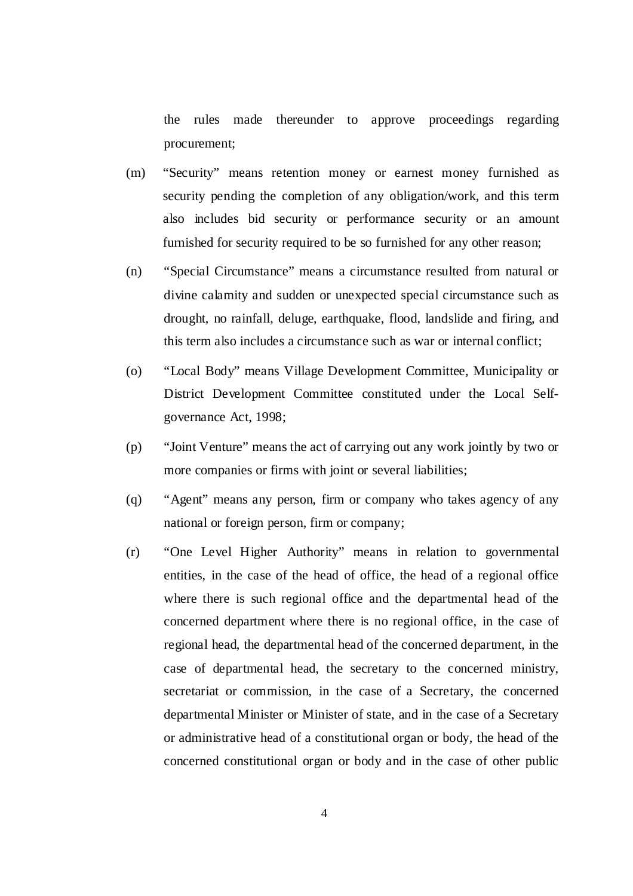the rules made thereunder to approve proceedings regarding procurement;

(m) "Security" means retention money or earnest money furnished as security pending the completion of any obligation/work, and this term also includes bid security or performance security or an amount furnished for security required to be so furnished for any other reason;

(n) "Special Circumstance" means a circumstance resulted from natural or divine calamity and sudden or unexpected special circumstance such as drought, no rainfall, deluge, earthquake, flood, landslide and firing, and this term also includes a circumstance such as war or internal conflict;

(o) "Local Body" means Village Development Committee, Municipality or District Development Committee constituted under the Local Self-governance Act, 1998;

(p) "Joint Venture" means the act of carrying out any work jointly by two or more companies or firms with joint or several liabilities;

(q) "Agent" means any person, firm or company who takes agency of any national or foreign person, firm or company;

(r) "One Level Higher Authority" means in relation to governmental entities, in the case of the head of office, the head of a regional office where there is such regional office and the departmental head of the concerned department where there is no regional office, in the case of regional head, the departmental head of the concerned department, in the case of departmental head, the secretary to the concerned ministry, secretariat or commission, in the case of a Secretary, the concerned departmental Minister or Minister of state, and in the case of a Secretary or administrative head of a constitutional organ or body, the head of the concerned constitutional organ or body and in the case of other public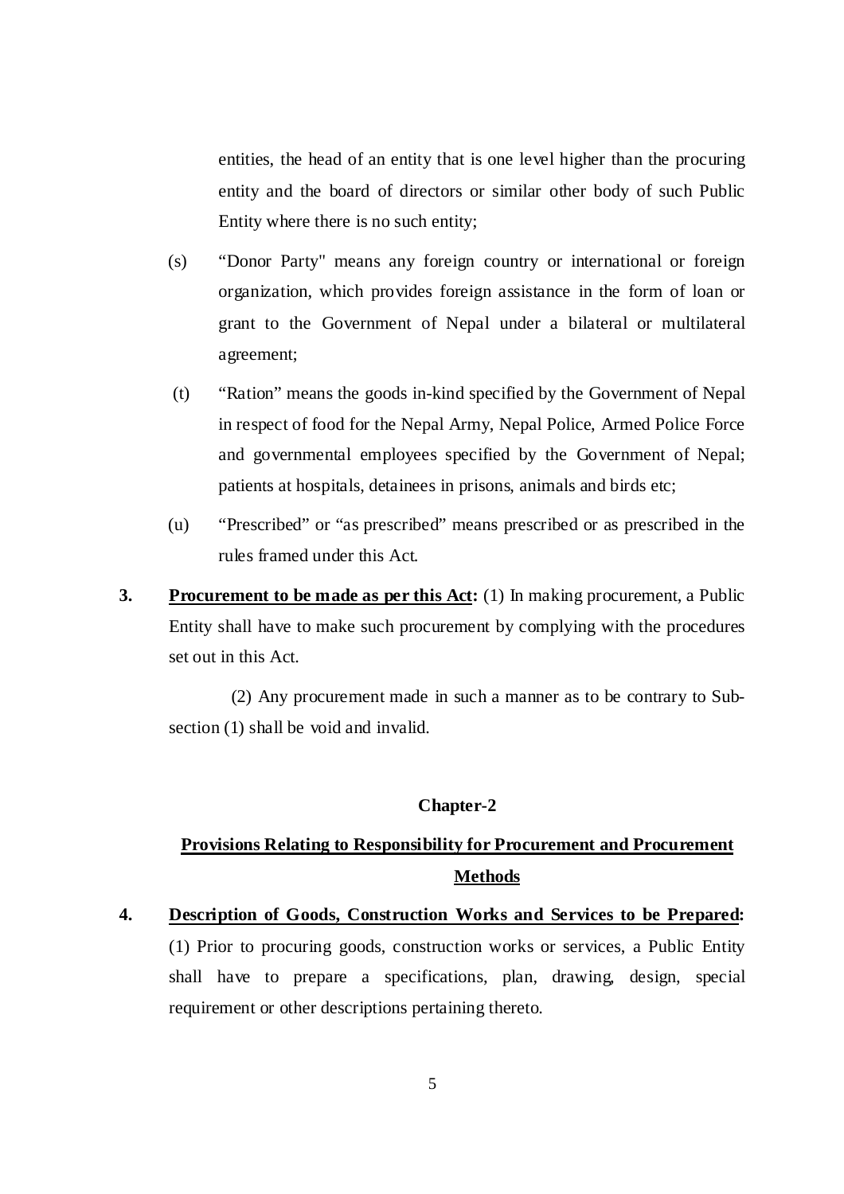entities, the head of an entity that is one level higher than the procuring entity and the board of directors or similar other body of such Public Entity where there is no such entity;

(s) "Donor Party" means any foreign country or international or foreign organization, which provides foreign assistance in the form of loan or grant to the Government of Nepal under a bilateral or multilateral agreement;

(t) "Ration" means the goods in-kind specified by the Government of Nepal in respect of food for the Nepal Army, Nepal Police, Armed Police Force and governmental employees specified by the Government of Nepal; patients at hospitals, detainees in prisons, animals and birds etc;

(u) "Prescribed" or "as prescribed" means prescribed or as prescribed in the rules framed under this Act.

**3. <u>Procurement to be made as per this Act</u>:** (1) In making procurement, a Public Entity shall have to make such procurement by complying with the procedures set out in this Act.

(2) Any procurement made in such a manner as to be contrary to Sub-section (1) shall be void and invalid.

## Chapter-2

## Provisions Relating to Responsibility for Procurement and Procurement Methods

**4. <u>Description of Goods, Construction Works and Services to be Prepared</u>:** (1) Prior to procuring goods, construction works or services, a Public Entity shall have to prepare a specifications, plan, drawing, design, special requirement or other descriptions pertaining thereto.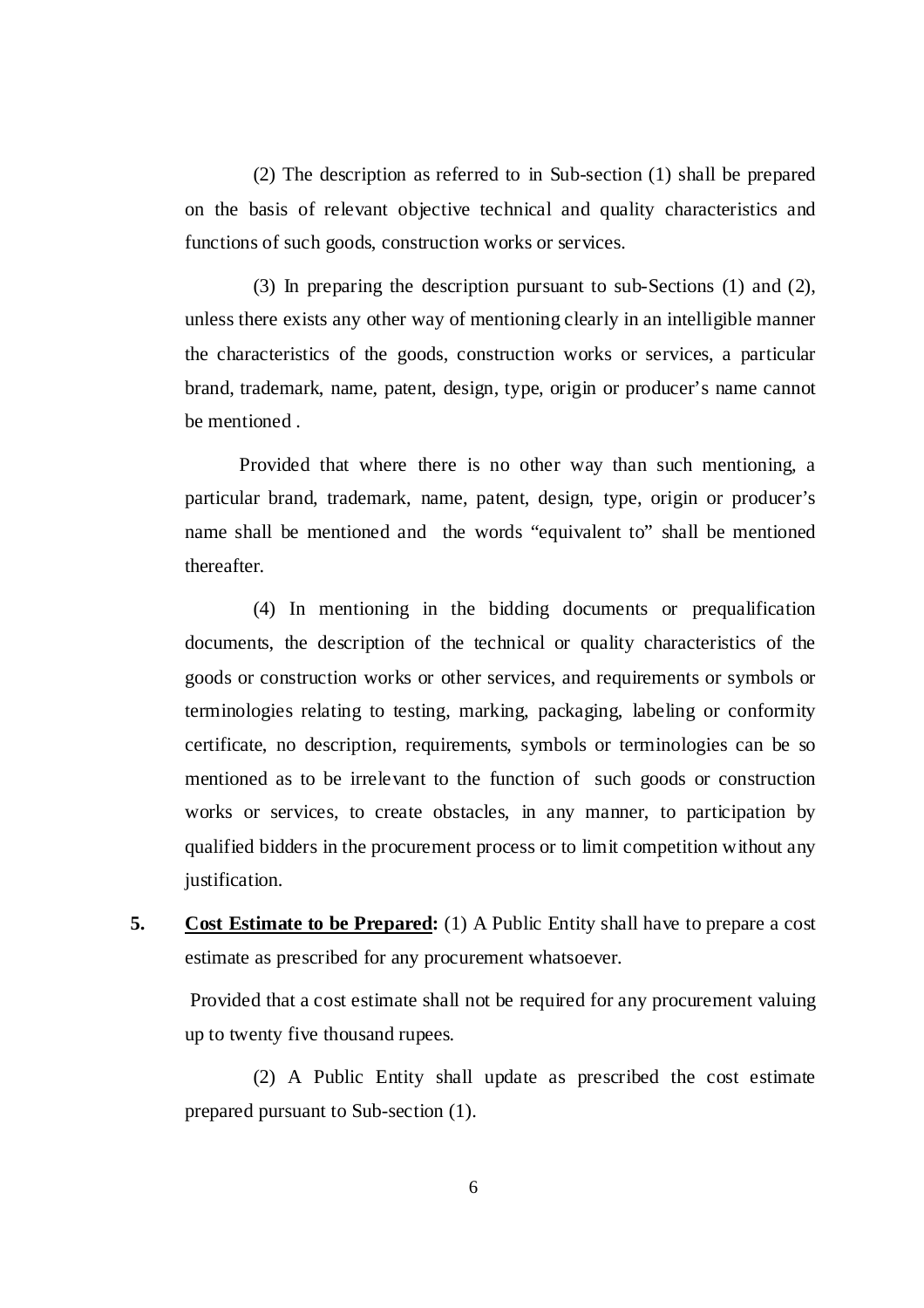(2) The description as referred to in Sub-section (1) shall be prepared on the basis of relevant objective technical and quality characteristics and functions of such goods, construction works or services.

(3) In preparing the description pursuant to sub-Sections (1) and (2), unless there exists any other way of mentioning clearly in an intelligible manner the characteristics of the goods, construction works or services, a particular brand, trademark, name, patent, design, type, origin or producer's name cannot be mentioned .

Provided that where there is no other way than such mentioning, a particular brand, trademark, name, patent, design, type, origin or producer's name shall be mentioned and the words "equivalent to" shall be mentioned thereafter.

(4) In mentioning in the bidding documents or prequalification documents, the description of the technical or quality characteristics of the goods or construction works or other services, and requirements or symbols or terminologies relating to testing, marking, packaging, labeling or conformity certificate, no description, requirements, symbols or terminologies can be so mentioned as to be irrelevant to the function of such goods or construction works or services, to create obstacles, in any manner, to participation by qualified bidders in the procurement process or to limit competition without any justification.

**5. <u>Cost Estimate to be Prepared:</u>** (1) A Public Entity shall have to prepare a cost estimate as prescribed for any procurement whatsoever.

Provided that a cost estimate shall not be required for any procurement valuing up to twenty five thousand rupees.

(2) A Public Entity shall update as prescribed the cost estimate prepared pursuant to Sub-section (1).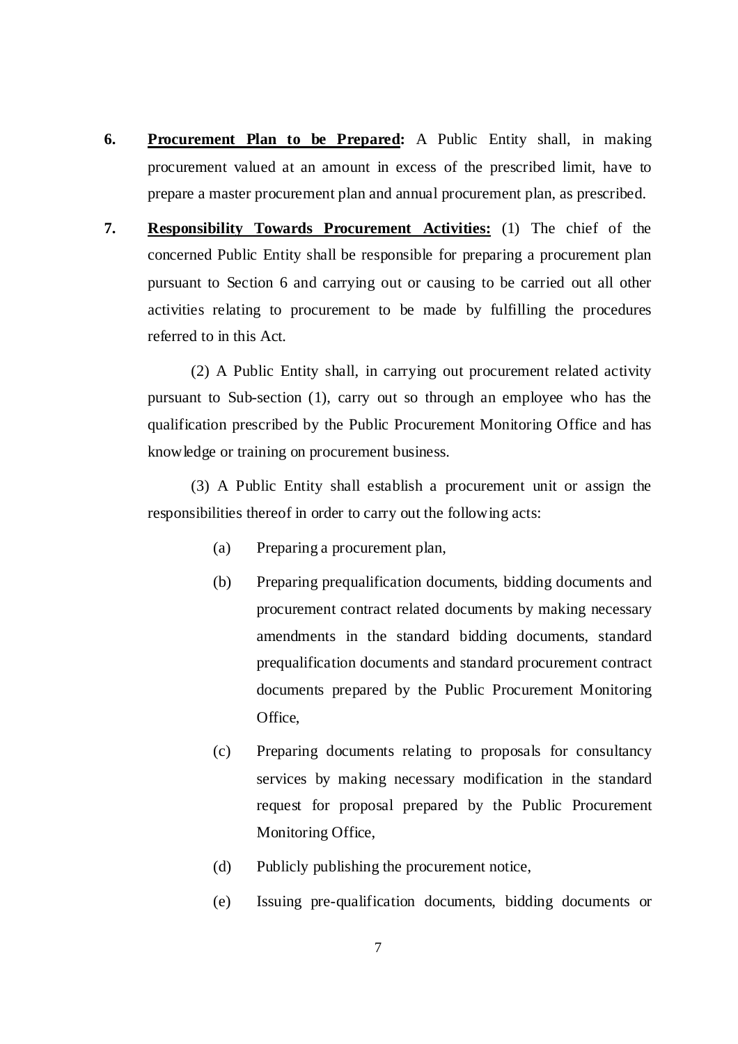**6. <u>Procurement Plan to be Prepared</u>:** A Public Entity shall, in making procurement valued at an amount in excess of the prescribed limit, have to prepare a master procurement plan and annual procurement plan, as prescribed.

**7. <u>Responsibility Towards Procurement Activities:</u>** (1) The chief of the concerned Public Entity shall be responsible for preparing a procurement plan pursuant to Section 6 and carrying out or causing to be carried out all other activities relating to procurement to be made by fulfilling the procedures referred to in this Act.

(2) A Public Entity shall, in carrying out procurement related activity pursuant to Sub-section (1), carry out so through an employee who has the qualification prescribed by the Public Procurement Monitoring Office and has knowledge or training on procurement business.

(3) A Public Entity shall establish a procurement unit or assign the responsibilities thereof in order to carry out the following acts:

(a) Preparing a procurement plan,

(b) Preparing prequalification documents, bidding documents and procurement contract related documents by making necessary amendments in the standard bidding documents, standard prequalification documents and standard procurement contract documents prepared by the Public Procurement Monitoring Office,

(c) Preparing documents relating to proposals for consultancy services by making necessary modification in the standard request for proposal prepared by the Public Procurement Monitoring Office,

(d) Publicly publishing the procurement notice,

(e) Issuing pre-qualification documents, bidding documents or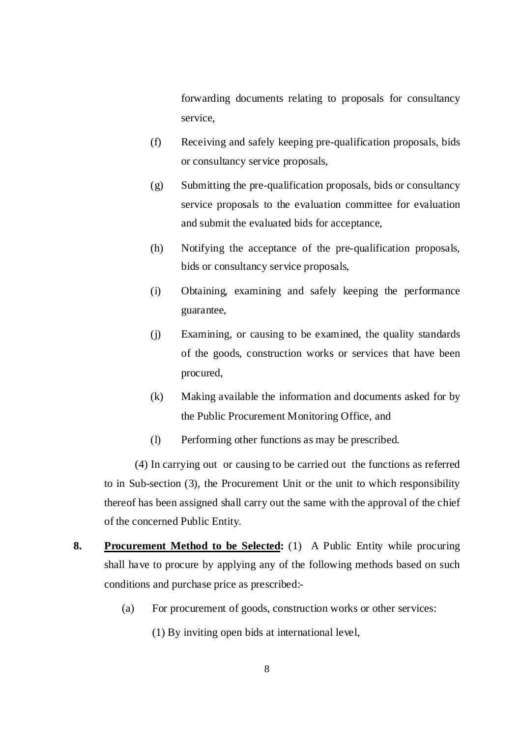forwarding documents relating to proposals for consultancy service,

(f) Receiving and safely keeping pre-qualification proposals, bids or consultancy service proposals,

(g) Submitting the pre-qualification proposals, bids or consultancy service proposals to the evaluation committee for evaluation and submit the evaluated bids for acceptance,

(h) Notifying the acceptance of the pre-qualification proposals, bids or consultancy service proposals,

(i) Obtaining, examining and safely keeping the performance guarantee,

(j) Examining, or causing to be examined, the quality standards of the goods, construction works or services that have been procured,

(k) Making available the information and documents asked for by the Public Procurement Monitoring Office, and

(l) Performing other functions as may be prescribed.

(4) In carrying out or causing to be carried out the functions as referred to in Sub-section (3), the Procurement Unit or the unit to which responsibility thereof has been assigned shall carry out the same with the approval of the chief of the concerned Public Entity.

**8. Procurement Method to be Selected:** (1) A Public Entity while procuring shall have to procure by applying any of the following methods based on such conditions and purchase price as prescribed:-

(a) For procurement of goods, construction works or other services:

(1) By inviting open bids at international level,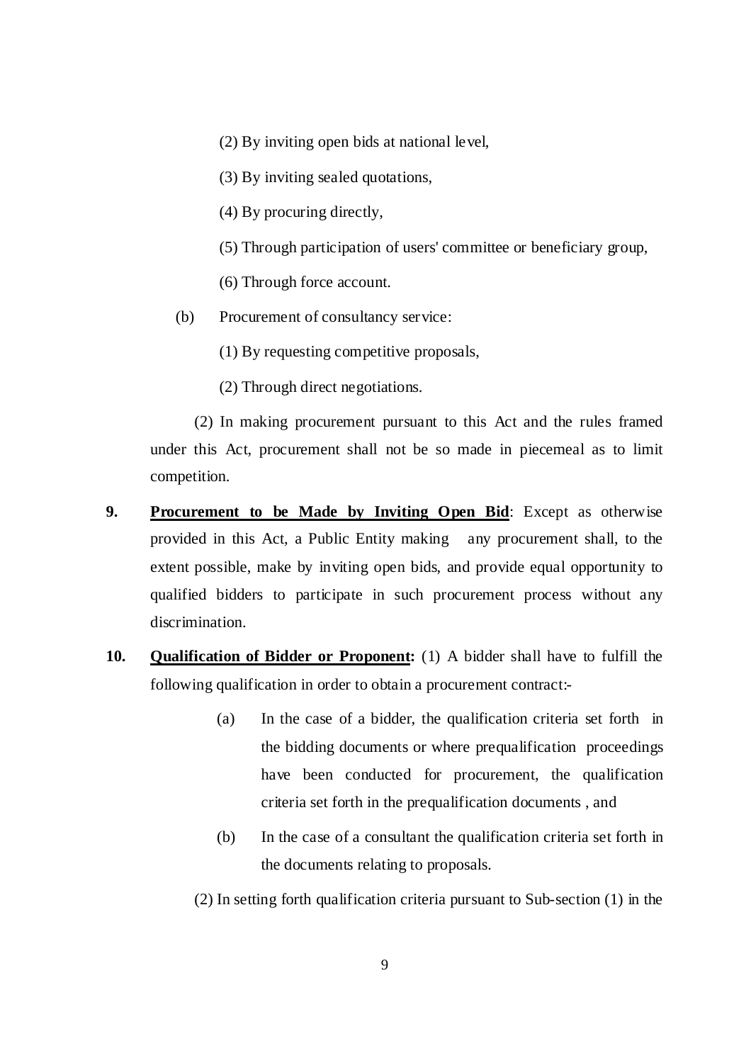(2) By inviting open bids at national level,

(3) By inviting sealed quotations,

(4) By procuring directly,

(5) Through participation of users' committee or beneficiary group,

(6) Through force account.

(b) Procurement of consultancy service:

(1) By requesting competitive proposals,

(2) Through direct negotiations.

(2) In making procurement pursuant to this Act and the rules framed under this Act, procurement shall not be so made in piecemeal as to limit competition.

**9. <u>Procurement to be Made by Inviting Open Bid</u>**: Except as otherwise provided in this Act, a Public Entity making any procurement shall, to the extent possible, make by inviting open bids, and provide equal opportunity to qualified bidders to participate in such procurement process without any discrimination.

**10. <u>Qualification of Bidder or Proponent</u>:** (1) A bidder shall have to fulfill the following qualification in order to obtain a procurement contract:-

(a) In the case of a bidder, the qualification criteria set forth in the bidding documents or where prequalification proceedings have been conducted for procurement, the qualification criteria set forth in the prequalification documents , and

(b) In the case of a consultant the qualification criteria set forth in the documents relating to proposals.

(2) In setting forth qualification criteria pursuant to Sub-section (1) in the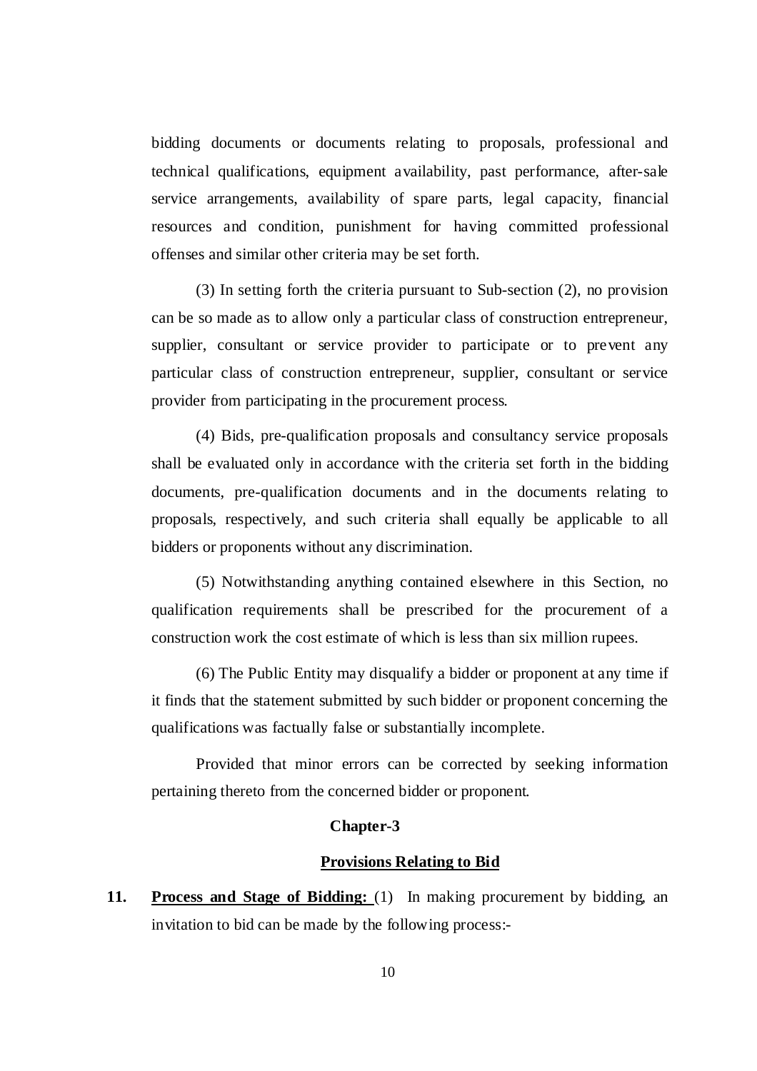bidding documents or documents relating to proposals, professional and technical qualifications, equipment availability, past performance, after-sale service arrangements, availability of spare parts, legal capacity, financial resources and condition, punishment for having committed professional offenses and similar other criteria may be set forth.

(3) In setting forth the criteria pursuant to Sub-section (2), no provision can be so made as to allow only a particular class of construction entrepreneur, supplier, consultant or service provider to participate or to prevent any particular class of construction entrepreneur, supplier, consultant or service provider from participating in the procurement process.

(4) Bids, pre-qualification proposals and consultancy service proposals shall be evaluated only in accordance with the criteria set forth in the bidding documents, pre-qualification documents and in the documents relating to proposals, respectively, and such criteria shall equally be applicable to all bidders or proponents without any discrimination.

(5) Notwithstanding anything contained elsewhere in this Section, no qualification requirements shall be prescribed for the procurement of a construction work the cost estimate of which is less than six million rupees.

(6) The Public Entity may disqualify a bidder or proponent at any time if it finds that the statement submitted by such bidder or proponent concerning the qualifications was factually false or substantially incomplete.

Provided that minor errors can be corrected by seeking information pertaining thereto from the concerned bidder or proponent.

## Chapter-3

## Provisions Relating to Bid

**11. Process and Stage of Bidding:** (1) In making procurement by bidding, an invitation to bid can be made by the following process:-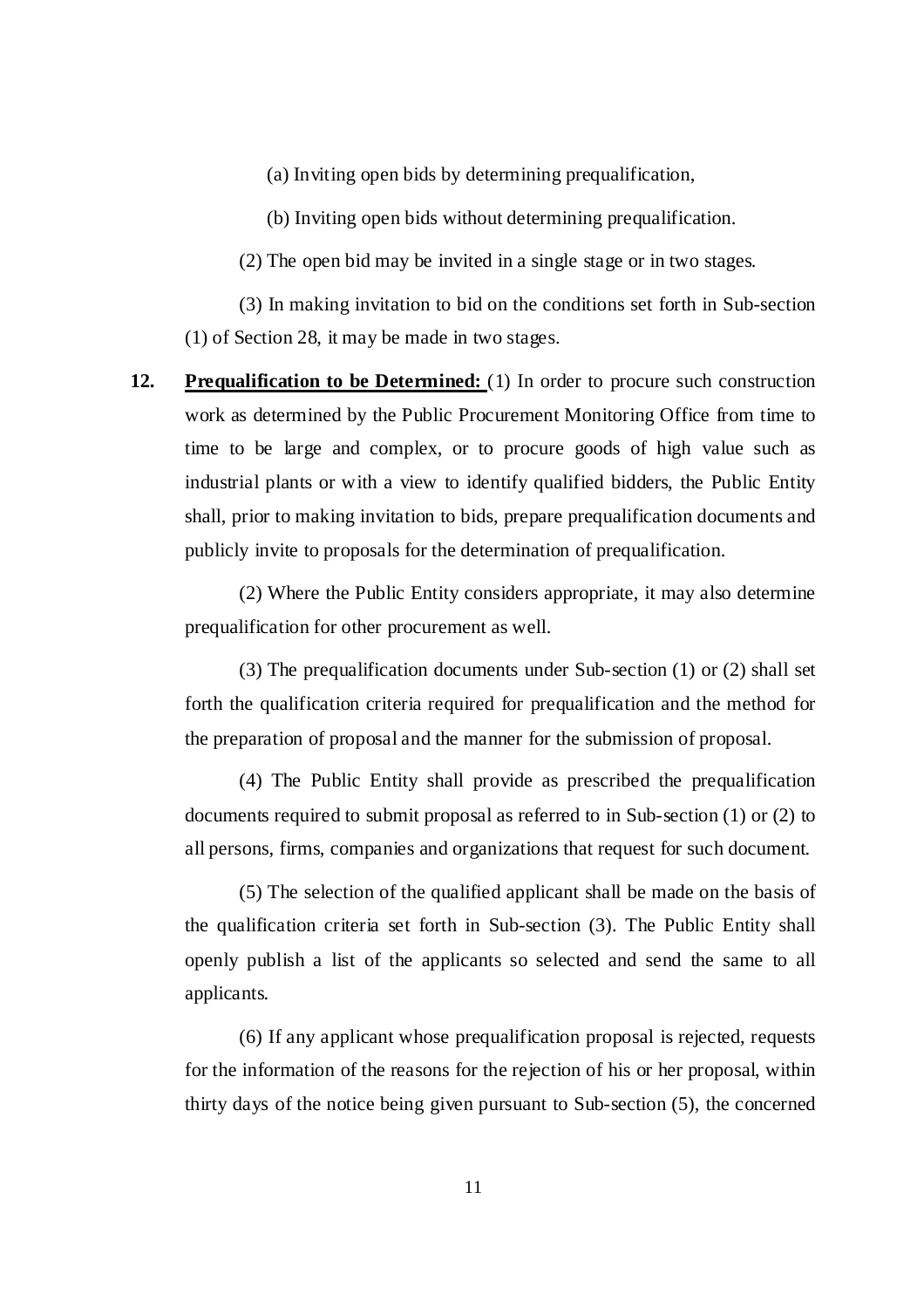(a) Inviting open bids by determining prequalification,

(b) Inviting open bids without determining prequalification.

(2) The open bid may be invited in a single stage or in two stages.

(3) In making invitation to bid on the conditions set forth in Sub-section (1) of Section 28, it may be made in two stages.

**12. Prequalification to be Determined:** (1) In order to procure such construction work as determined by the Public Procurement Monitoring Office from time to time to be large and complex, or to procure goods of high value such as industrial plants or with a view to identify qualified bidders, the Public Entity shall, prior to making invitation to bids, prepare prequalification documents and publicly invite to proposals for the determination of prequalification.

(2) Where the Public Entity considers appropriate, it may also determine prequalification for other procurement as well.

(3) The prequalification documents under Sub-section (1) or (2) shall set forth the qualification criteria required for prequalification and the method for the preparation of proposal and the manner for the submission of proposal.

(4) The Public Entity shall provide as prescribed the prequalification documents required to submit proposal as referred to in Sub-section (1) or (2) to all persons, firms, companies and organizations that request for such document.

(5) The selection of the qualified applicant shall be made on the basis of the qualification criteria set forth in Sub-section (3). The Public Entity shall openly publish a list of the applicants so selected and send the same to all applicants.

(6) If any applicant whose prequalification proposal is rejected, requests for the information of the reasons for the rejection of his or her proposal, within thirty days of the notice being given pursuant to Sub-section (5), the concerned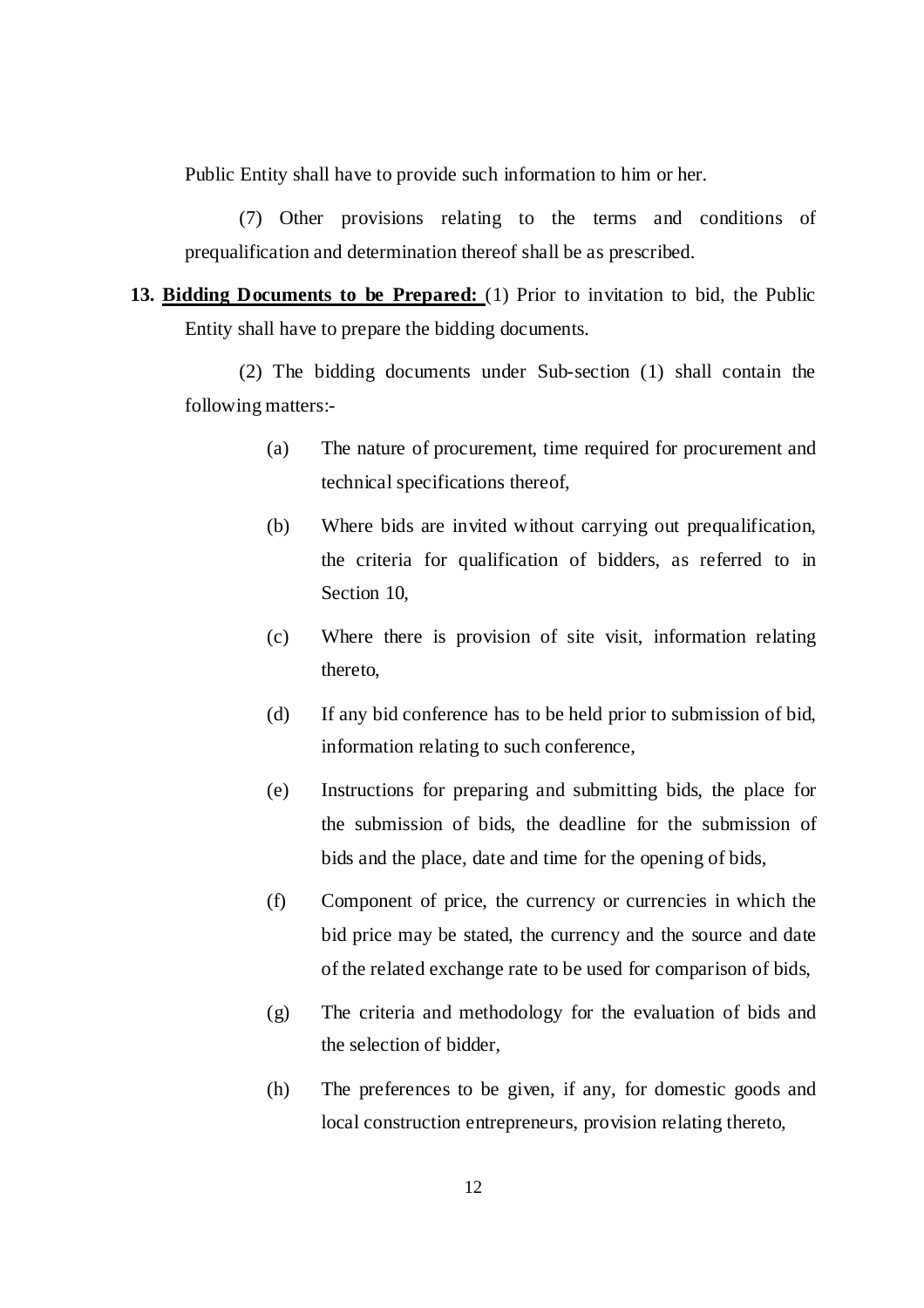Public Entity shall have to provide such information to him or her.

(7) Other provisions relating to the terms and conditions of prequalification and determination thereof shall be as prescribed.

**13. <u>Bidding Documents to be Prepared:</u>** (1) Prior to invitation to bid, the Public Entity shall have to prepare the bidding documents.

(2) The bidding documents under Sub-section (1) shall contain the following matters:-

(a) The nature of procurement, time required for procurement and technical specifications thereof,

(b) Where bids are invited without carrying out prequalification, the criteria for qualification of bidders, as referred to in Section 10,

(c) Where there is provision of site visit, information relating thereto,

(d) If any bid conference has to be held prior to submission of bid, information relating to such conference,

(e) Instructions for preparing and submitting bids, the place for the submission of bids, the deadline for the submission of bids and the place, date and time for the opening of bids,

(f) Component of price, the currency or currencies in which the bid price may be stated, the currency and the source and date of the related exchange rate to be used for comparison of bids,

(g) The criteria and methodology for the evaluation of bids and the selection of bidder,

(h) The preferences to be given, if any, for domestic goods and local construction entrepreneurs, provision relating thereto,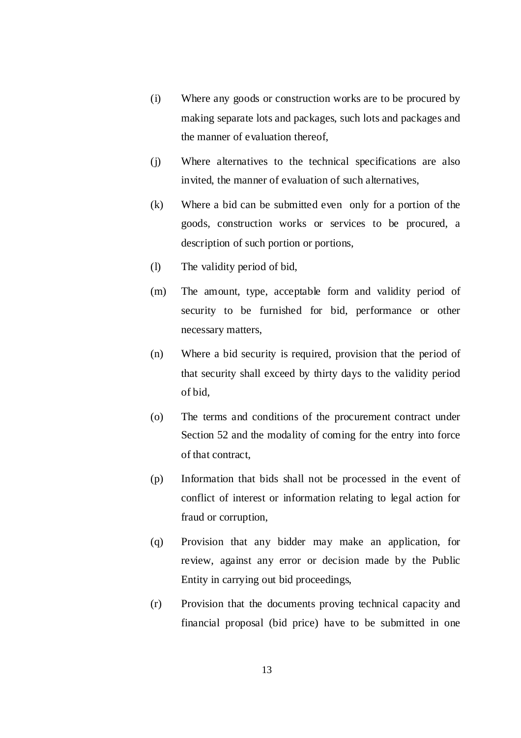(i) Where any goods or construction works are to be procured by making separate lots and packages, such lots and packages and the manner of evaluation thereof,

(j) Where alternatives to the technical specifications are also invited, the manner of evaluation of such alternatives,

(k) Where a bid can be submitted even only for a portion of the goods, construction works or services to be procured, a description of such portion or portions,

(l) The validity period of bid,

(m) The amount, type, acceptable form and validity period of security to be furnished for bid, performance or other necessary matters,

(n) Where a bid security is required, provision that the period of that security shall exceed by thirty days to the validity period of bid,

(o) The terms and conditions of the procurement contract under Section 52 and the modality of coming for the entry into force of that contract,

(p) Information that bids shall not be processed in the event of conflict of interest or information relating to legal action for fraud or corruption,

(q) Provision that any bidder may make an application, for review, against any error or decision made by the Public Entity in carrying out bid proceedings,

(r) Provision that the documents proving technical capacity and financial proposal (bid price) have to be submitted in one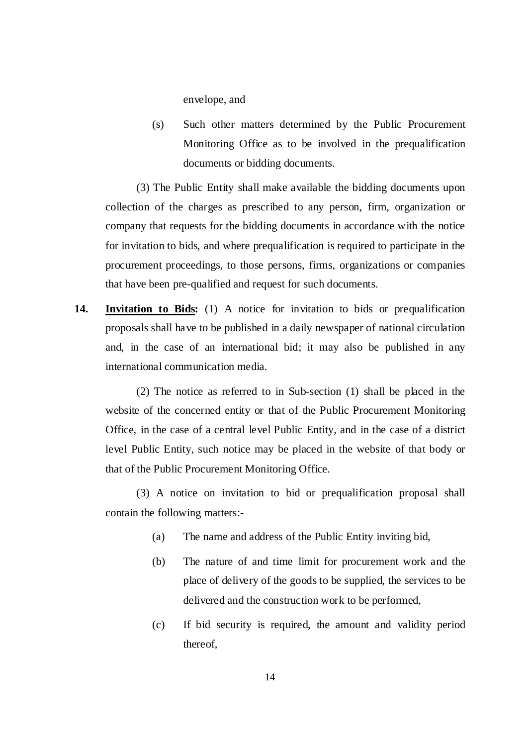envelope, and

(s) Such other matters determined by the Public Procurement Monitoring Office as to be involved in the prequalification documents or bidding documents.

(3) The Public Entity shall make available the bidding documents upon collection of the charges as prescribed to any person, firm, organization or company that requests for the bidding documents in accordance with the notice for invitation to bids, and where prequalification is required to participate in the procurement proceedings, to those persons, firms, organizations or companies that have been pre-qualified and request for such documents.

**14. <u>Invitation to Bids</u>:** (1) A notice for invitation to bids or prequalification proposals shall have to be published in a daily newspaper of national circulation and, in the case of an international bid; it may also be published in any international communication media.

(2) The notice as referred to in Sub-section (1) shall be placed in the website of the concerned entity or that of the Public Procurement Monitoring Office, in the case of a central level Public Entity, and in the case of a district level Public Entity, such notice may be placed in the website of that body or that of the Public Procurement Monitoring Office.

(3) A notice on invitation to bid or prequalification proposal shall contain the following matters:-

(a) The name and address of the Public Entity inviting bid,

(b) The nature of and time limit for procurement work and the place of delivery of the goods to be supplied, the services to be delivered and the construction work to be performed,

(c) If bid security is required, the amount and validity period thereof,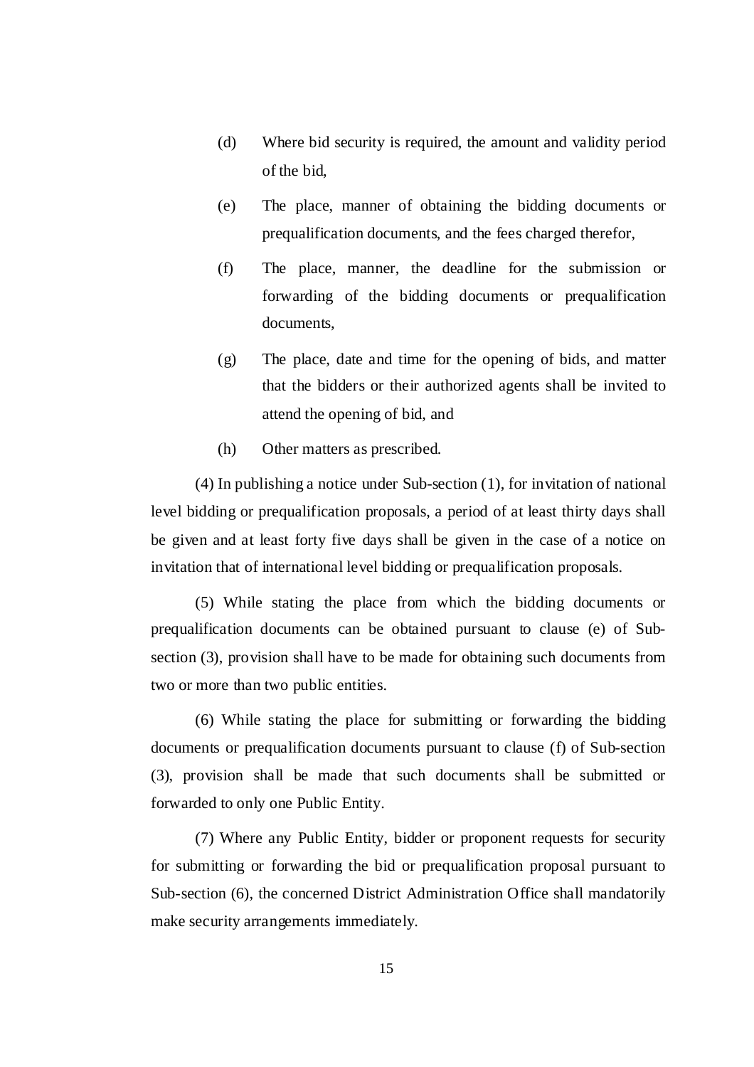(d) Where bid security is required, the amount and validity period of the bid,

(e) The place, manner of obtaining the bidding documents or prequalification documents, and the fees charged therefor,

(f) The place, manner, the deadline for the submission or forwarding of the bidding documents or prequalification documents,

(g) The place, date and time for the opening of bids, and matter that the bidders or their authorized agents shall be invited to attend the opening of bid, and

(h) Other matters as prescribed.

(4) In publishing a notice under Sub-section (1), for invitation of national level bidding or prequalification proposals, a period of at least thirty days shall be given and at least forty five days shall be given in the case of a notice on invitation that of international level bidding or prequalification proposals.

(5) While stating the place from which the bidding documents or prequalification documents can be obtained pursuant to clause (e) of Sub-section (3), provision shall have to be made for obtaining such documents from two or more than two public entities.

(6) While stating the place for submitting or forwarding the bidding documents or prequalification documents pursuant to clause (f) of Sub-section (3), provision shall be made that such documents shall be submitted or forwarded to only one Public Entity.

(7) Where any Public Entity, bidder or proponent requests for security for submitting or forwarding the bid or prequalification proposal pursuant to Sub-section (6), the concerned District Administration Office shall mandatorily make security arrangements immediately.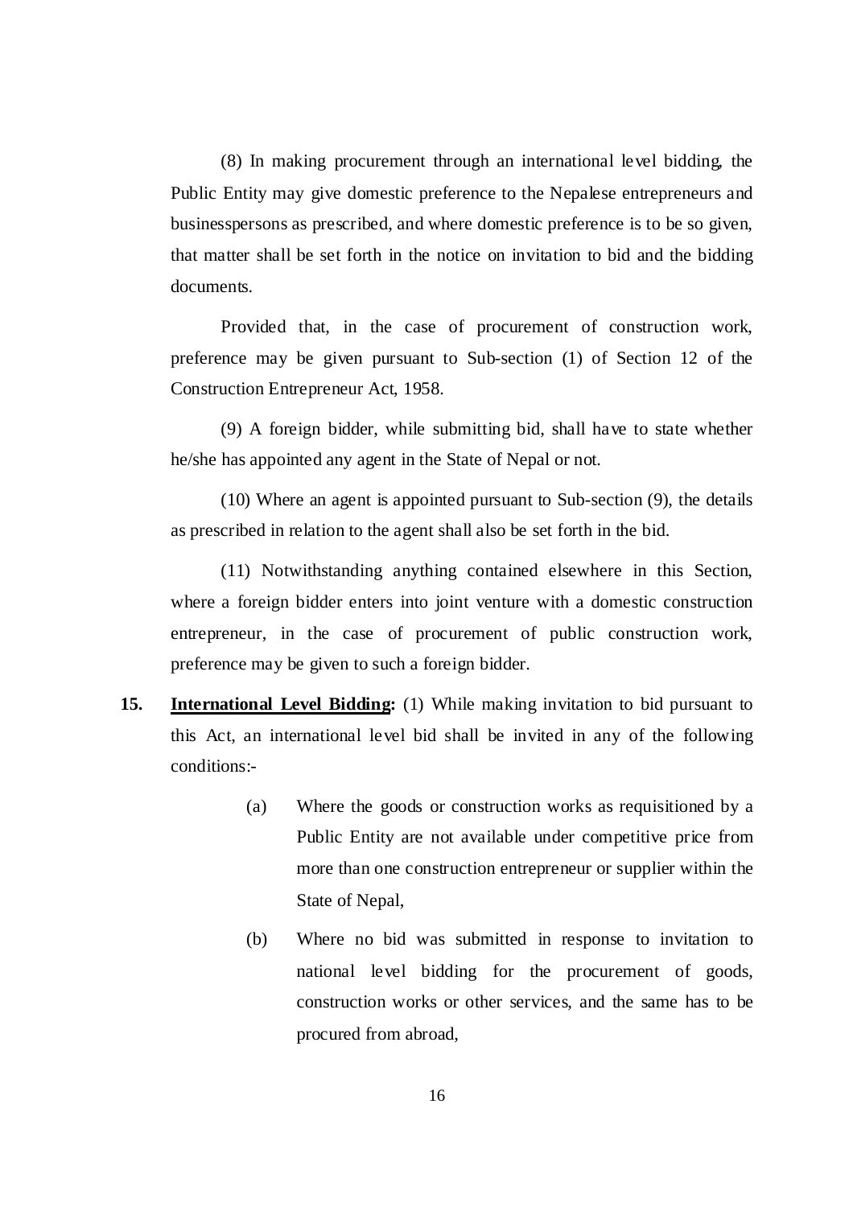(8) In making procurement through an international level bidding, the Public Entity may give domestic preference to the Nepalese entrepreneurs and businesspersons as prescribed, and where domestic preference is to be so given, that matter shall be set forth in the notice on invitation to bid and the bidding documents.

Provided that, in the case of procurement of construction work, preference may be given pursuant to Sub-section (1) of Section 12 of the Construction Entrepreneur Act, 1958.

(9) A foreign bidder, while submitting bid, shall have to state whether he/she has appointed any agent in the State of Nepal or not.

(10) Where an agent is appointed pursuant to Sub-section (9), the details as prescribed in relation to the agent shall also be set forth in the bid.

(11) Notwithstanding anything contained elsewhere in this Section, where a foreign bidder enters into joint venture with a domestic construction entrepreneur, in the case of procurement of public construction work, preference may be given to such a foreign bidder.

**15. <u>International Level Bidding</u>:** (1) While making invitation to bid pursuant to this Act, an international level bid shall be invited in any of the following conditions:-

(a) Where the goods or construction works as requisitioned by a Public Entity are not available under competitive price from more than one construction entrepreneur or supplier within the State of Nepal,

(b) Where no bid was submitted in response to invitation to national level bidding for the procurement of goods, construction works or other services, and the same has to be procured from abroad,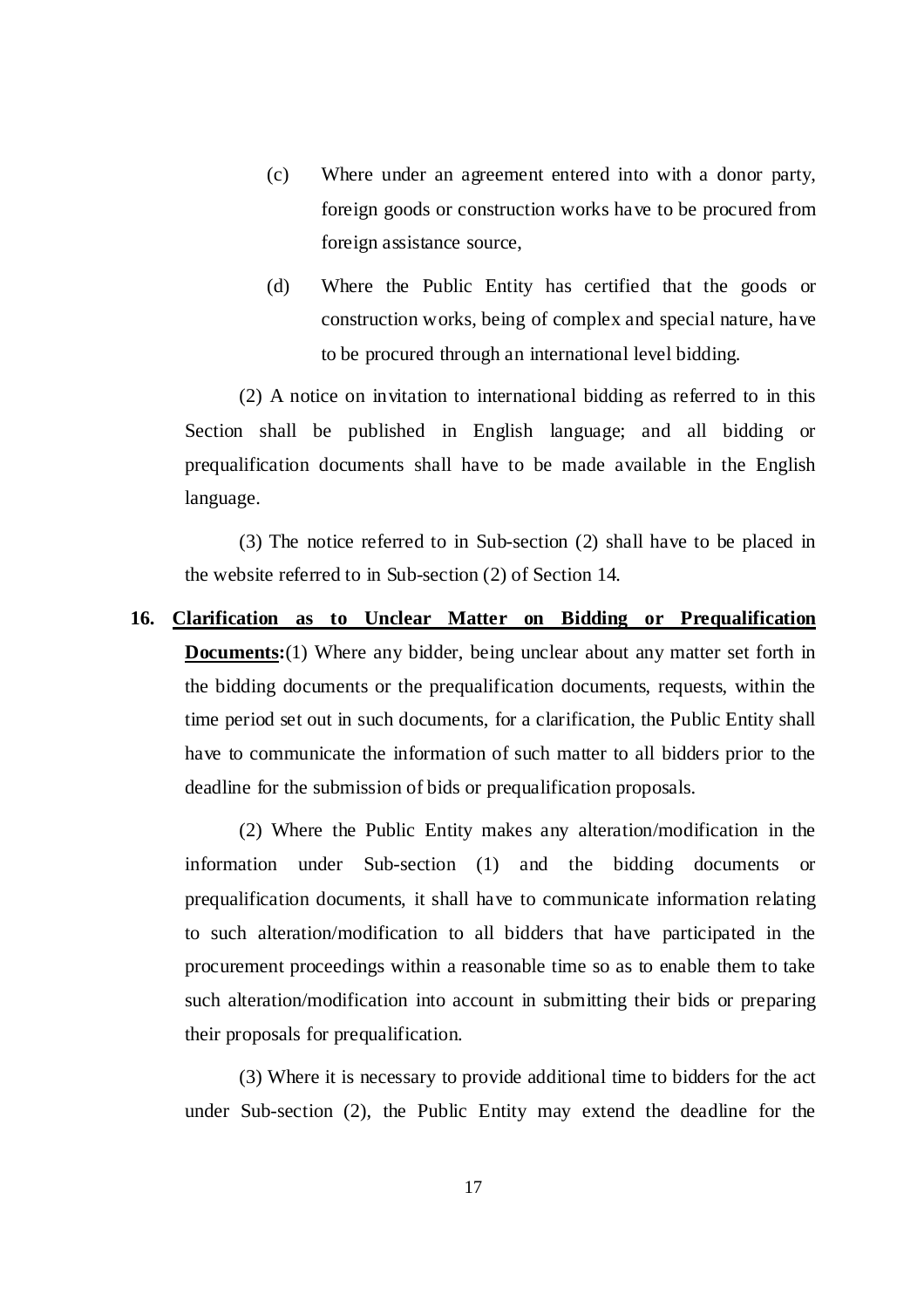(c) Where under an agreement entered into with a donor party, foreign goods or construction works have to be procured from foreign assistance source,

(d) Where the Public Entity has certified that the goods or construction works, being of complex and special nature, have to be procured through an international level bidding.

(2) A notice on invitation to international bidding as referred to in this Section shall be published in English language; and all bidding or prequalification documents shall have to be made available in the English language.

(3) The notice referred to in Sub-section (2) shall have to be placed in the website referred to in Sub-section (2) of Section 14.

**16. <u>Clarification as to Unclear Matter on Bidding or Prequalification Documents</u>:**(1) Where any bidder, being unclear about any matter set forth in the bidding documents or the prequalification documents, requests, within the time period set out in such documents, for a clarification, the Public Entity shall have to communicate the information of such matter to all bidders prior to the deadline for the submission of bids or prequalification proposals.

(2) Where the Public Entity makes any alteration/modification in the information under Sub-section (1) and the bidding documents or prequalification documents, it shall have to communicate information relating to such alteration/modification to all bidders that have participated in the procurement proceedings within a reasonable time so as to enable them to take such alteration/modification into account in submitting their bids or preparing their proposals for prequalification.

(3) Where it is necessary to provide additional time to bidders for the act under Sub-section (2), the Public Entity may extend the deadline for the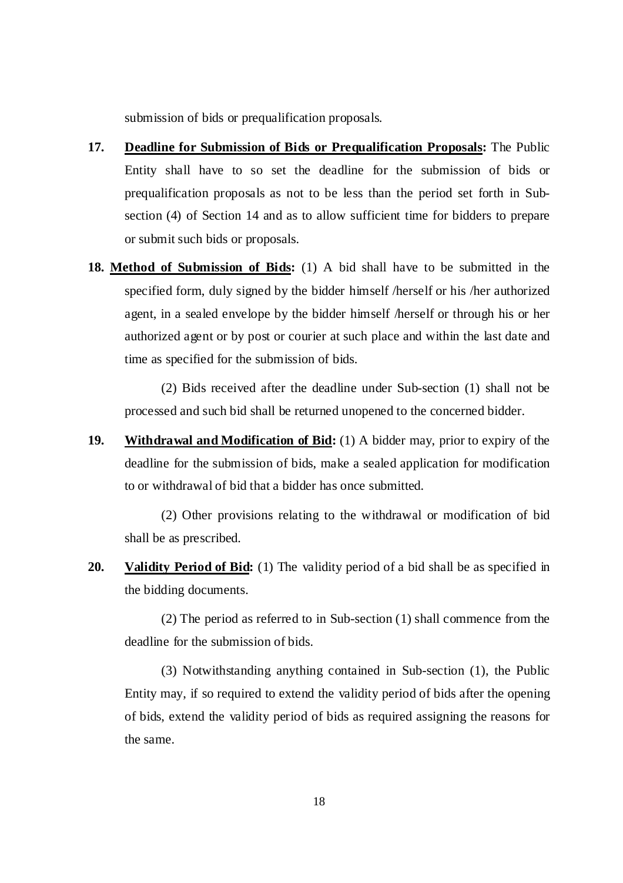submission of bids or prequalification proposals.

**17. Deadline for Submission of Bids or Prequalification Proposals:** The Public Entity shall have to so set the deadline for the submission of bids or prequalification proposals as not to be less than the period set forth in Sub-section (4) of Section 14 and as to allow sufficient time for bidders to prepare or submit such bids or proposals.

**18. Method of Submission of Bids:** (1) A bid shall have to be submitted in the specified form, duly signed by the bidder himself /herself or his /her authorized agent, in a sealed envelope by the bidder himself /herself or through his or her authorized agent or by post or courier at such place and within the last date and time as specified for the submission of bids.

(2) Bids received after the deadline under Sub-section (1) shall not be processed and such bid shall be returned unopened to the concerned bidder.

**19. Withdrawal and Modification of Bid:** (1) A bidder may, prior to expiry of the deadline for the submission of bids, make a sealed application for modification to or withdrawal of bid that a bidder has once submitted.

(2) Other provisions relating to the withdrawal or modification of bid shall be as prescribed.

**20. Validity Period of Bid:** (1) The validity period of a bid shall be as specified in the bidding documents.

(2) The period as referred to in Sub-section (1) shall commence from the deadline for the submission of bids.

(3) Notwithstanding anything contained in Sub-section (1), the Public Entity may, if so required to extend the validity period of bids after the opening of bids, extend the validity period of bids as required assigning the reasons for the same.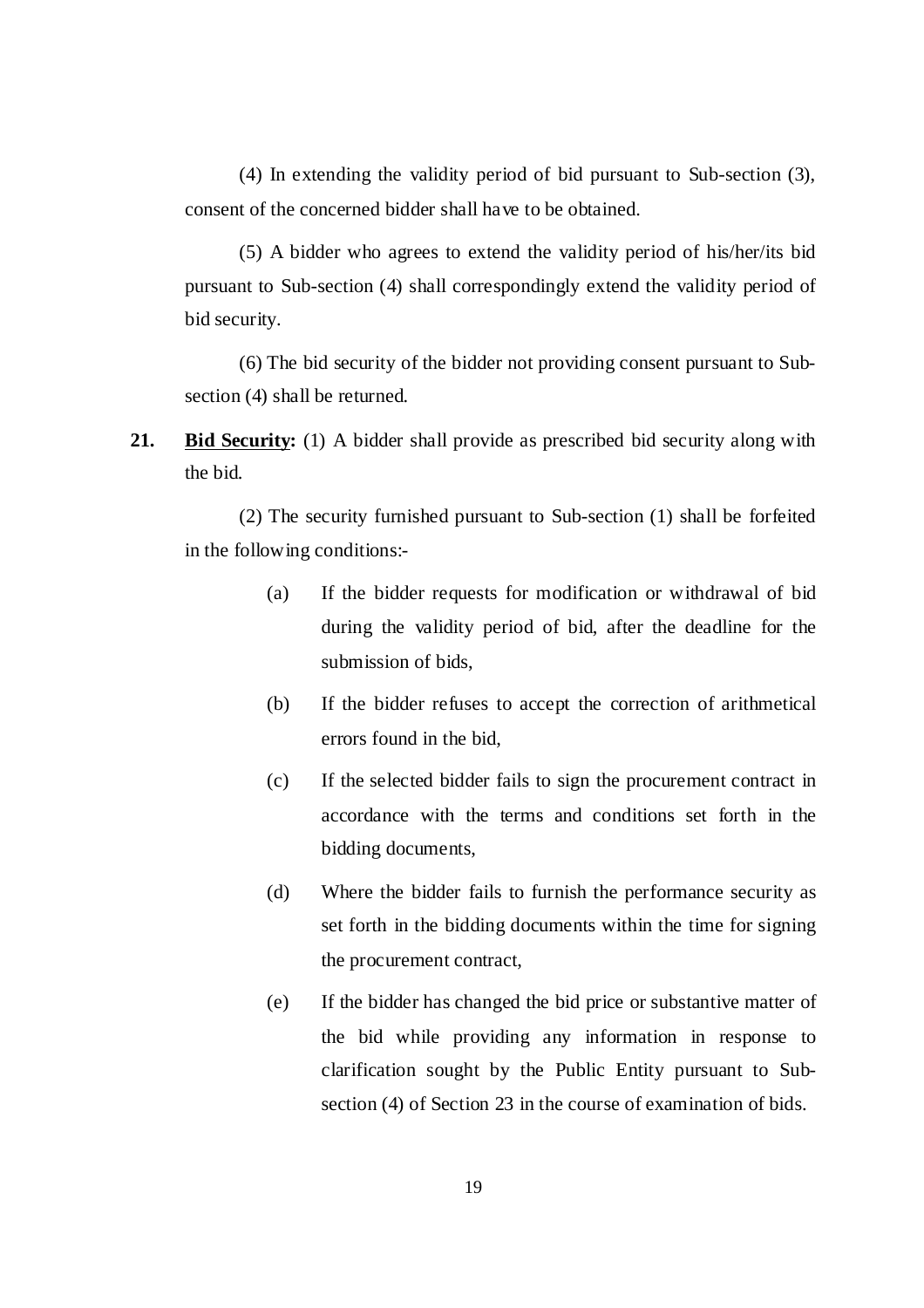(4) In extending the validity period of bid pursuant to Sub-section (3), consent of the concerned bidder shall have to be obtained.

(5) A bidder who agrees to extend the validity period of his/her/its bid pursuant to Sub-section (4) shall correspondingly extend the validity period of bid security.

(6) The bid security of the bidder not providing consent pursuant to Sub-section (4) shall be returned.

**21. Bid Security:** (1) A bidder shall provide as prescribed bid security along with the bid.

(2) The security furnished pursuant to Sub-section (1) shall be forfeited in the following conditions:-

(a) If the bidder requests for modification or withdrawal of bid during the validity period of bid, after the deadline for the submission of bids,

(b) If the bidder refuses to accept the correction of arithmetical errors found in the bid,

(c) If the selected bidder fails to sign the procurement contract in accordance with the terms and conditions set forth in the bidding documents,

(d) Where the bidder fails to furnish the performance security as set forth in the bidding documents within the time for signing the procurement contract,

(e) If the bidder has changed the bid price or substantive matter of the bid while providing any information in response to clarification sought by the Public Entity pursuant to Sub-section (4) of Section 23 in the course of examination of bids.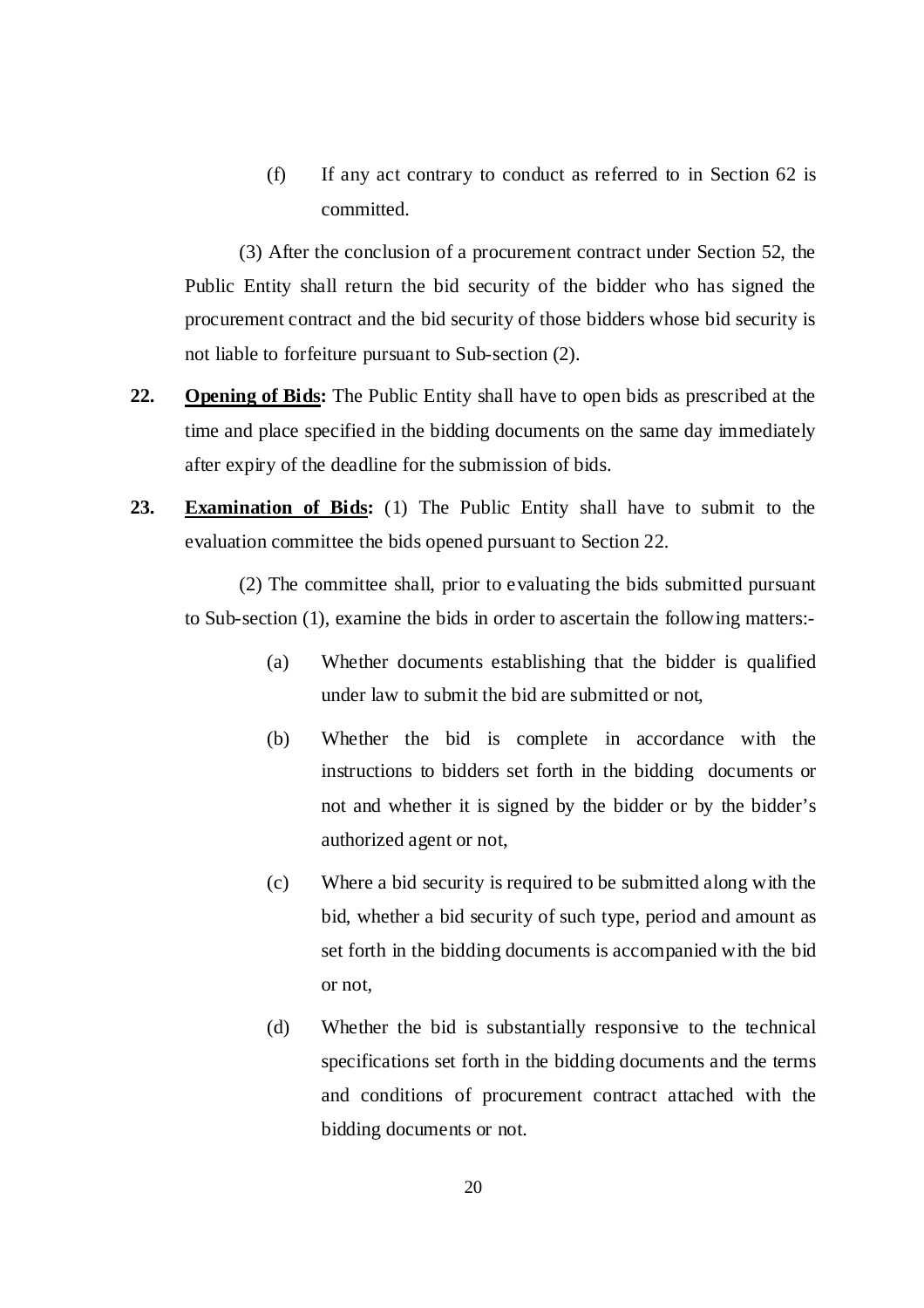(f) If any act contrary to conduct as referred to in Section 62 is committed.

(3) After the conclusion of a procurement contract under Section 52, the Public Entity shall return the bid security of the bidder who has signed the procurement contract and the bid security of those bidders whose bid security is not liable to forfeiture pursuant to Sub-section (2).

**22. <u>Opening of Bids</u>:** The Public Entity shall have to open bids as prescribed at the time and place specified in the bidding documents on the same day immediately after expiry of the deadline for the submission of bids.

**23. <u>Examination of Bids</u>:** (1) The Public Entity shall have to submit to the evaluation committee the bids opened pursuant to Section 22.

(2) The committee shall, prior to evaluating the bids submitted pursuant to Sub-section (1), examine the bids in order to ascertain the following matters:-

(a) Whether documents establishing that the bidder is qualified under law to submit the bid are submitted or not,

(b) Whether the bid is complete in accordance with the instructions to bidders set forth in the bidding documents or not and whether it is signed by the bidder or by the bidder's authorized agent or not,

(c) Where a bid security is required to be submitted along with the bid, whether a bid security of such type, period and amount as set forth in the bidding documents is accompanied with the bid or not,

(d) Whether the bid is substantially responsive to the technical specifications set forth in the bidding documents and the terms and conditions of procurement contract attached with the bidding documents or not.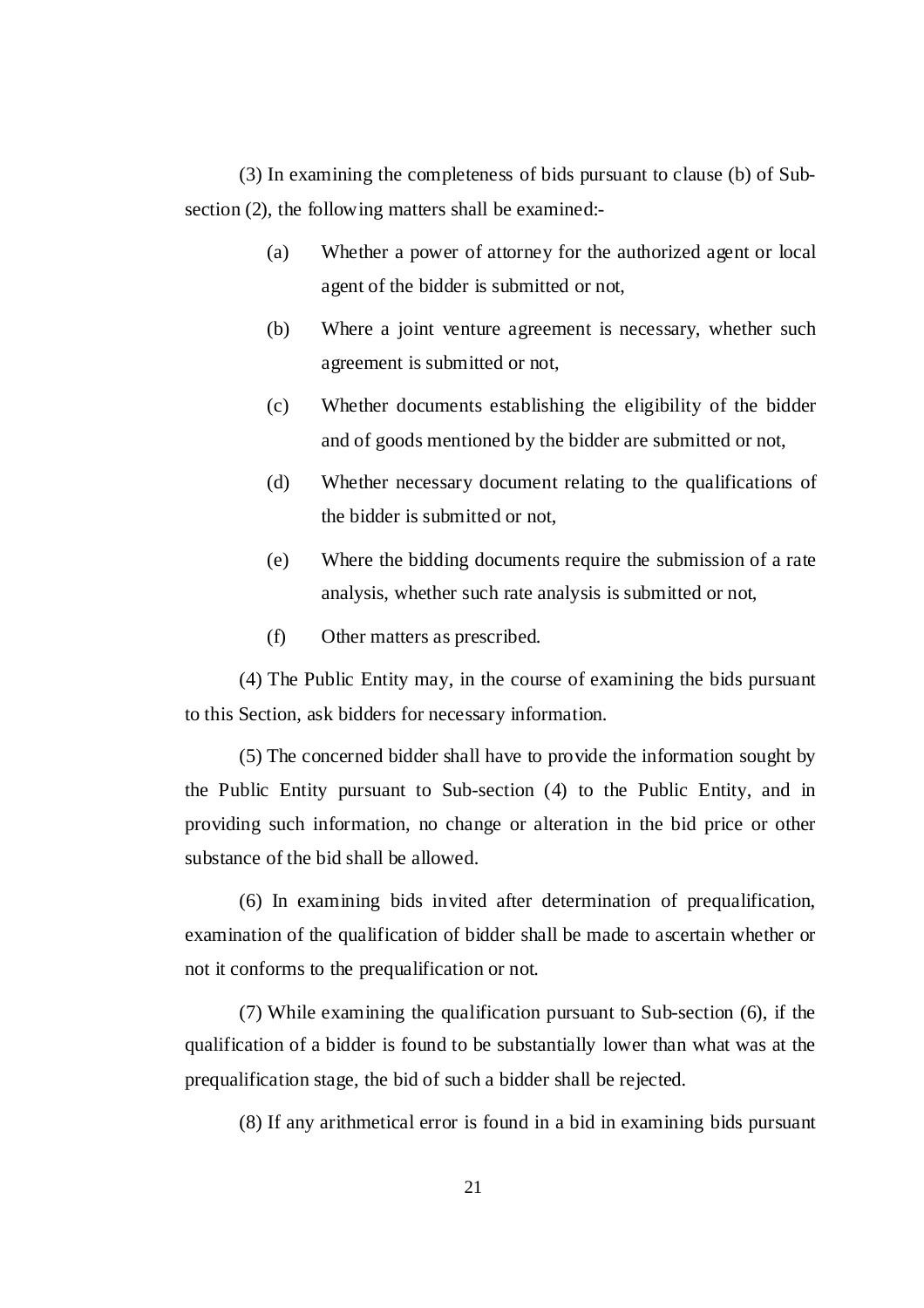(3) In examining the completeness of bids pursuant to clause (b) of Sub-section (2), the following matters shall be examined:-

(a) Whether a power of attorney for the authorized agent or local agent of the bidder is submitted or not,

(b) Where a joint venture agreement is necessary, whether such agreement is submitted or not,

(c) Whether documents establishing the eligibility of the bidder and of goods mentioned by the bidder are submitted or not,

(d) Whether necessary document relating to the qualifications of the bidder is submitted or not,

(e) Where the bidding documents require the submission of a rate analysis, whether such rate analysis is submitted or not,

(f) Other matters as prescribed.

(4) The Public Entity may, in the course of examining the bids pursuant to this Section, ask bidders for necessary information.

(5) The concerned bidder shall have to provide the information sought by the Public Entity pursuant to Sub-section (4) to the Public Entity, and in providing such information, no change or alteration in the bid price or other substance of the bid shall be allowed.

(6) In examining bids invited after determination of prequalification, examination of the qualification of bidder shall be made to ascertain whether or not it conforms to the prequalification or not.

(7) While examining the qualification pursuant to Sub-section (6), if the qualification of a bidder is found to be substantially lower than what was at the prequalification stage, the bid of such a bidder shall be rejected.

(8) If any arithmetical error is found in a bid in examining bids pursuant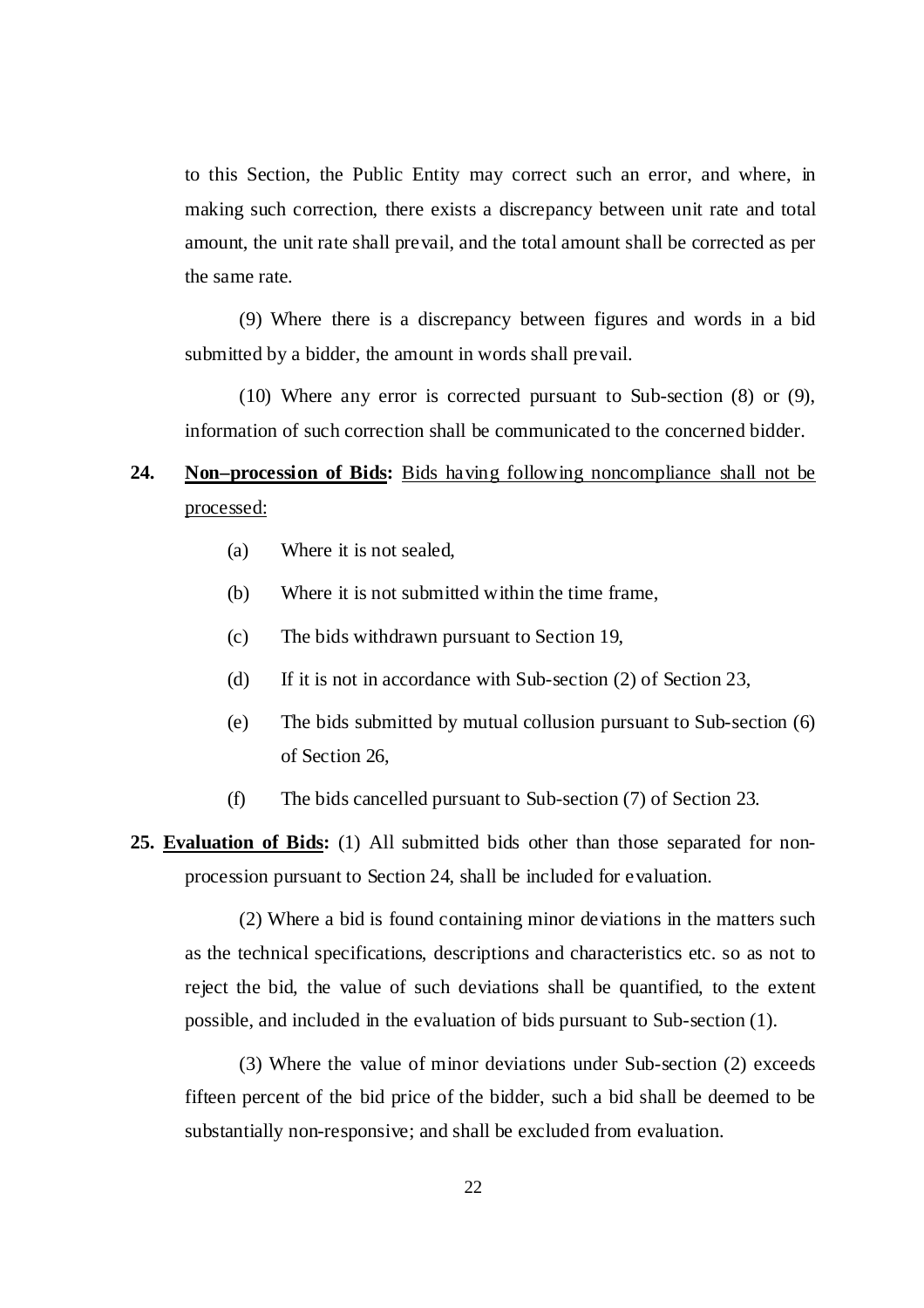to this Section, the Public Entity may correct such an error, and where, in making such correction, there exists a discrepancy between unit rate and total amount, the unit rate shall prevail, and the total amount shall be corrected as per the same rate.

(9) Where there is a discrepancy between figures and words in a bid submitted by a bidder, the amount in words shall prevail.

(10) Where any error is corrected pursuant to Sub-section (8) or (9), information of such correction shall be communicated to the concerned bidder.

**24. Non–procession of Bids:** Bids having following noncompliance shall not be processed:

- (a) Where it is not sealed,
- (b) Where it is not submitted within the time frame,
- (c) The bids withdrawn pursuant to Section 19,
- (d) If it is not in accordance with Sub-section (2) of Section 23,
- (e) The bids submitted by mutual collusion pursuant to Sub-section (6) of Section 26,
- (f) The bids cancelled pursuant to Sub-section (7) of Section 23.

**25. Evaluation of Bids:** (1) All submitted bids other than those separated for non-procession pursuant to Section 24, shall be included for evaluation.

(2) Where a bid is found containing minor deviations in the matters such as the technical specifications, descriptions and characteristics etc. so as not to reject the bid, the value of such deviations shall be quantified, to the extent possible, and included in the evaluation of bids pursuant to Sub-section (1).

(3) Where the value of minor deviations under Sub-section (2) exceeds fifteen percent of the bid price of the bidder, such a bid shall be deemed to be substantially non-responsive; and shall be excluded from evaluation.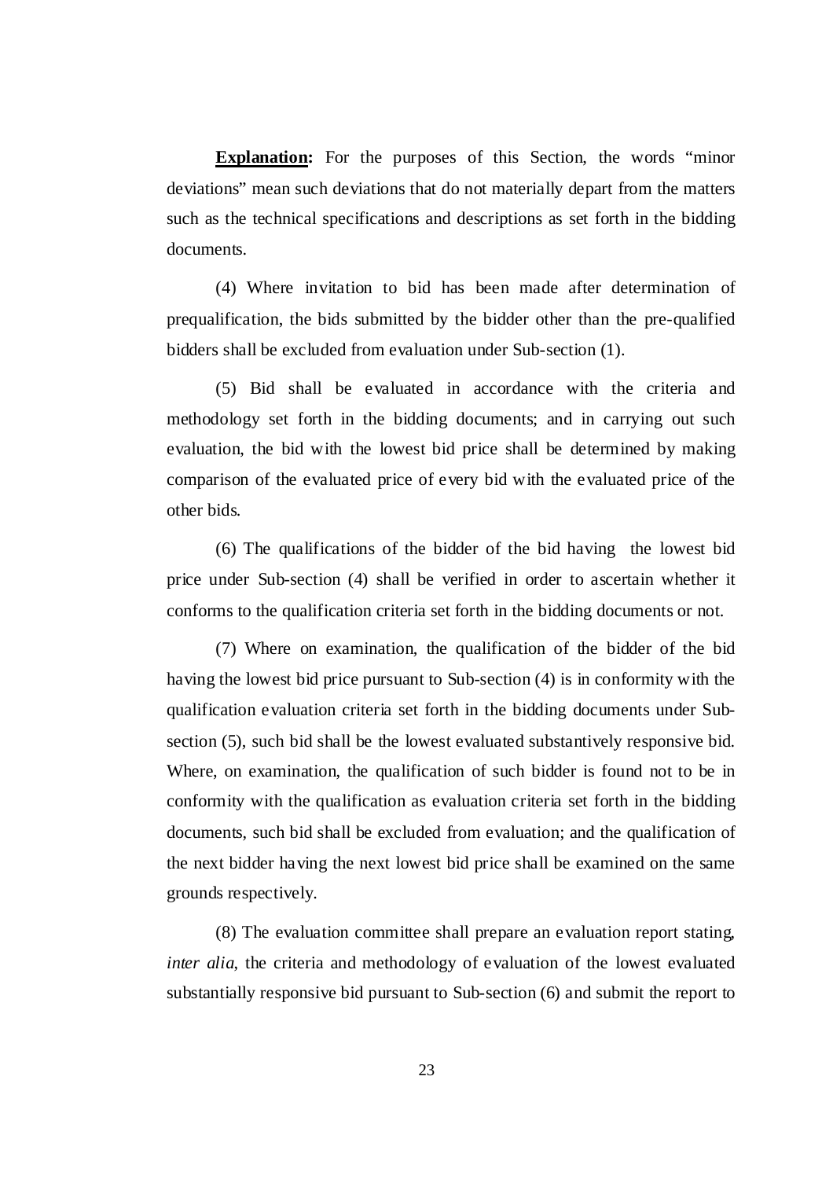**<u>Explanation</u>:** For the purposes of this Section, the words "minor deviations" mean such deviations that do not materially depart from the matters such as the technical specifications and descriptions as set forth in the bidding documents.

(4) Where invitation to bid has been made after determination of prequalification, the bids submitted by the bidder other than the pre-qualified bidders shall be excluded from evaluation under Sub-section (1).

(5) Bid shall be evaluated in accordance with the criteria and methodology set forth in the bidding documents; and in carrying out such evaluation, the bid with the lowest bid price shall be determined by making comparison of the evaluated price of every bid with the evaluated price of the other bids.

(6) The qualifications of the bidder of the bid having the lowest bid price under Sub-section (4) shall be verified in order to ascertain whether it conforms to the qualification criteria set forth in the bidding documents or not.

(7) Where on examination, the qualification of the bidder of the bid having the lowest bid price pursuant to Sub-section (4) is in conformity with the qualification evaluation criteria set forth in the bidding documents under Sub-section (5), such bid shall be the lowest evaluated substantively responsive bid. Where, on examination, the qualification of such bidder is found not to be in conformity with the qualification as evaluation criteria set forth in the bidding documents, such bid shall be excluded from evaluation; and the qualification of the next bidder having the next lowest bid price shall be examined on the same grounds respectively.

(8) The evaluation committee shall prepare an evaluation report stating, *inter alia*, the criteria and methodology of evaluation of the lowest evaluated substantially responsive bid pursuant to Sub-section (6) and submit the report to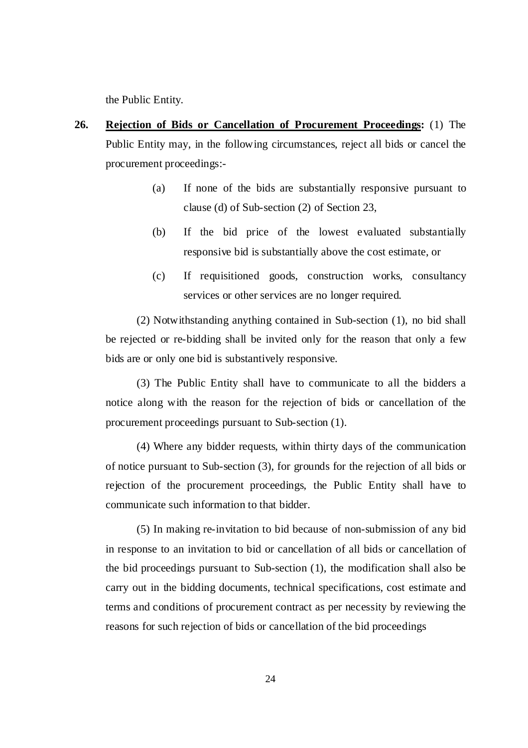the Public Entity.

**26. Rejection of Bids or Cancellation of Procurement Proceedings:** (1) The Public Entity may, in the following circumstances, reject all bids or cancel the procurement proceedings:-

(a) If none of the bids are substantially responsive pursuant to clause (d) of Sub-section (2) of Section 23,

(b) If the bid price of the lowest evaluated substantially responsive bid is substantially above the cost estimate, or

(c) If requisitioned goods, construction works, consultancy services or other services are no longer required.

(2) Notwithstanding anything contained in Sub-section (1), no bid shall be rejected or re-bidding shall be invited only for the reason that only a few bids are or only one bid is substantively responsive.

(3) The Public Entity shall have to communicate to all the bidders a notice along with the reason for the rejection of bids or cancellation of the procurement proceedings pursuant to Sub-section (1).

(4) Where any bidder requests, within thirty days of the communication of notice pursuant to Sub-section (3), for grounds for the rejection of all bids or rejection of the procurement proceedings, the Public Entity shall have to communicate such information to that bidder.

(5) In making re-invitation to bid because of non-submission of any bid in response to an invitation to bid or cancellation of all bids or cancellation of the bid proceedings pursuant to Sub-section (1), the modification shall also be carry out in the bidding documents, technical specifications, cost estimate and terms and conditions of procurement contract as per necessity by reviewing the reasons for such rejection of bids or cancellation of the bid proceedings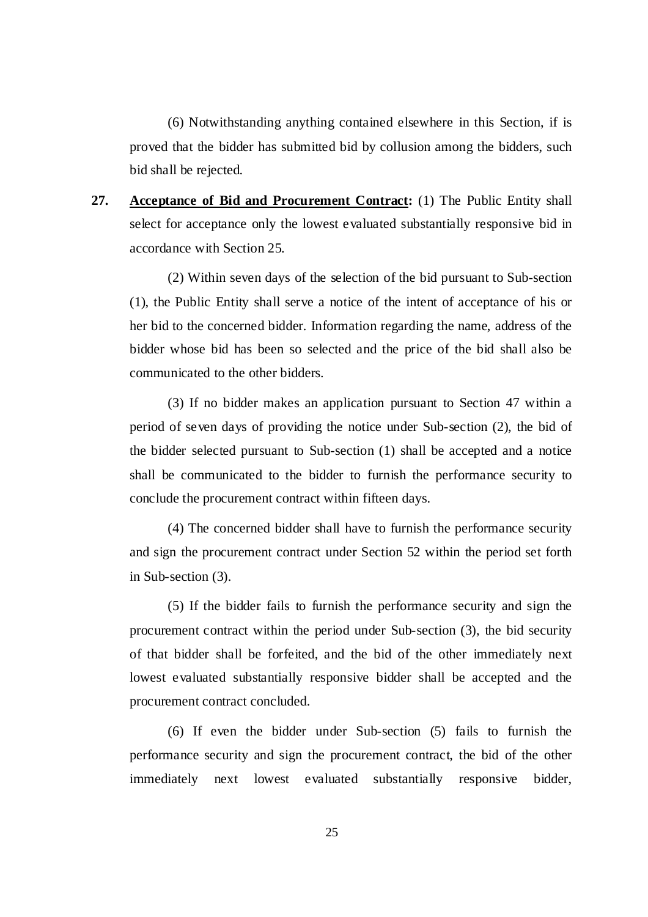(6) Notwithstanding anything contained elsewhere in this Section, if is proved that the bidder has submitted bid by collusion among the bidders, such bid shall be rejected.

**27. <u>Acceptance of Bid and Procurement Contract</u>:** (1) The Public Entity shall select for acceptance only the lowest evaluated substantially responsive bid in accordance with Section 25.

(2) Within seven days of the selection of the bid pursuant to Sub-section (1), the Public Entity shall serve a notice of the intent of acceptance of his or her bid to the concerned bidder. Information regarding the name, address of the bidder whose bid has been so selected and the price of the bid shall also be communicated to the other bidders.

(3) If no bidder makes an application pursuant to Section 47 within a period of seven days of providing the notice under Sub-section (2), the bid of the bidder selected pursuant to Sub-section (1) shall be accepted and a notice shall be communicated to the bidder to furnish the performance security to conclude the procurement contract within fifteen days.

(4) The concerned bidder shall have to furnish the performance security and sign the procurement contract under Section 52 within the period set forth in Sub-section (3).

(5) If the bidder fails to furnish the performance security and sign the procurement contract within the period under Sub-section (3), the bid security of that bidder shall be forfeited, and the bid of the other immediately next lowest evaluated substantially responsive bidder shall be accepted and the procurement contract concluded.

(6) If even the bidder under Sub-section (5) fails to furnish the performance security and sign the procurement contract, the bid of the other immediately next lowest evaluated substantially responsive bidder,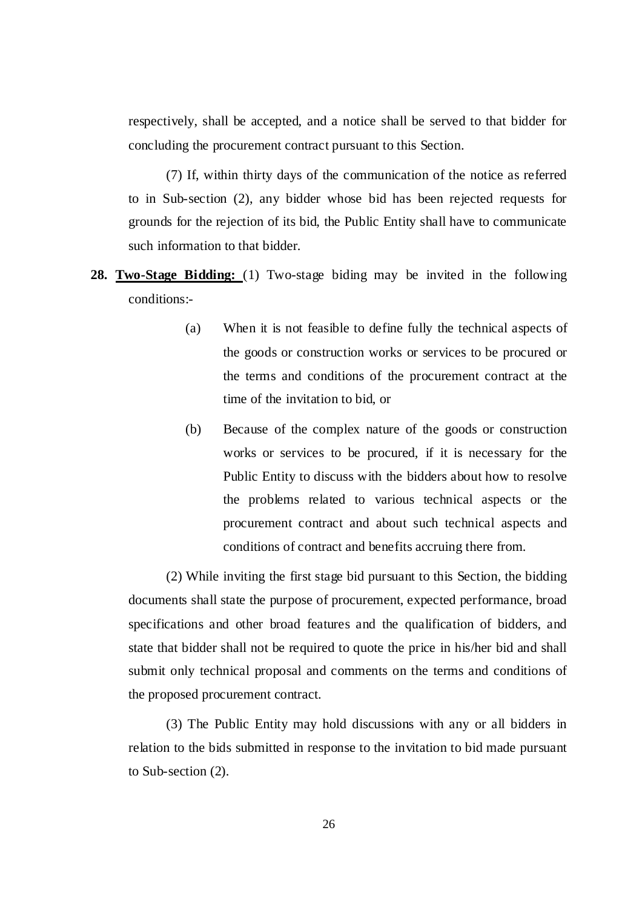respectively, shall be accepted, and a notice shall be served to that bidder for concluding the procurement contract pursuant to this Section.

(7) If, within thirty days of the communication of the notice as referred to in Sub-section (2), any bidder whose bid has been rejected requests for grounds for the rejection of its bid, the Public Entity shall have to communicate such information to that bidder.

**28. Two-Stage Bidding:** (1) Two-stage biding may be invited in the following conditions:-

(a) When it is not feasible to define fully the technical aspects of the goods or construction works or services to be procured or the terms and conditions of the procurement contract at the time of the invitation to bid, or

(b) Because of the complex nature of the goods or construction works or services to be procured, if it is necessary for the Public Entity to discuss with the bidders about how to resolve the problems related to various technical aspects or the procurement contract and about such technical aspects and conditions of contract and benefits accruing there from.

(2) While inviting the first stage bid pursuant to this Section, the bidding documents shall state the purpose of procurement, expected performance, broad specifications and other broad features and the qualification of bidders, and state that bidder shall not be required to quote the price in his/her bid and shall submit only technical proposal and comments on the terms and conditions of the proposed procurement contract.

(3) The Public Entity may hold discussions with any or all bidders in relation to the bids submitted in response to the invitation to bid made pursuant to Sub-section (2).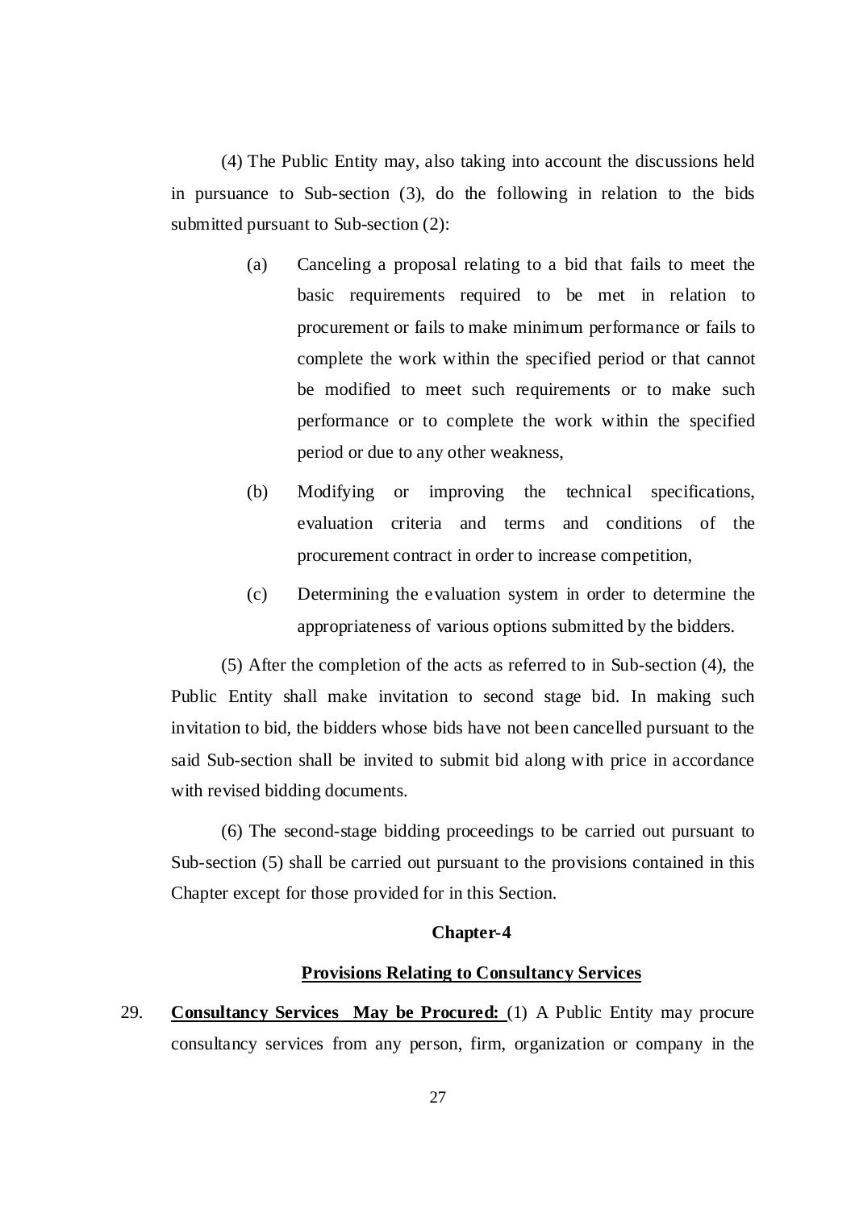(4) The Public Entity may, also taking into account the discussions held in pursuance to Sub-section (3), do the following in relation to the bids submitted pursuant to Sub-section (2):

(a) Canceling a proposal relating to a bid that fails to meet the basic requirements required to be met in relation to procurement or fails to make minimum performance or fails to complete the work within the specified period or that cannot be modified to meet such requirements or to make such performance or to complete the work within the specified period or due to any other weakness,

(b) Modifying or improving the technical specifications, evaluation criteria and terms and conditions of the procurement contract in order to increase competition,

(c) Determining the evaluation system in order to determine the appropriateness of various options submitted by the bidders.

(5) After the completion of the acts as referred to in Sub-section (4), the Public Entity shall make invitation to second stage bid. In making such invitation to bid, the bidders whose bids have not been cancelled pursuant to the said Sub-section shall be invited to submit bid along with price in accordance with revised bidding documents.

(6) The second-stage bidding proceedings to be carried out pursuant to Sub-section (5) shall be carried out pursuant to the provisions contained in this Chapter except for those provided for in this Section.

## Chapter-4

## Provisions Relating to Consultancy Services

29. **Consultancy Services May be Procured:** (1) A Public Entity may procure consultancy services from any person, firm, organization or company in the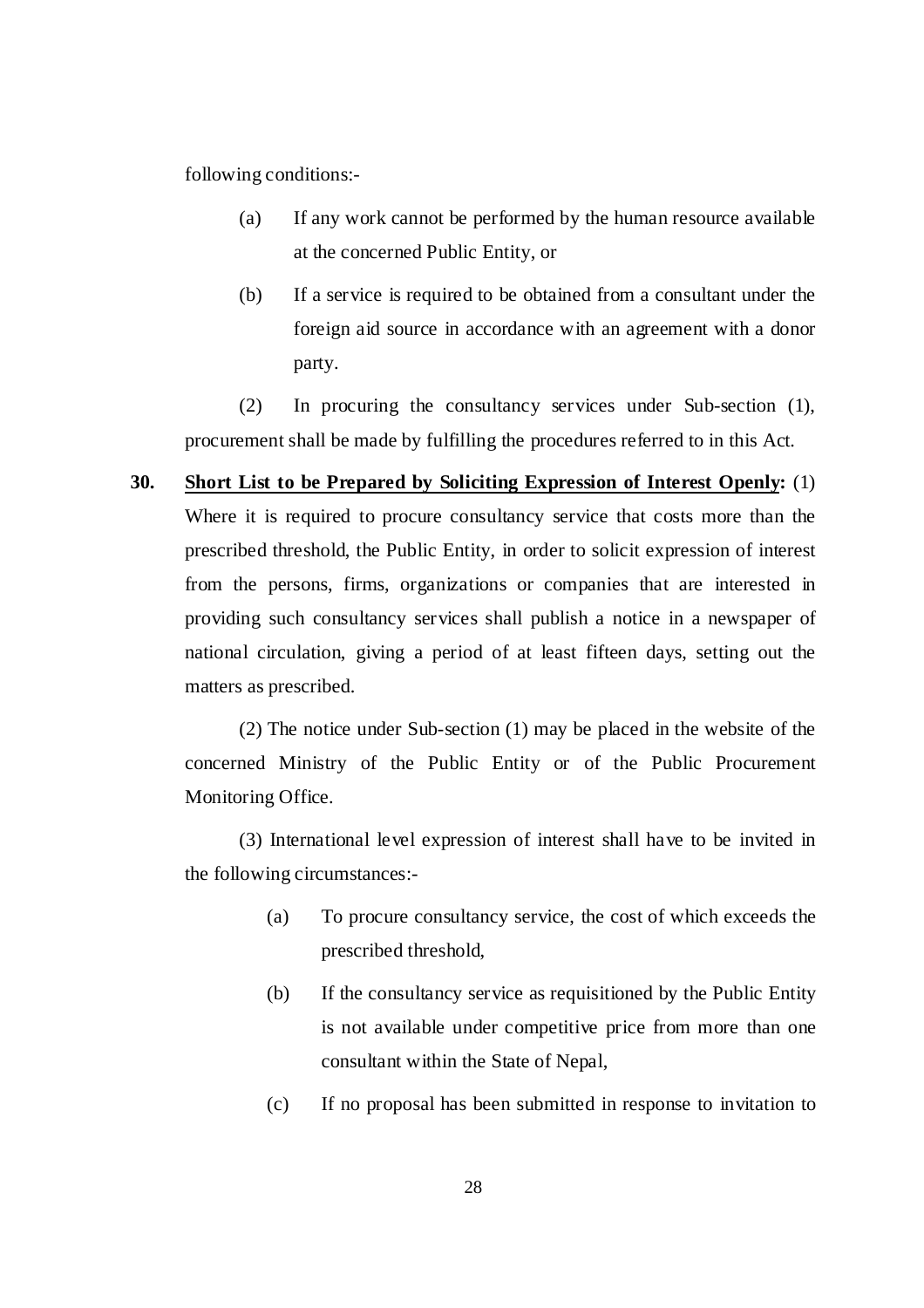following conditions:-

(a) If any work cannot be performed by the human resource available at the concerned Public Entity, or

(b) If a service is required to be obtained from a consultant under the foreign aid source in accordance with an agreement with a donor party.

(2) In procuring the consultancy services under Sub-section (1), procurement shall be made by fulfilling the procedures referred to in this Act.

**30. <u>Short List to be Prepared by Soliciting Expression of Interest Openly</u>:** (1) Where it is required to procure consultancy service that costs more than the prescribed threshold, the Public Entity, in order to solicit expression of interest from the persons, firms, organizations or companies that are interested in providing such consultancy services shall publish a notice in a newspaper of national circulation, giving a period of at least fifteen days, setting out the matters as prescribed.

(2) The notice under Sub-section (1) may be placed in the website of the concerned Ministry of the Public Entity or of the Public Procurement Monitoring Office.

(3) International level expression of interest shall have to be invited in the following circumstances:-

(a) To procure consultancy service, the cost of which exceeds the prescribed threshold,

(b) If the consultancy service as requisitioned by the Public Entity is not available under competitive price from more than one consultant within the State of Nepal,

(c) If no proposal has been submitted in response to invitation to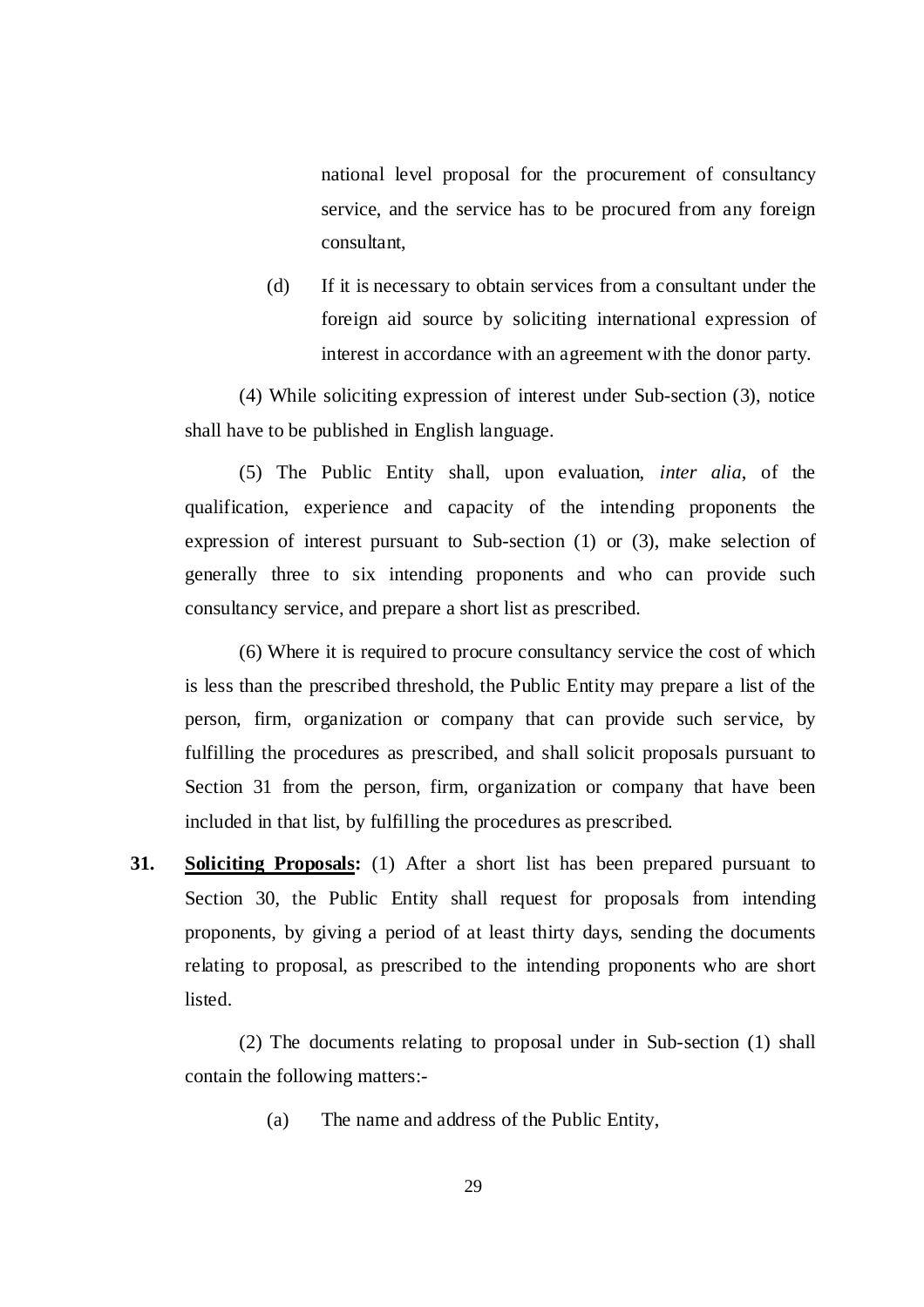national level proposal for the procurement of consultancy service, and the service has to be procured from any foreign consultant,

(d) If it is necessary to obtain services from a consultant under the foreign aid source by soliciting international expression of interest in accordance with an agreement with the donor party.

(4) While soliciting expression of interest under Sub-section (3), notice shall have to be published in English language.

(5) The Public Entity shall, upon evaluation, *inter alia*, of the qualification, experience and capacity of the intending proponents the expression of interest pursuant to Sub-section (1) or (3), make selection of generally three to six intending proponents and who can provide such consultancy service, and prepare a short list as prescribed.

(6) Where it is required to procure consultancy service the cost of which is less than the prescribed threshold, the Public Entity may prepare a list of the person, firm, organization or company that can provide such service, by fulfilling the procedures as prescribed, and shall solicit proposals pursuant to Section 31 from the person, firm, organization or company that have been included in that list, by fulfilling the procedures as prescribed.

**31. Soliciting Proposals:** (1) After a short list has been prepared pursuant to Section 30, the Public Entity shall request for proposals from intending proponents, by giving a period of at least thirty days, sending the documents relating to proposal, as prescribed to the intending proponents who are short listed.

(2) The documents relating to proposal under in Sub-section (1) shall contain the following matters:-

(a) The name and address of the Public Entity,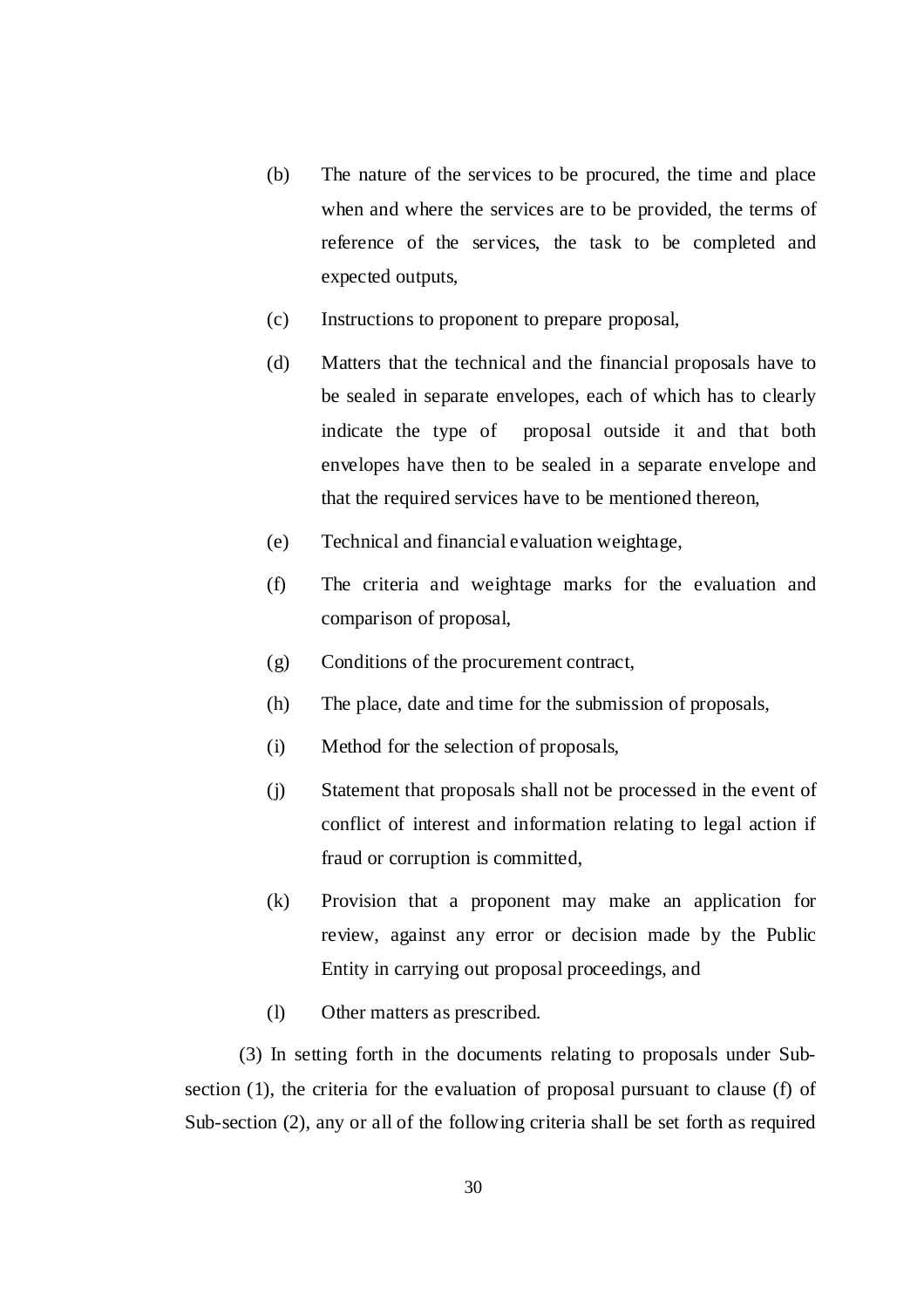(b) The nature of the services to be procured, the time and place when and where the services are to be provided, the terms of reference of the services, the task to be completed and expected outputs,

(c) Instructions to proponent to prepare proposal,

(d) Matters that the technical and the financial proposals have to be sealed in separate envelopes, each of which has to clearly indicate the type of proposal outside it and that both envelopes have then to be sealed in a separate envelope and that the required services have to be mentioned thereon,

(e) Technical and financial evaluation weightage,

(f) The criteria and weightage marks for the evaluation and comparison of proposal,

(g) Conditions of the procurement contract,

(h) The place, date and time for the submission of proposals,

(i) Method for the selection of proposals,

(j) Statement that proposals shall not be processed in the event of conflict of interest and information relating to legal action if fraud or corruption is committed,

(k) Provision that a proponent may make an application for review, against any error or decision made by the Public Entity in carrying out proposal proceedings, and

(l) Other matters as prescribed.

(3) In setting forth in the documents relating to proposals under Sub-section (1), the criteria for the evaluation of proposal pursuant to clause (f) of Sub-section (2), any or all of the following criteria shall be set forth as required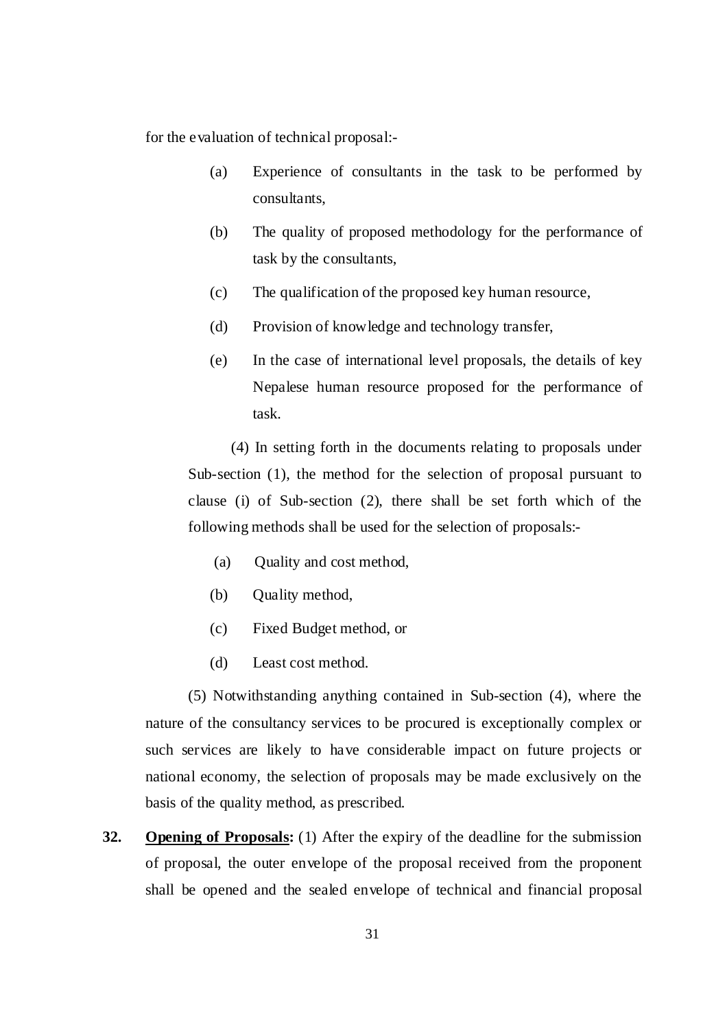for the evaluation of technical proposal:-

(a) Experience of consultants in the task to be performed by consultants,

(b) The quality of proposed methodology for the performance of task by the consultants,

(c) The qualification of the proposed key human resource,

(d) Provision of knowledge and technology transfer,

(e) In the case of international level proposals, the details of key Nepalese human resource proposed for the performance of task.

(4) In setting forth in the documents relating to proposals under Sub-section (1), the method for the selection of proposal pursuant to clause (i) of Sub-section (2), there shall be set forth which of the following methods shall be used for the selection of proposals:-

(a) Quality and cost method,

(b) Quality method,

(c) Fixed Budget method, or

(d) Least cost method.

(5) Notwithstanding anything contained in Sub-section (4), where the nature of the consultancy services to be procured is exceptionally complex or such services are likely to have considerable impact on future projects or national economy, the selection of proposals may be made exclusively on the basis of the quality method, as prescribed.

**32. <u>Opening of Proposals</u>:** (1) After the expiry of the deadline for the submission of proposal, the outer envelope of the proposal received from the proponent shall be opened and the sealed envelope of technical and financial proposal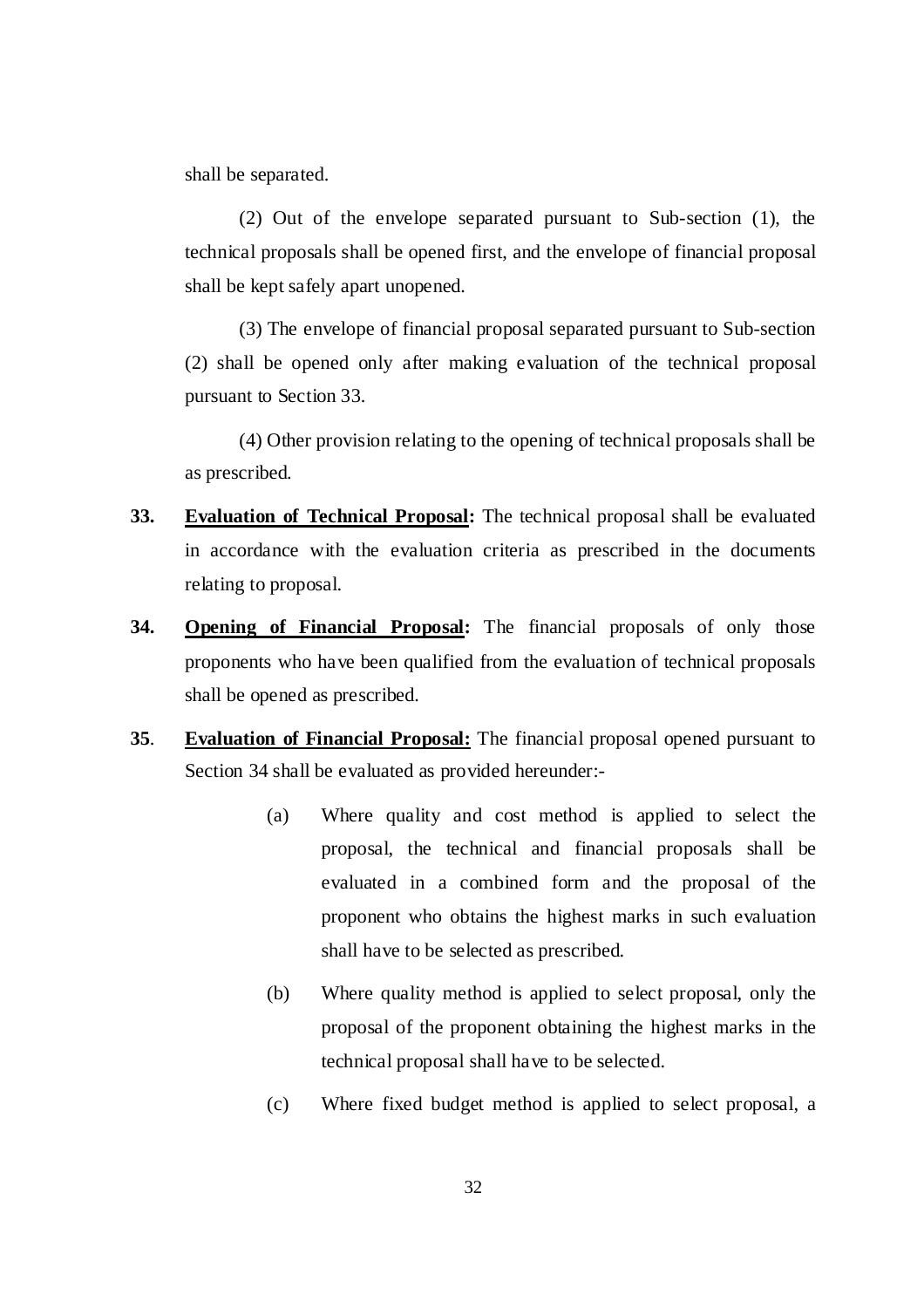shall be separated.

(2) Out of the envelope separated pursuant to Sub-section (1), the technical proposals shall be opened first, and the envelope of financial proposal shall be kept safely apart unopened.

(3) The envelope of financial proposal separated pursuant to Sub-section (2) shall be opened only after making evaluation of the technical proposal pursuant to Section 33.

(4) Other provision relating to the opening of technical proposals shall be as prescribed.

**33. <u>Evaluation of Technical Proposal</u>:** The technical proposal shall be evaluated in accordance with the evaluation criteria as prescribed in the documents relating to proposal.

**34. <u>Opening of Financial Proposal</u>:** The financial proposals of only those proponents who have been qualified from the evaluation of technical proposals shall be opened as prescribed.

**35. <u>Evaluation of Financial Proposal:</u>** The financial proposal opened pursuant to Section 34 shall be evaluated as provided hereunder:-

(a) Where quality and cost method is applied to select the proposal, the technical and financial proposals shall be evaluated in a combined form and the proposal of the proponent who obtains the highest marks in such evaluation shall have to be selected as prescribed.

(b) Where quality method is applied to select proposal, only the proposal of the proponent obtaining the highest marks in the technical proposal shall have to be selected.

(c) Where fixed budget method is applied to select proposal, a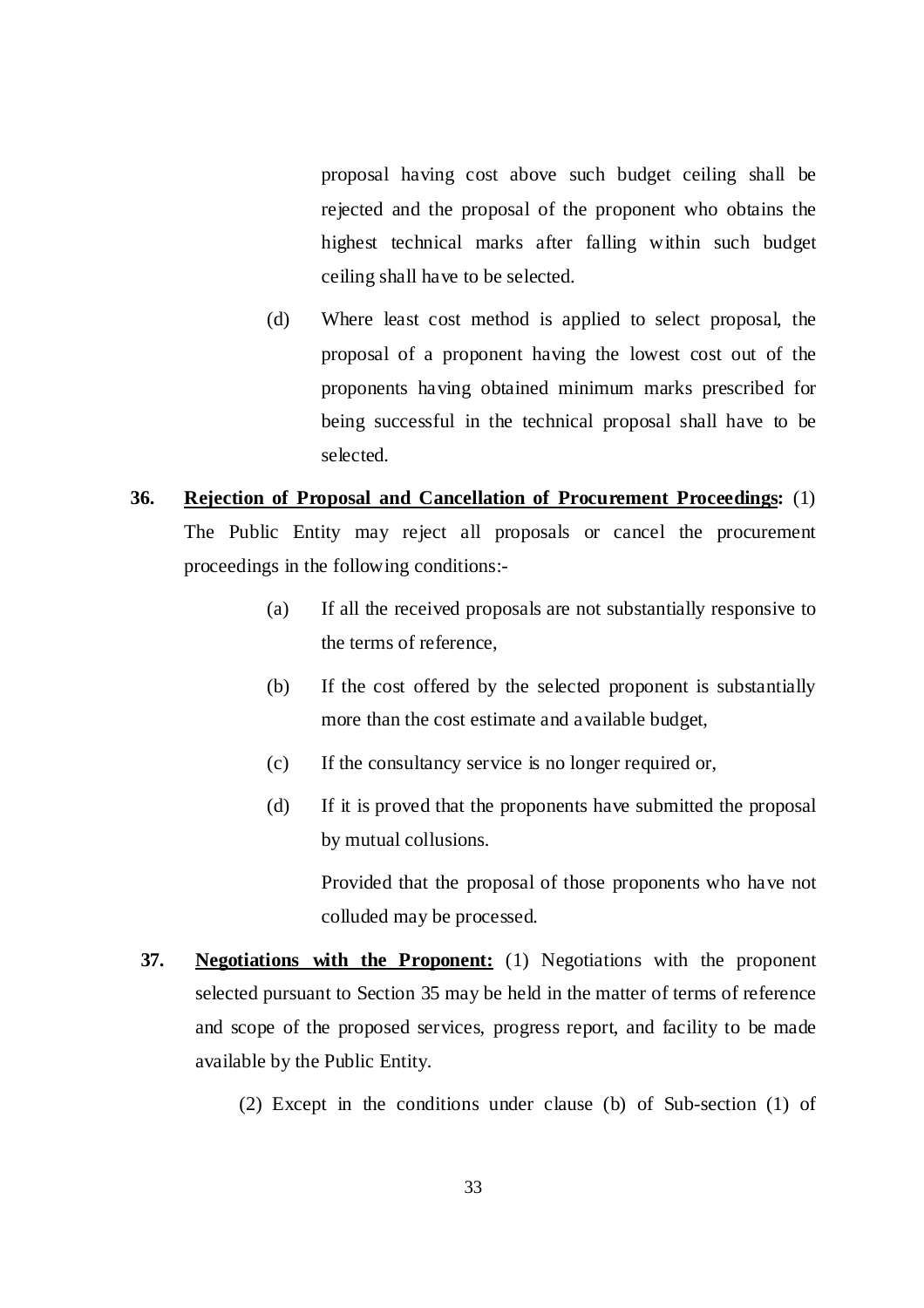proposal having cost above such budget ceiling shall be rejected and the proposal of the proponent who obtains the highest technical marks after falling within such budget ceiling shall have to be selected.

(d) Where least cost method is applied to select proposal, the proposal of a proponent having the lowest cost out of the proponents having obtained minimum marks prescribed for being successful in the technical proposal shall have to be selected.

**36. <u>Rejection of Proposal and Cancellation of Procurement Proceedings</u>:** (1) The Public Entity may reject all proposals or cancel the procurement proceedings in the following conditions:-

(a) If all the received proposals are not substantially responsive to the terms of reference,

(b) If the cost offered by the selected proponent is substantially more than the cost estimate and available budget,

(c) If the consultancy service is no longer required or,

(d) If it is proved that the proponents have submitted the proposal by mutual collusions.

Provided that the proposal of those proponents who have not colluded may be processed.

**37. <u>Negotiations with the Proponent:</u>** (1) Negotiations with the proponent selected pursuant to Section 35 may be held in the matter of terms of reference and scope of the proposed services, progress report, and facility to be made available by the Public Entity.

(2) Except in the conditions under clause (b) of Sub-section (1) of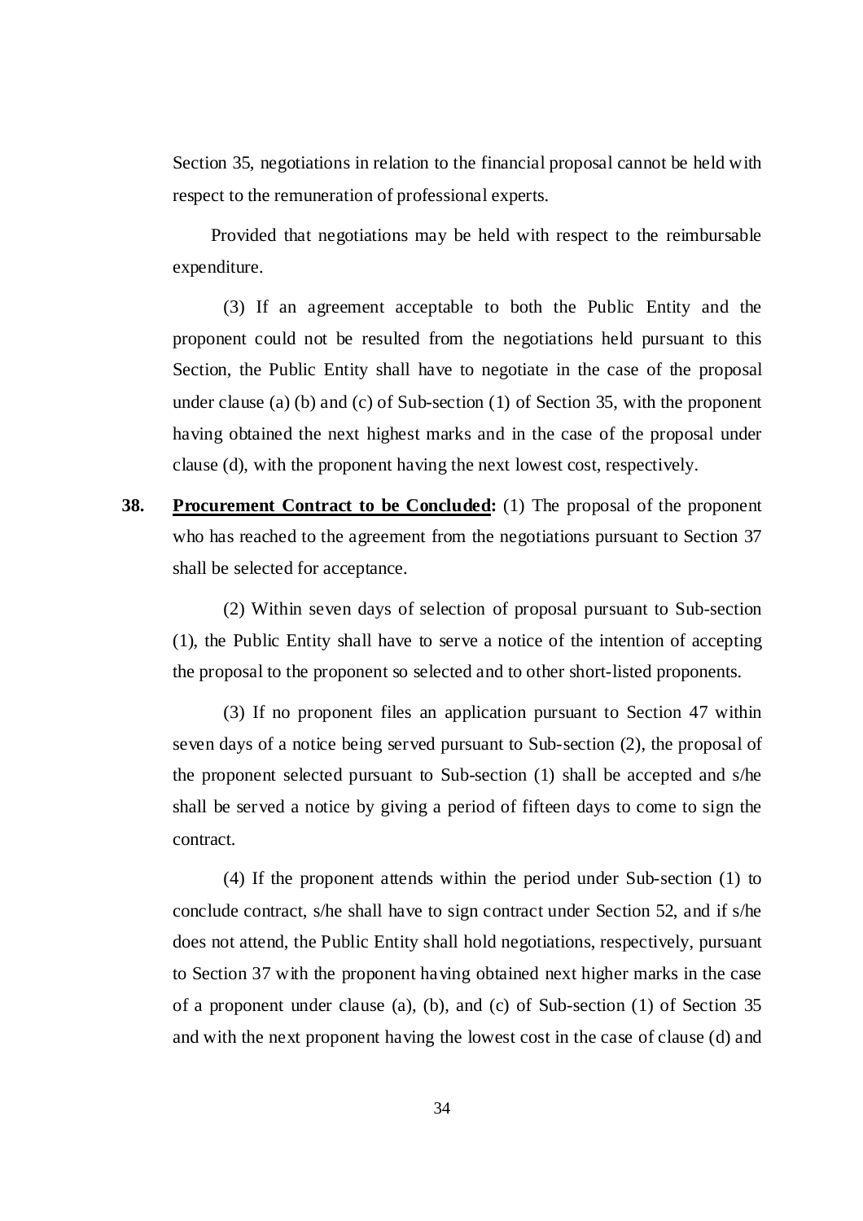Section 35, negotiations in relation to the financial proposal cannot be held with respect to the remuneration of professional experts.

Provided that negotiations may be held with respect to the reimbursable expenditure.

(3) If an agreement acceptable to both the Public Entity and the proponent could not be resulted from the negotiations held pursuant to this Section, the Public Entity shall have to negotiate in the case of the proposal under clause (a) (b) and (c) of Sub-section (1) of Section 35, with the proponent having obtained the next highest marks and in the case of the proposal under clause (d), with the proponent having the next lowest cost, respectively.

**38.** **Procurement Contract to be Concluded:** (1) The proposal of the proponent who has reached to the agreement from the negotiations pursuant to Section 37 shall be selected for acceptance.

(2) Within seven days of selection of proposal pursuant to Sub-section (1), the Public Entity shall have to serve a notice of the intention of accepting the proposal to the proponent so selected and to other short-listed proponents.

(3) If no proponent files an application pursuant to Section 47 within seven days of a notice being served pursuant to Sub-section (2), the proposal of the proponent selected pursuant to Sub-section (1) shall be accepted and s/he shall be served a notice by giving a period of fifteen days to come to sign the contract.

(4) If the proponent attends within the period under Sub-section (1) to conclude contract, s/he shall have to sign contract under Section 52, and if s/he does not attend, the Public Entity shall hold negotiations, respectively, pursuant to Section 37 with the proponent having obtained next higher marks in the case of a proponent under clause (a), (b), and (c) of Sub-section (1) of Section 35 and with the next proponent having the lowest cost in the case of clause (d) and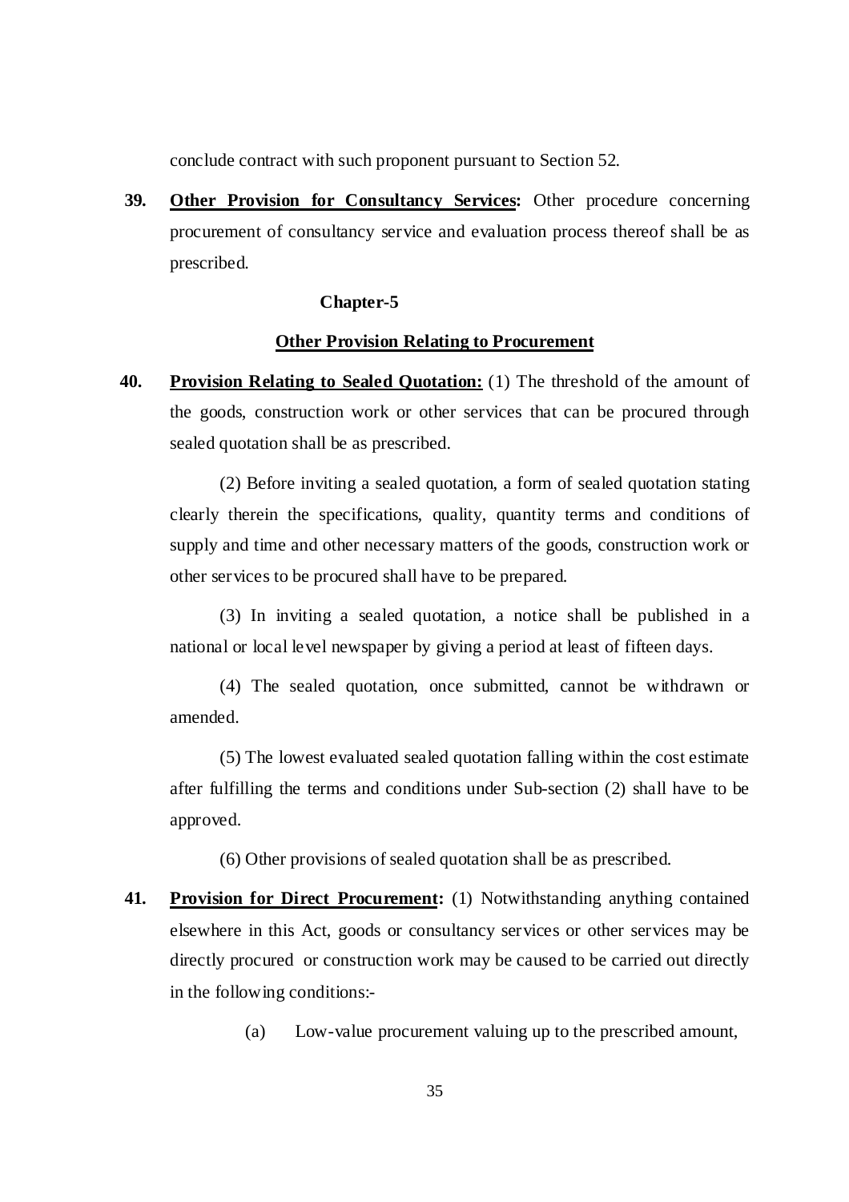conclude contract with such proponent pursuant to Section 52.

**39. <u>Other Provision for Consultancy Services</u>:** Other procedure concerning procurement of consultancy service and evaluation process thereof shall be as prescribed.

## Chapter-5

## <u>Other Provision Relating to Procurement</u>

**40. <u>Provision Relating to Sealed Quotation:</u>** (1) The threshold of the amount of the goods, construction work or other services that can be procured through sealed quotation shall be as prescribed.

(2) Before inviting a sealed quotation, a form of sealed quotation stating clearly therein the specifications, quality, quantity terms and conditions of supply and time and other necessary matters of the goods, construction work or other services to be procured shall have to be prepared.

(3) In inviting a sealed quotation, a notice shall be published in a national or local level newspaper by giving a period at least of fifteen days.

(4) The sealed quotation, once submitted, cannot be withdrawn or amended.

(5) The lowest evaluated sealed quotation falling within the cost estimate after fulfilling the terms and conditions under Sub-section (2) shall have to be approved.

(6) Other provisions of sealed quotation shall be as prescribed.

**41. <u>Provision for Direct Procurement</u>:** (1) Notwithstanding anything contained elsewhere in this Act, goods or consultancy services or other services may be directly procured or construction work may be caused to be carried out directly in the following conditions:-

(a) Low-value procurement valuing up to the prescribed amount,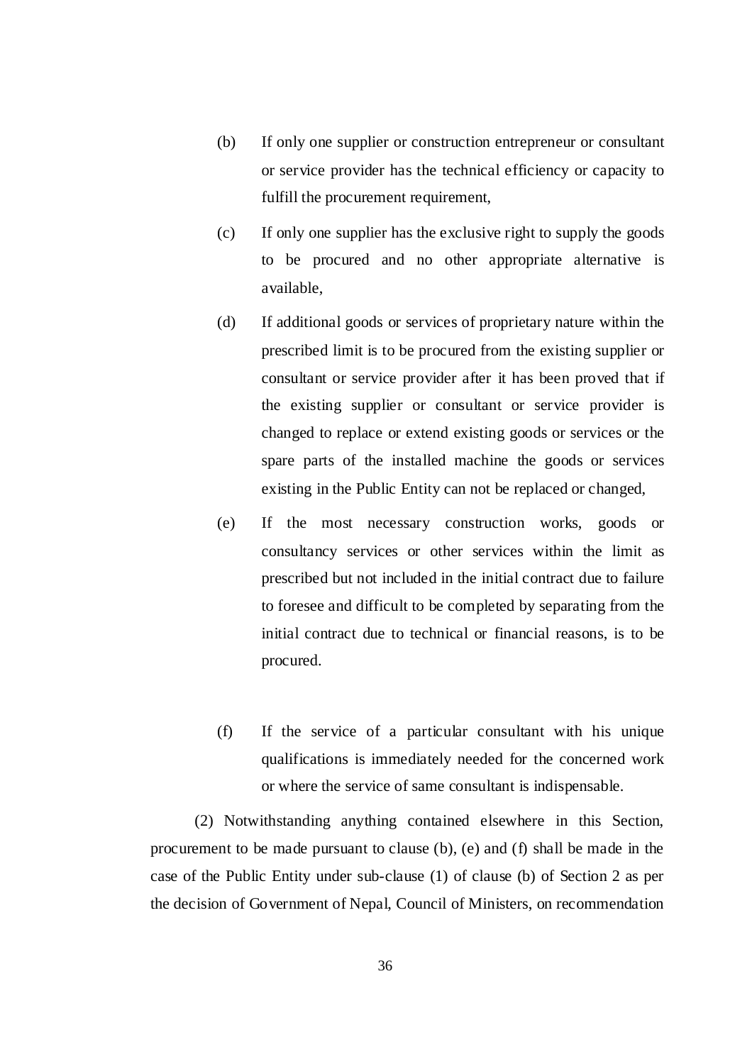(b) If only one supplier or construction entrepreneur or consultant or service provider has the technical efficiency or capacity to fulfill the procurement requirement,

(c) If only one supplier has the exclusive right to supply the goods to be procured and no other appropriate alternative is available,

(d) If additional goods or services of proprietary nature within the prescribed limit is to be procured from the existing supplier or consultant or service provider after it has been proved that if the existing supplier or consultant or service provider is changed to replace or extend existing goods or services or the spare parts of the installed machine the goods or services existing in the Public Entity can not be replaced or changed,

(e) If the most necessary construction works, goods or consultancy services or other services within the limit as prescribed but not included in the initial contract due to failure to foresee and difficult to be completed by separating from the initial contract due to technical or financial reasons, is to be procured.

(f) If the service of a particular consultant with his unique qualifications is immediately needed for the concerned work or where the service of same consultant is indispensable.

(2) Notwithstanding anything contained elsewhere in this Section, procurement to be made pursuant to clause (b), (e) and (f) shall be made in the case of the Public Entity under sub-clause (1) of clause (b) of Section 2 as per the decision of Government of Nepal, Council of Ministers, on recommendation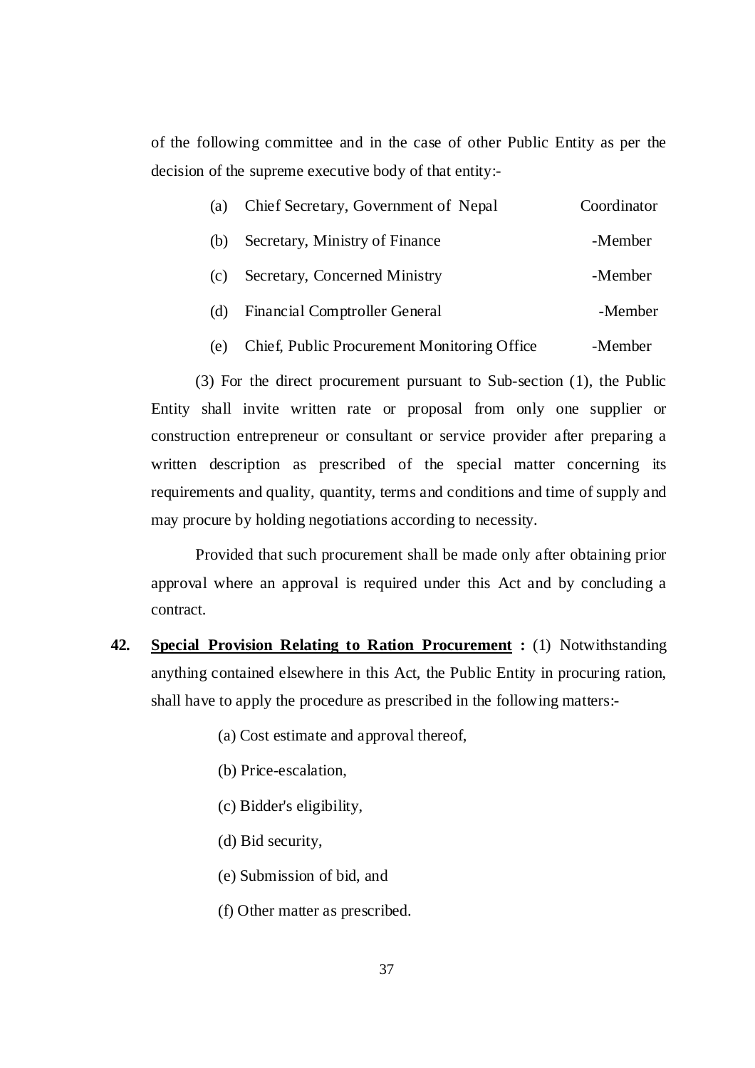of the following committee and in the case of other Public Entity as per the decision of the supreme executive body of that entity:-

| | | |
|---|---|---|
| (a) | Chief Secretary, Government of Nepal | Coordinator |
| (b) | Secretary, Ministry of Finance | -Member |
| (c) | Secretary, Concerned Ministry | -Member |
| (d) | Financial Comptroller General | -Member |
| (e) | Chief, Public Procurement Monitoring Office | -Member |

(3) For the direct procurement pursuant to Sub-section (1), the Public Entity shall invite written rate or proposal from only one supplier or construction entrepreneur or consultant or service provider after preparing a written description as prescribed of the special matter concerning its requirements and quality, quantity, terms and conditions and time of supply and may procure by holding negotiations according to necessity.

Provided that such procurement shall be made only after obtaining prior approval where an approval is required under this Act and by concluding a contract.

**42. <u>Special Provision Relating to Ration Procurement</u> :** (1) Notwithstanding anything contained elsewhere in this Act, the Public Entity in procuring ration, shall have to apply the procedure as prescribed in the following matters:-

(a) Cost estimate and approval thereof,

(b) Price-escalation,

(c) Bidder's eligibility,

(d) Bid security,

(e) Submission of bid, and

(f) Other matter as prescribed.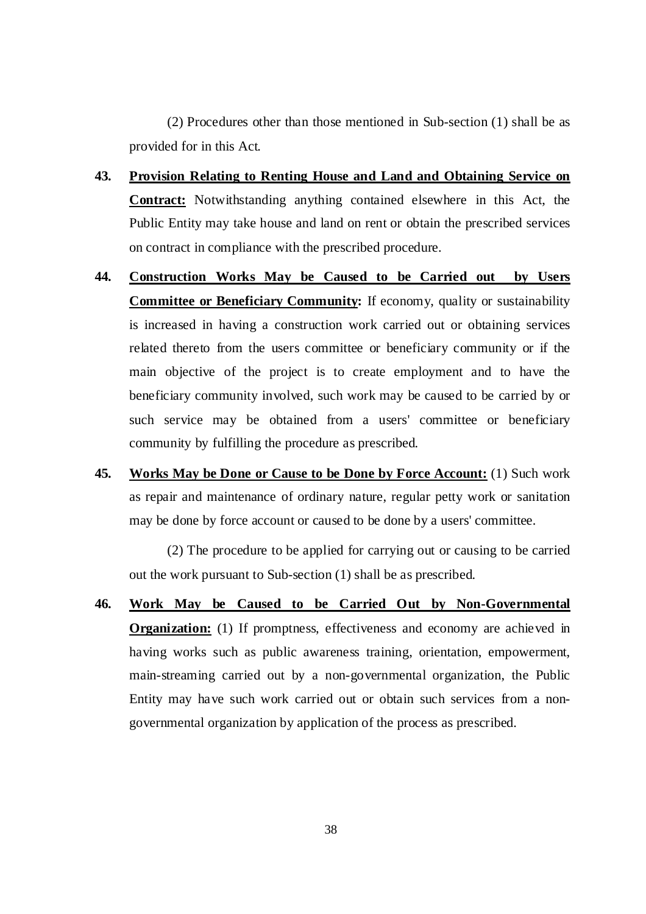(2) Procedures other than those mentioned in Sub-section (1) shall be as provided for in this Act.

**43.** **Provision Relating to Renting House and Land and Obtaining Service on Contract:** Notwithstanding anything contained elsewhere in this Act, the Public Entity may take house and land on rent or obtain the prescribed services on contract in compliance with the prescribed procedure.

**44.** **Construction Works May be Caused to be Carried out by Users Committee or Beneficiary Community:** If economy, quality or sustainability is increased in having a construction work carried out or obtaining services related thereto from the users committee or beneficiary community or if the main objective of the project is to create employment and to have the beneficiary community involved, such work may be caused to be carried by or such service may be obtained from a users' committee or beneficiary community by fulfilling the procedure as prescribed.

**45.** **Works May be Done or Cause to be Done by Force Account:** (1) Such work as repair and maintenance of ordinary nature, regular petty work or sanitation may be done by force account or caused to be done by a users' committee.

(2) The procedure to be applied for carrying out or causing to be carried out the work pursuant to Sub-section (1) shall be as prescribed.

**46.** **Work May be Caused to be Carried Out by Non-Governmental Organization:** (1) If promptness, effectiveness and economy are achieved in having works such as public awareness training, orientation, empowerment, main-streaming carried out by a non-governmental organization, the Public Entity may have such work carried out or obtain such services from a non-governmental organization by application of the process as prescribed.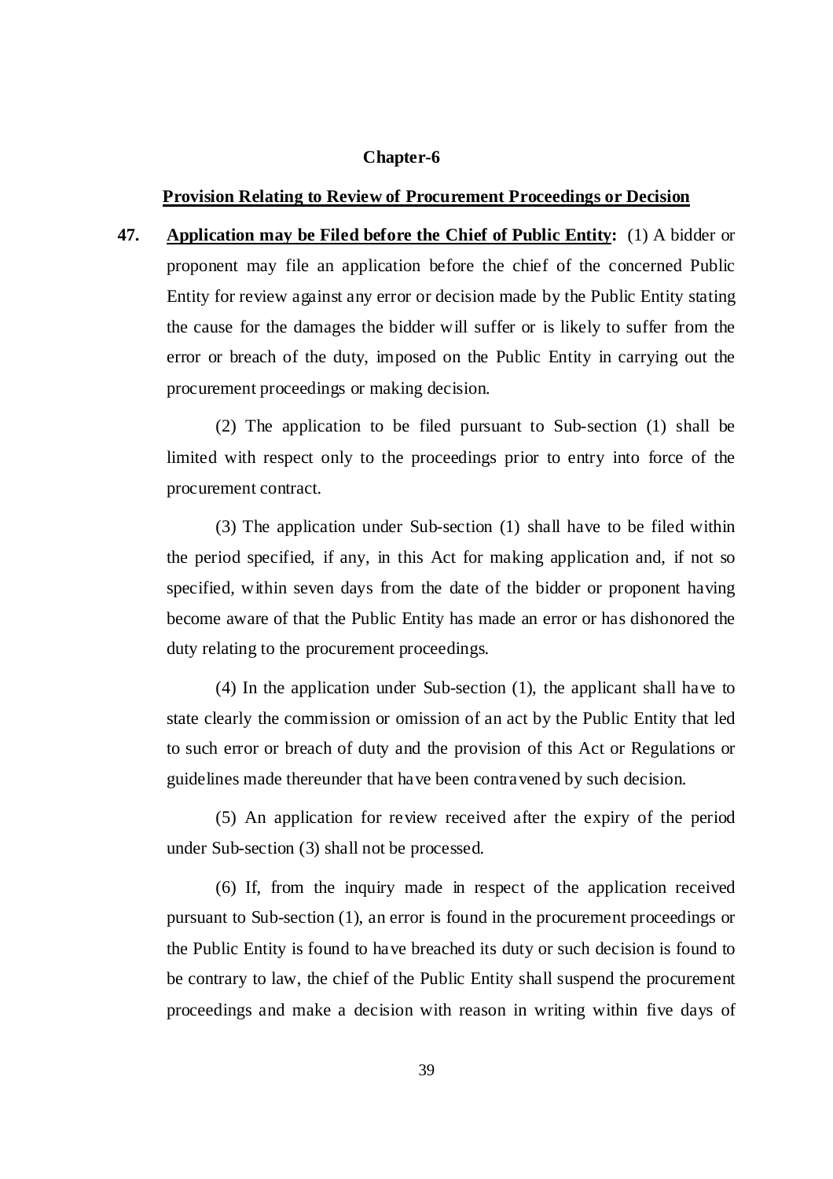## Chapter-6

## Provision Relating to Review of Procurement Proceedings or Decision

**47. Application may be Filed before the Chief of Public Entity:** (1) A bidder or proponent may file an application before the chief of the concerned Public Entity for review against any error or decision made by the Public Entity stating the cause for the damages the bidder will suffer or is likely to suffer from the error or breach of the duty, imposed on the Public Entity in carrying out the procurement proceedings or making decision.

(2) The application to be filed pursuant to Sub-section (1) shall be limited with respect only to the proceedings prior to entry into force of the procurement contract.

(3) The application under Sub-section (1) shall have to be filed within the period specified, if any, in this Act for making application and, if not so specified, within seven days from the date of the bidder or proponent having become aware of that the Public Entity has made an error or has dishonored the duty relating to the procurement proceedings.

(4) In the application under Sub-section (1), the applicant shall have to state clearly the commission or omission of an act by the Public Entity that led to such error or breach of duty and the provision of this Act or Regulations or guidelines made thereunder that have been contravened by such decision.

(5) An application for review received after the expiry of the period under Sub-section (3) shall not be processed.

(6) If, from the inquiry made in respect of the application received pursuant to Sub-section (1), an error is found in the procurement proceedings or the Public Entity is found to have breached its duty or such decision is found to be contrary to law, the chief of the Public Entity shall suspend the procurement proceedings and make a decision with reason in writing within five days of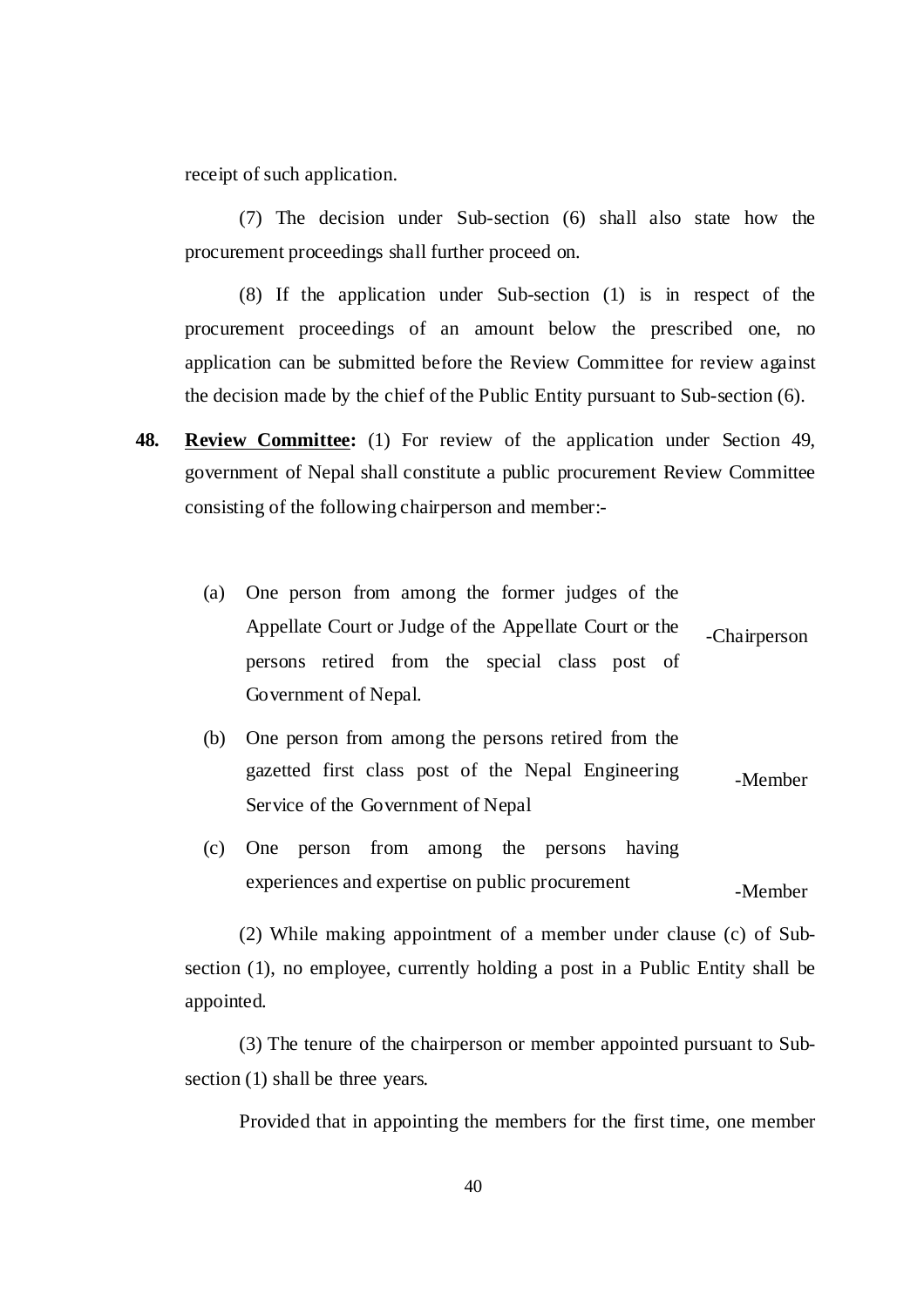receipt of such application.

(7) The decision under Sub-section (6) shall also state how the procurement proceedings shall further proceed on.

(8) If the application under Sub-section (1) is in respect of the procurement proceedings of an amount below the prescribed one, no application can be submitted before the Review Committee for review against the decision made by the chief of the Public Entity pursuant to Sub-section (6).

**48.** **Review Committee:** (1) For review of the application under Section 49, government of Nepal shall constitute a public procurement Review Committee consisting of the following chairperson and member:-

| | | |
|---|---|---|
| (a) | One person from among the former judges of the Appellate Court or Judge of the Appellate Court or the persons retired from the special class post of Government of Nepal. | -Chairperson |
| (b) | One person from among the persons retired from the gazetted first class post of the Nepal Engineering Service of the Government of Nepal | -Member |
| (c) | One person from among the persons having experiences and expertise on public procurement | -Member |

(2) While making appointment of a member under clause (c) of Sub-section (1), no employee, currently holding a post in a Public Entity shall be appointed.

(3) The tenure of the chairperson or member appointed pursuant to Sub-section (1) shall be three years.

Provided that in appointing the members for the first time, one member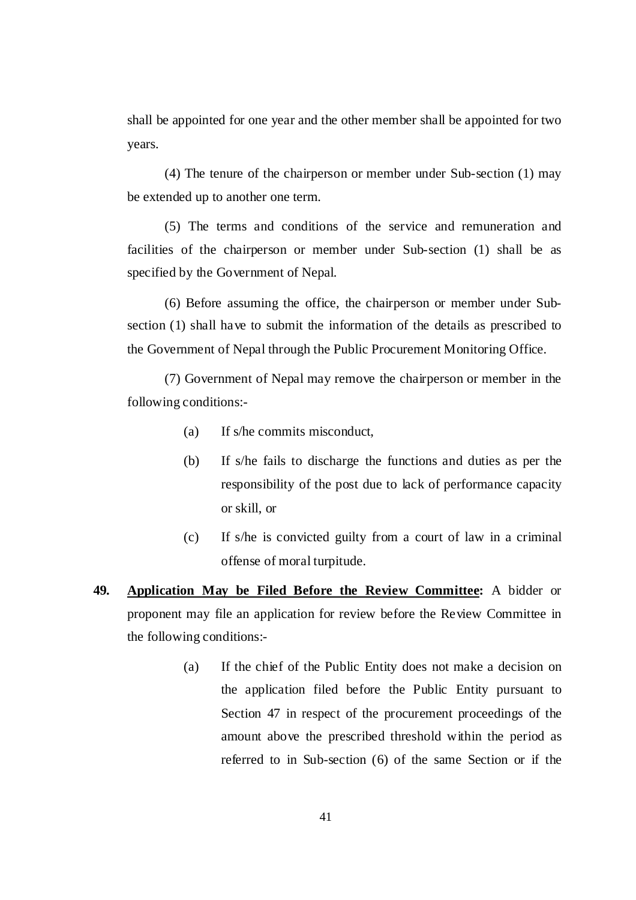shall be appointed for one year and the other member shall be appointed for two years.

(4) The tenure of the chairperson or member under Sub-section (1) may be extended up to another one term.

(5) The terms and conditions of the service and remuneration and facilities of the chairperson or member under Sub-section (1) shall be as specified by the Government of Nepal.

(6) Before assuming the office, the chairperson or member under Sub-section (1) shall have to submit the information of the details as prescribed to the Government of Nepal through the Public Procurement Monitoring Office.

(7) Government of Nepal may remove the chairperson or member in the following conditions:-

(a) If s/he commits misconduct,

(b) If s/he fails to discharge the functions and duties as per the responsibility of the post due to lack of performance capacity or skill, or

(c) If s/he is convicted guilty from a court of law in a criminal offense of moral turpitude.

**49. <u>Application May be Filed Before the Review Committee</u>:** A bidder or proponent may file an application for review before the Review Committee in the following conditions:-

(a) If the chief of the Public Entity does not make a decision on the application filed before the Public Entity pursuant to Section 47 in respect of the procurement proceedings of the amount above the prescribed threshold within the period as referred to in Sub-section (6) of the same Section or if the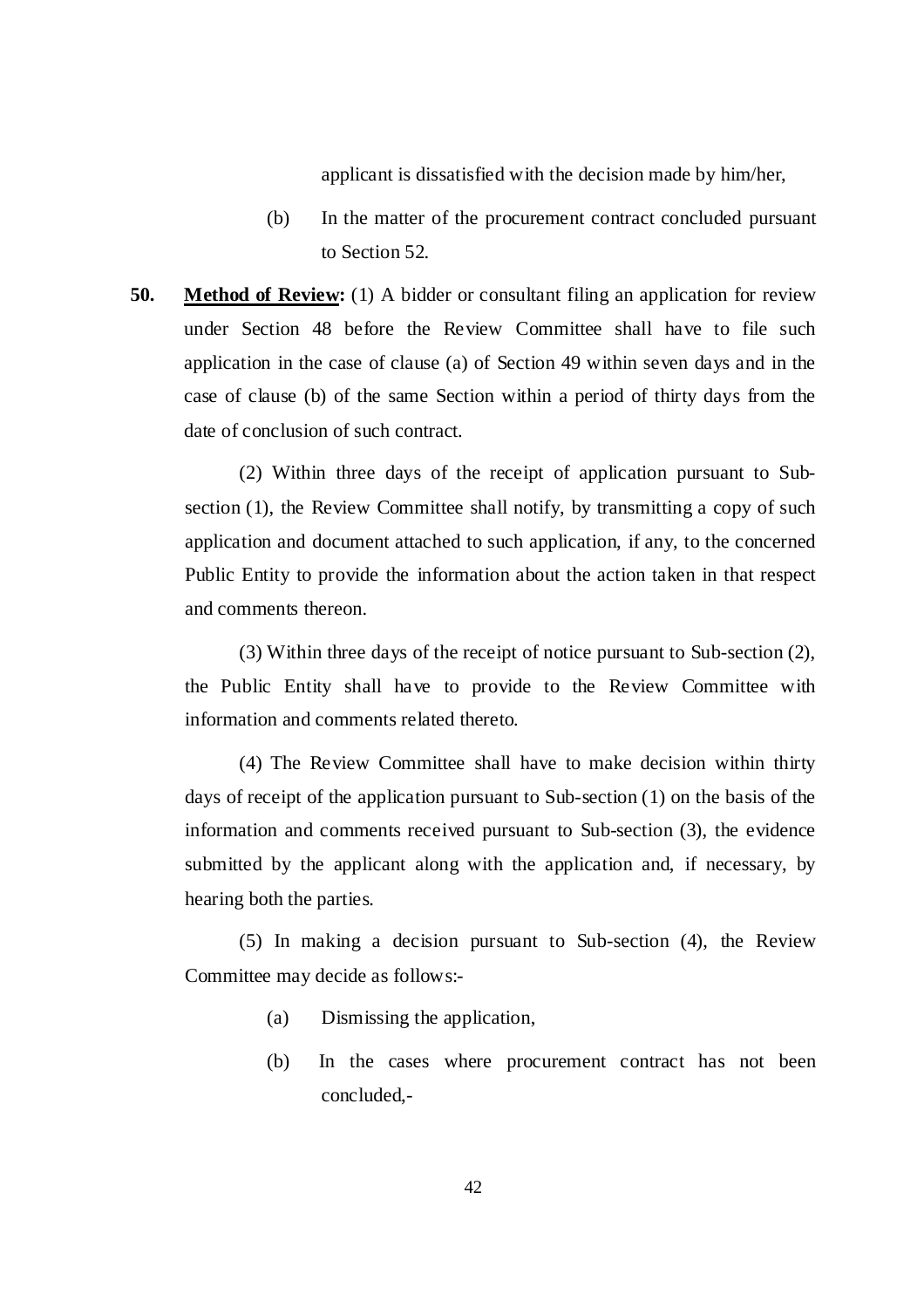applicant is dissatisfied with the decision made by him/her,

(b) In the matter of the procurement contract concluded pursuant to Section 52.

**50. Method of Review:** (1) A bidder or consultant filing an application for review under Section 48 before the Review Committee shall have to file such application in the case of clause (a) of Section 49 within seven days and in the case of clause (b) of the same Section within a period of thirty days from the date of conclusion of such contract.

(2) Within three days of the receipt of application pursuant to Sub-section (1), the Review Committee shall notify, by transmitting a copy of such application and document attached to such application, if any, to the concerned Public Entity to provide the information about the action taken in that respect and comments thereon.

(3) Within three days of the receipt of notice pursuant to Sub-section (2), the Public Entity shall have to provide to the Review Committee with information and comments related thereto.

(4) The Review Committee shall have to make decision within thirty days of receipt of the application pursuant to Sub-section (1) on the basis of the information and comments received pursuant to Sub-section (3), the evidence submitted by the applicant along with the application and, if necessary, by hearing both the parties.

(5) In making a decision pursuant to Sub-section (4), the Review Committee may decide as follows:-

(a) Dismissing the application,

(b) In the cases where procurement contract has not been concluded,-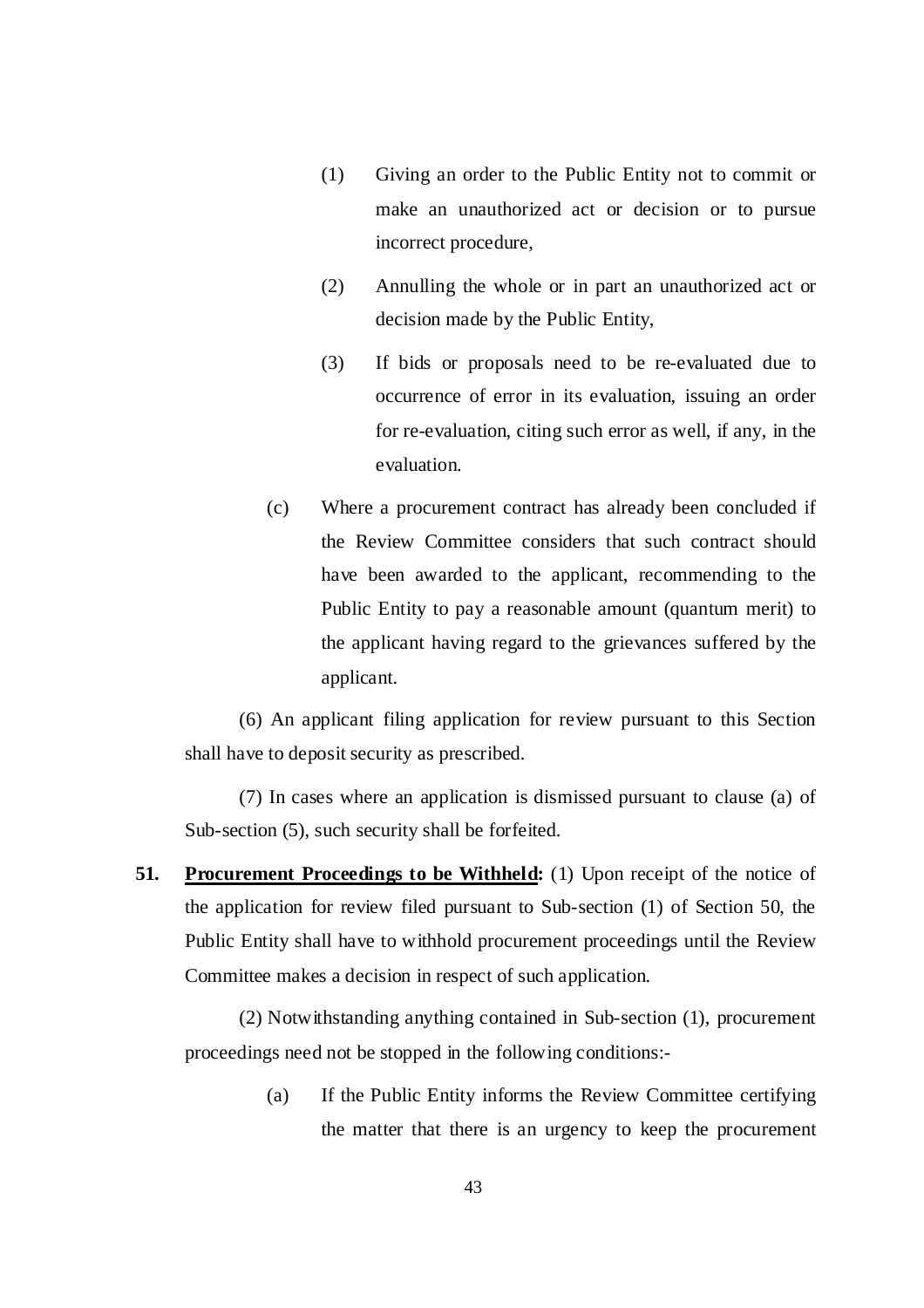(1) Giving an order to the Public Entity not to commit or make an unauthorized act or decision or to pursue incorrect procedure,

(2) Annulling the whole or in part an unauthorized act or decision made by the Public Entity,

(3) If bids or proposals need to be re-evaluated due to occurrence of error in its evaluation, issuing an order for re-evaluation, citing such error as well, if any, in the evaluation.

(c) Where a procurement contract has already been concluded if the Review Committee considers that such contract should have been awarded to the applicant, recommending to the Public Entity to pay a reasonable amount (quantum merit) to the applicant having regard to the grievances suffered by the applicant.

(6) An applicant filing application for review pursuant to this Section shall have to deposit security as prescribed.

(7) In cases where an application is dismissed pursuant to clause (a) of Sub-section (5), such security shall be forfeited.

**51. <u>Procurement Proceedings to be Withheld:</u>** (1) Upon receipt of the notice of the application for review filed pursuant to Sub-section (1) of Section 50, the Public Entity shall have to withhold procurement proceedings until the Review Committee makes a decision in respect of such application.

(2) Notwithstanding anything contained in Sub-section (1), procurement proceedings need not be stopped in the following conditions:-

(a) If the Public Entity informs the Review Committee certifying the matter that there is an urgency to keep the procurement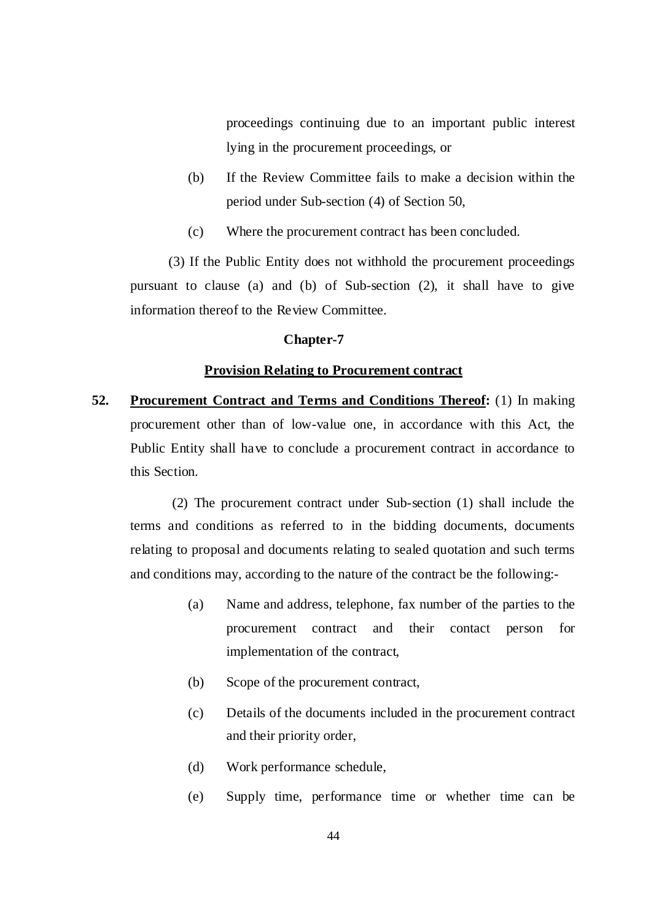proceedings continuing due to an important public interest lying in the procurement proceedings, or

(b) If the Review Committee fails to make a decision within the period under Sub-section (4) of Section 50,

(c) Where the procurement contract has been concluded.

(3) If the Public Entity does not withhold the procurement proceedings pursuant to clause (a) and (b) of Sub-section (2), it shall have to give information thereof to the Review Committee.

## Chapter-7

### Provision Relating to Procurement contract

**52. Procurement Contract and Terms and Conditions Thereof:** (1) In making procurement other than of low-value one, in accordance with this Act, the Public Entity shall have to conclude a procurement contract in accordance to this Section.

(2) The procurement contract under Sub-section (1) shall include the terms and conditions as referred to in the bidding documents, documents relating to proposal and documents relating to sealed quotation and such terms and conditions may, according to the nature of the contract be the following:-

(a) Name and address, telephone, fax number of the parties to the procurement contract and their contact person for implementation of the contract,

(b) Scope of the procurement contract,

(c) Details of the documents included in the procurement contract and their priority order,

(d) Work performance schedule,

(e) Supply time, performance time or whether time can be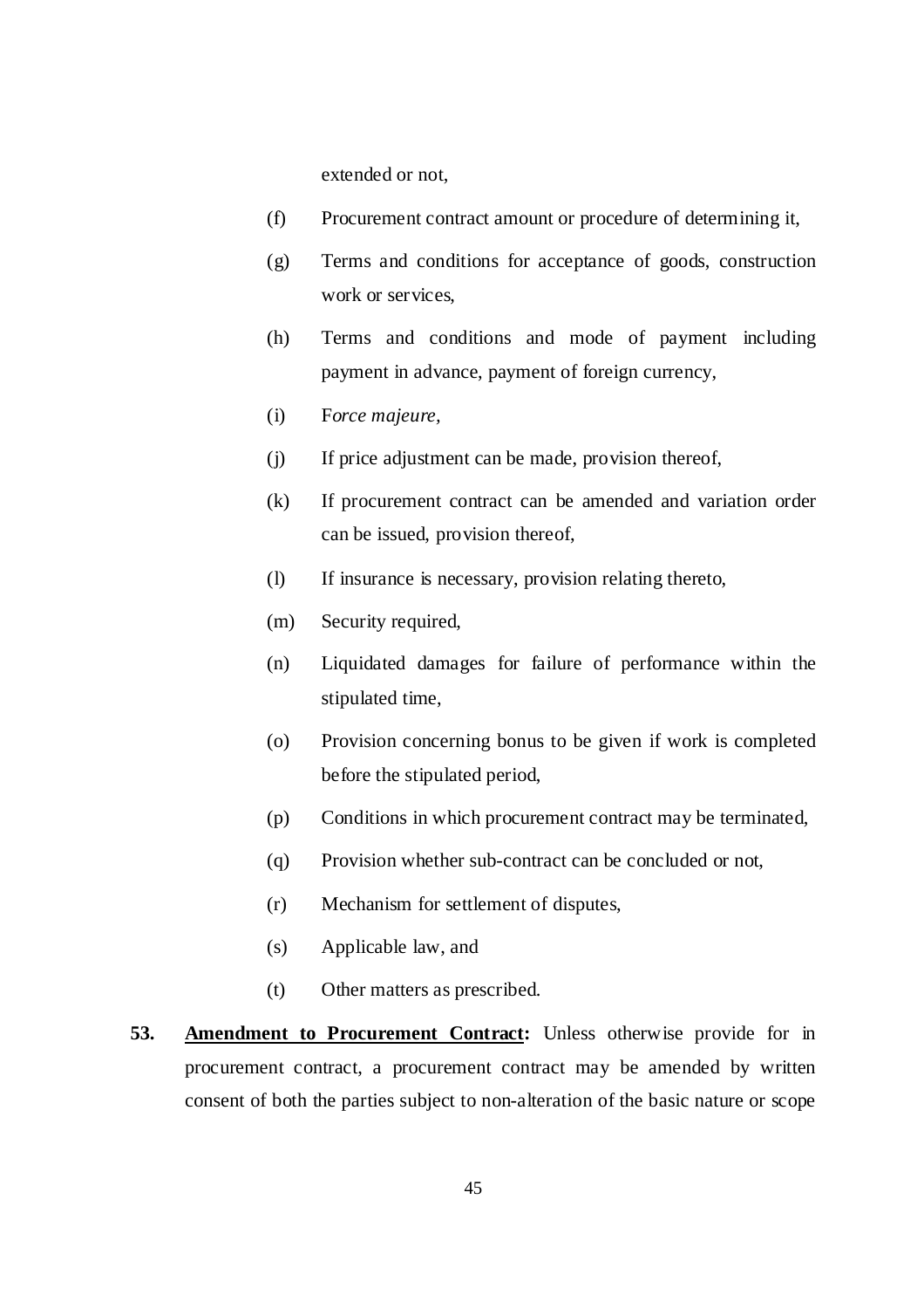extended or not,

(f) Procurement contract amount or procedure of determining it,

(g) Terms and conditions for acceptance of goods, construction work or services,

(h) Terms and conditions and mode of payment including payment in advance, payment of foreign currency,

(i) F*orce majeure,*

(j) If price adjustment can be made, provision thereof,

(k) If procurement contract can be amended and variation order can be issued, provision thereof,

(l) If insurance is necessary, provision relating thereto,

(m) Security required,

(n) Liquidated damages for failure of performance within the stipulated time,

(o) Provision concerning bonus to be given if work is completed before the stipulated period,

(p) Conditions in which procurement contract may be terminated,

(q) Provision whether sub-contract can be concluded or not,

(r) Mechanism for settlement of disputes,

(s) Applicable law, and

(t) Other matters as prescribed.

**53. Amendment to Procurement Contract:** Unless otherwise provide for in procurement contract, a procurement contract may be amended by written consent of both the parties subject to non-alteration of the basic nature or scope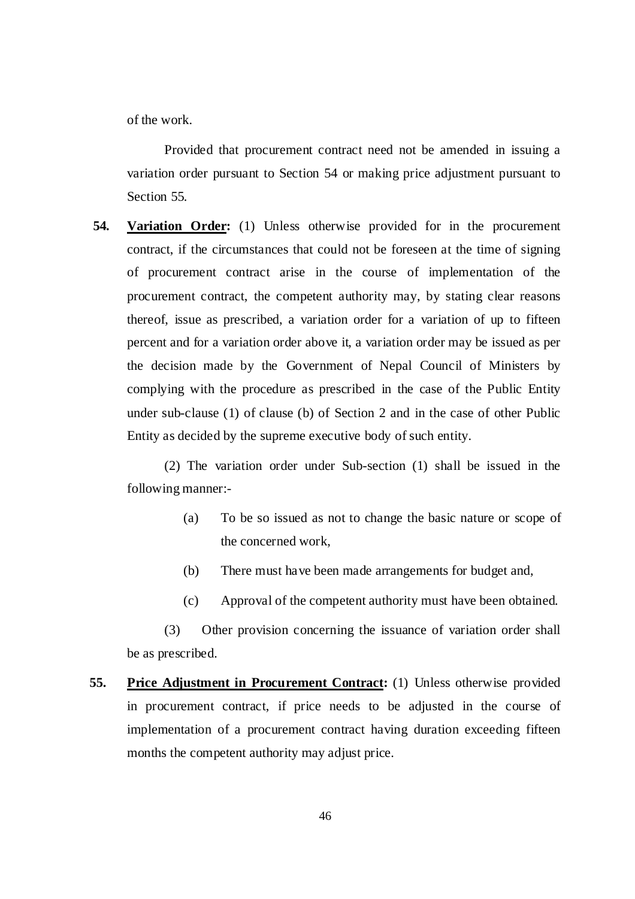of the work.

Provided that procurement contract need not be amended in issuing a variation order pursuant to Section 54 or making price adjustment pursuant to Section 55.

**54. Variation Order:** (1) Unless otherwise provided for in the procurement contract, if the circumstances that could not be foreseen at the time of signing of procurement contract arise in the course of implementation of the procurement contract, the competent authority may, by stating clear reasons thereof, issue as prescribed, a variation order for a variation of up to fifteen percent and for a variation order above it, a variation order may be issued as per the decision made by the Government of Nepal Council of Ministers by complying with the procedure as prescribed in the case of the Public Entity under sub-clause (1) of clause (b) of Section 2 and in the case of other Public Entity as decided by the supreme executive body of such entity.

(2) The variation order under Sub-section (1) shall be issued in the following manner:-

(a) To be so issued as not to change the basic nature or scope of the concerned work,

(b) There must have been made arrangements for budget and,

(c) Approval of the competent authority must have been obtained.

(3) Other provision concerning the issuance of variation order shall be as prescribed.

**55. Price Adjustment in Procurement Contract:** (1) Unless otherwise provided in procurement contract, if price needs to be adjusted in the course of implementation of a procurement contract having duration exceeding fifteen months the competent authority may adjust price.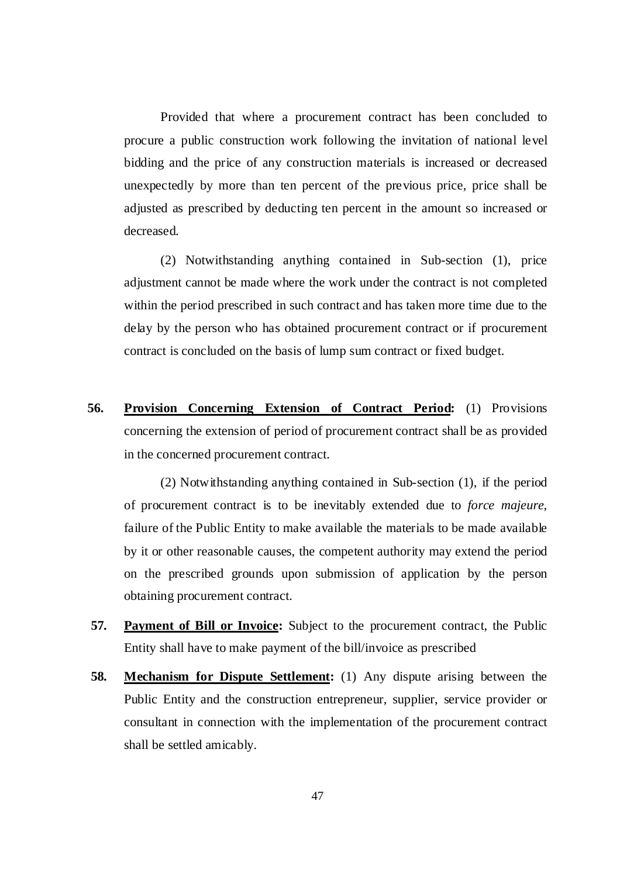Provided that where a procurement contract has been concluded to procure a public construction work following the invitation of national level bidding and the price of any construction materials is increased or decreased unexpectedly by more than ten percent of the previous price, price shall be adjusted as prescribed by deducting ten percent in the amount so increased or decreased.

(2) Notwithstanding anything contained in Sub-section (1), price adjustment cannot be made where the work under the contract is not completed within the period prescribed in such contract and has taken more time due to the delay by the person who has obtained procurement contract or if procurement contract is concluded on the basis of lump sum contract or fixed budget.

**56.** **<u>Provision Concerning Extension of Contract Period</u>:** (1) Provisions concerning the extension of period of procurement contract shall be as provided in the concerned procurement contract.

(2) Notwithstanding anything contained in Sub-section (1), if the period of procurement contract is to be inevitably extended due to *force majeure*, failure of the Public Entity to make available the materials to be made available by it or other reasonable causes, the competent authority may extend the period on the prescribed grounds upon submission of application by the person obtaining procurement contract.

**57.** **<u>Payment of Bill or Invoice</u>:** Subject to the procurement contract, the Public Entity shall have to make payment of the bill/invoice as prescribed

**58.** **<u>Mechanism for Dispute Settlement</u>:** (1) Any dispute arising between the Public Entity and the construction entrepreneur, supplier, service provider or consultant in connection with the implementation of the procurement contract shall be settled amicably.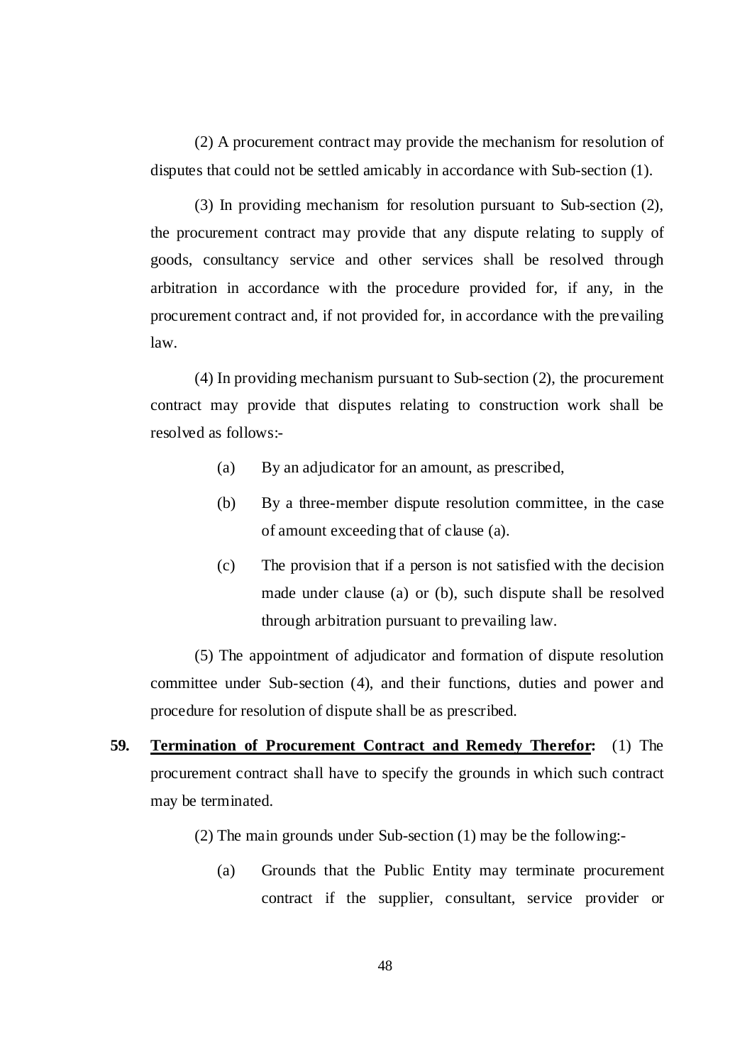(2) A procurement contract may provide the mechanism for resolution of disputes that could not be settled amicably in accordance with Sub-section (1).

(3) In providing mechanism for resolution pursuant to Sub-section (2), the procurement contract may provide that any dispute relating to supply of goods, consultancy service and other services shall be resolved through arbitration in accordance with the procedure provided for, if any, in the procurement contract and, if not provided for, in accordance with the prevailing law.

(4) In providing mechanism pursuant to Sub-section (2), the procurement contract may provide that disputes relating to construction work shall be resolved as follows:-

(a) By an adjudicator for an amount, as prescribed,

(b) By a three-member dispute resolution committee, in the case of amount exceeding that of clause (a).

(c) The provision that if a person is not satisfied with the decision made under clause (a) or (b), such dispute shall be resolved through arbitration pursuant to prevailing law.

(5) The appointment of adjudicator and formation of dispute resolution committee under Sub-section (4), and their functions, duties and power and procedure for resolution of dispute shall be as prescribed.

**59. <u>Termination of Procurement Contract and Remedy Therefor</u>:** (1) The procurement contract shall have to specify the grounds in which such contract may be terminated.

(2) The main grounds under Sub-section (1) may be the following:-

(a) Grounds that the Public Entity may terminate procurement contract if the supplier, consultant, service provider or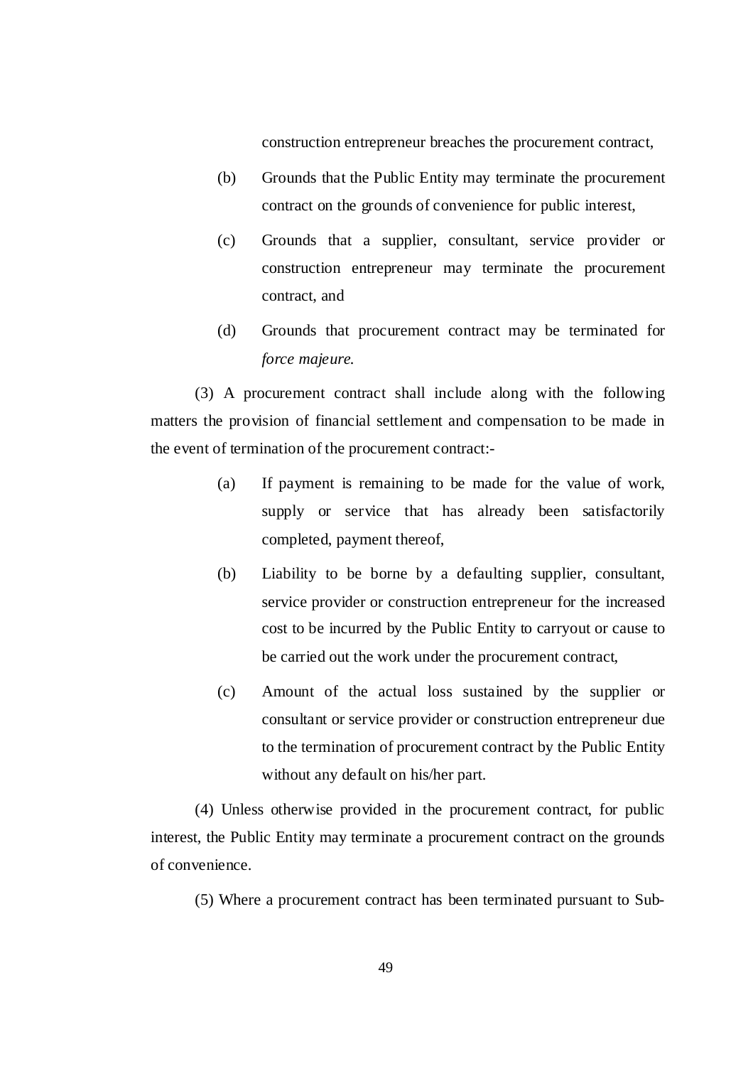construction entrepreneur breaches the procurement contract,

(b) Grounds that the Public Entity may terminate the procurement contract on the grounds of convenience for public interest,

(c) Grounds that a supplier, consultant, service provider or construction entrepreneur may terminate the procurement contract, and

(d) Grounds that procurement contract may be terminated for *force majeure.*

(3) A procurement contract shall include along with the following matters the provision of financial settlement and compensation to be made in the event of termination of the procurement contract:-

(a) If payment is remaining to be made for the value of work, supply or service that has already been satisfactorily completed, payment thereof,

(b) Liability to be borne by a defaulting supplier, consultant, service provider or construction entrepreneur for the increased cost to be incurred by the Public Entity to carryout or cause to be carried out the work under the procurement contract,

(c) Amount of the actual loss sustained by the supplier or consultant or service provider or construction entrepreneur due to the termination of procurement contract by the Public Entity without any default on his/her part.

(4) Unless otherwise provided in the procurement contract, for public interest, the Public Entity may terminate a procurement contract on the grounds of convenience.

(5) Where a procurement contract has been terminated pursuant to Sub-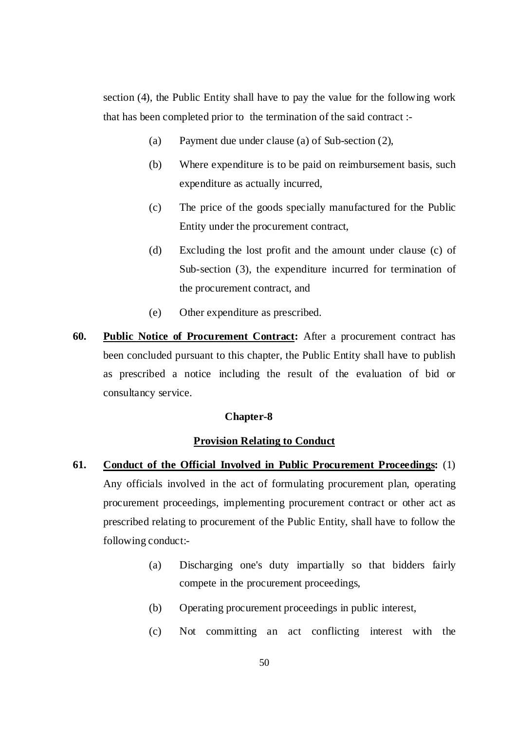section (4), the Public Entity shall have to pay the value for the following work that has been completed prior to the termination of the said contract :-

(a) Payment due under clause (a) of Sub-section (2),

(b) Where expenditure is to be paid on reimbursement basis, such expenditure as actually incurred,

(c) The price of the goods specially manufactured for the Public Entity under the procurement contract,

(d) Excluding the lost profit and the amount under clause (c) of Sub-section (3), the expenditure incurred for termination of the procurement contract, and

(e) Other expenditure as prescribed.

**60. <u>Public Notice of Procurement Contract</u>:** After a procurement contract has been concluded pursuant to this chapter, the Public Entity shall have to publish as prescribed a notice including the result of the evaluation of bid or consultancy service.

## Chapter-8

## <u>Provision Relating to Conduct</u>

**61. <u>Conduct of the Official Involved in Public Procurement Proceedings</u>:** (1) Any officials involved in the act of formulating procurement plan, operating procurement proceedings, implementing procurement contract or other act as prescribed relating to procurement of the Public Entity, shall have to follow the following conduct:-

(a) Discharging one's duty impartially so that bidders fairly compete in the procurement proceedings,

(b) Operating procurement proceedings in public interest,

(c) Not committing an act conflicting interest with the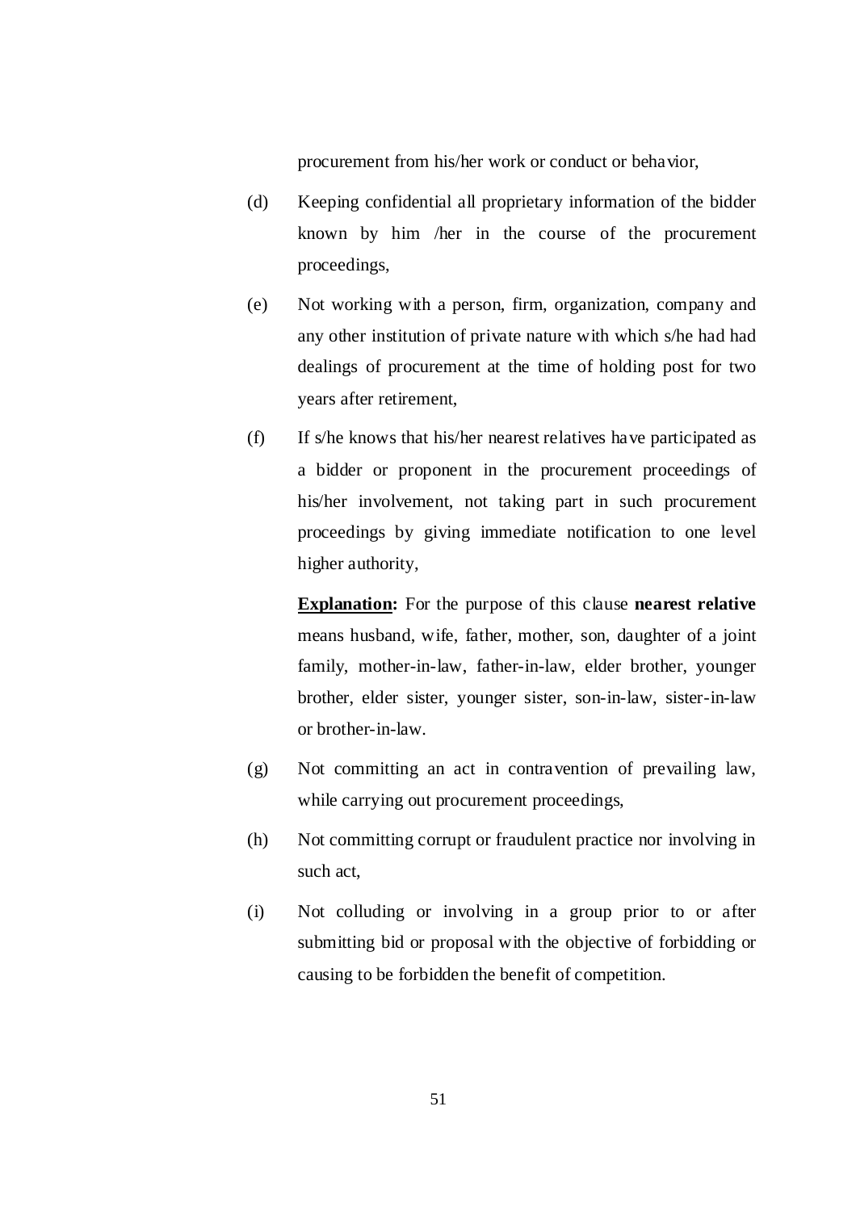procurement from his/her work or conduct or behavior,

(d) Keeping confidential all proprietary information of the bidder known by him /her in the course of the procurement proceedings,

(e) Not working with a person, firm, organization, company and any other institution of private nature with which s/he had had dealings of procurement at the time of holding post for two years after retirement,

(f) If s/he knows that his/her nearest relatives have participated as a bidder or proponent in the procurement proceedings of his/her involvement, not taking part in such procurement proceedings by giving immediate notification to one level higher authority,

**Explanation:** For the purpose of this clause **nearest relative** means husband, wife, father, mother, son, daughter of a joint family, mother-in-law, father-in-law, elder brother, younger brother, elder sister, younger sister, son-in-law, sister-in-law or brother-in-law.

(g) Not committing an act in contravention of prevailing law, while carrying out procurement proceedings,

(h) Not committing corrupt or fraudulent practice nor involving in such act,

(i) Not colluding or involving in a group prior to or after submitting bid or proposal with the objective of forbidding or causing to be forbidden the benefit of competition.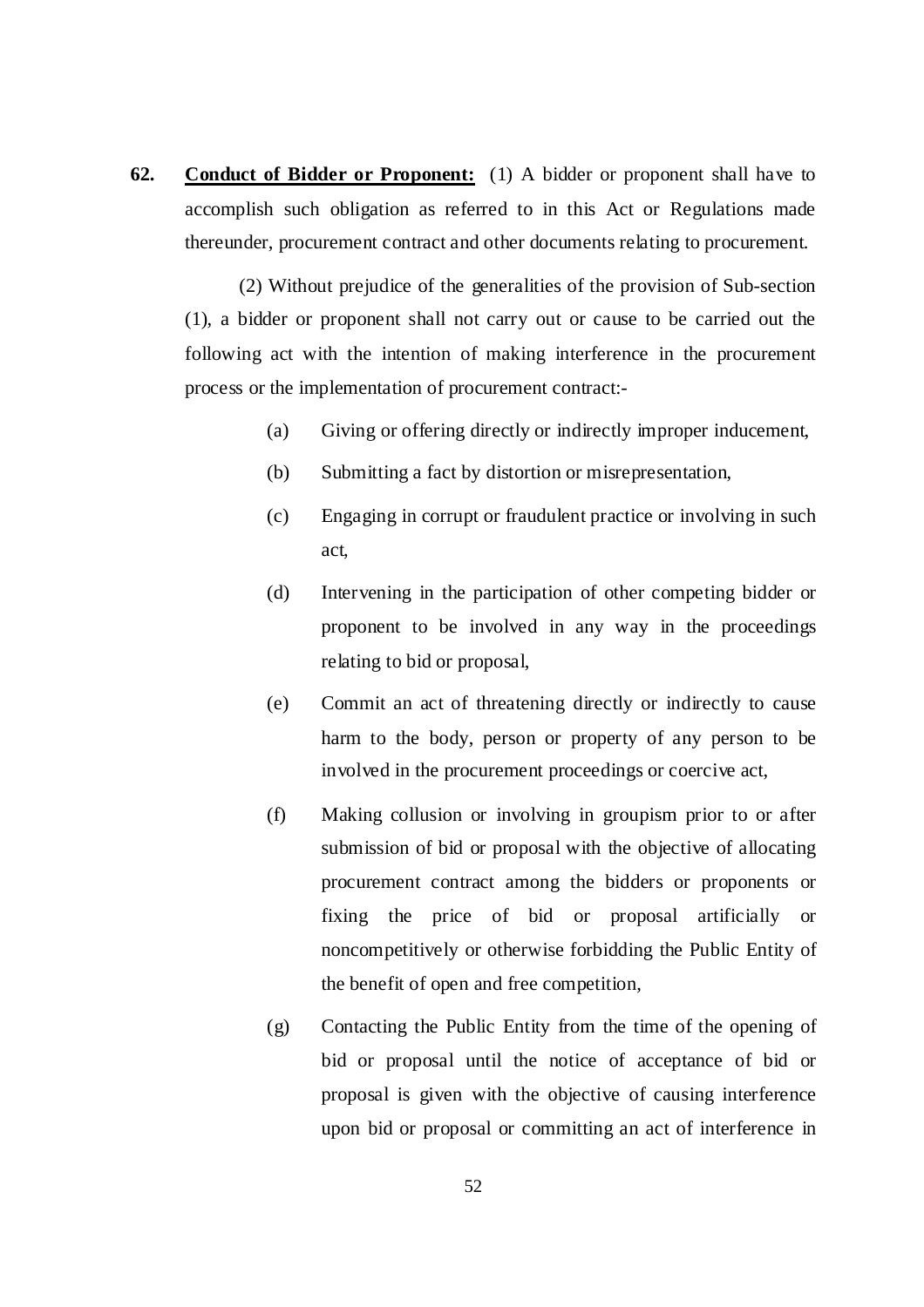**62. <u>Conduct of Bidder or Proponent:</u>** (1) A bidder or proponent shall have to accomplish such obligation as referred to in this Act or Regulations made thereunder, procurement contract and other documents relating to procurement.

(2) Without prejudice of the generalities of the provision of Sub-section (1), a bidder or proponent shall not carry out or cause to be carried out the following act with the intention of making interference in the procurement process or the implementation of procurement contract:-

(a) Giving or offering directly or indirectly improper inducement,

(b) Submitting a fact by distortion or misrepresentation,

(c) Engaging in corrupt or fraudulent practice or involving in such act,

(d) Intervening in the participation of other competing bidder or proponent to be involved in any way in the proceedings relating to bid or proposal,

(e) Commit an act of threatening directly or indirectly to cause harm to the body, person or property of any person to be involved in the procurement proceedings or coercive act,

(f) Making collusion or involving in groupism prior to or after submission of bid or proposal with the objective of allocating procurement contract among the bidders or proponents or fixing the price of bid or proposal artificially or noncompetitively or otherwise forbidding the Public Entity of the benefit of open and free competition,

(g) Contacting the Public Entity from the time of the opening of bid or proposal until the notice of acceptance of bid or proposal is given with the objective of causing interference upon bid or proposal or committing an act of interference in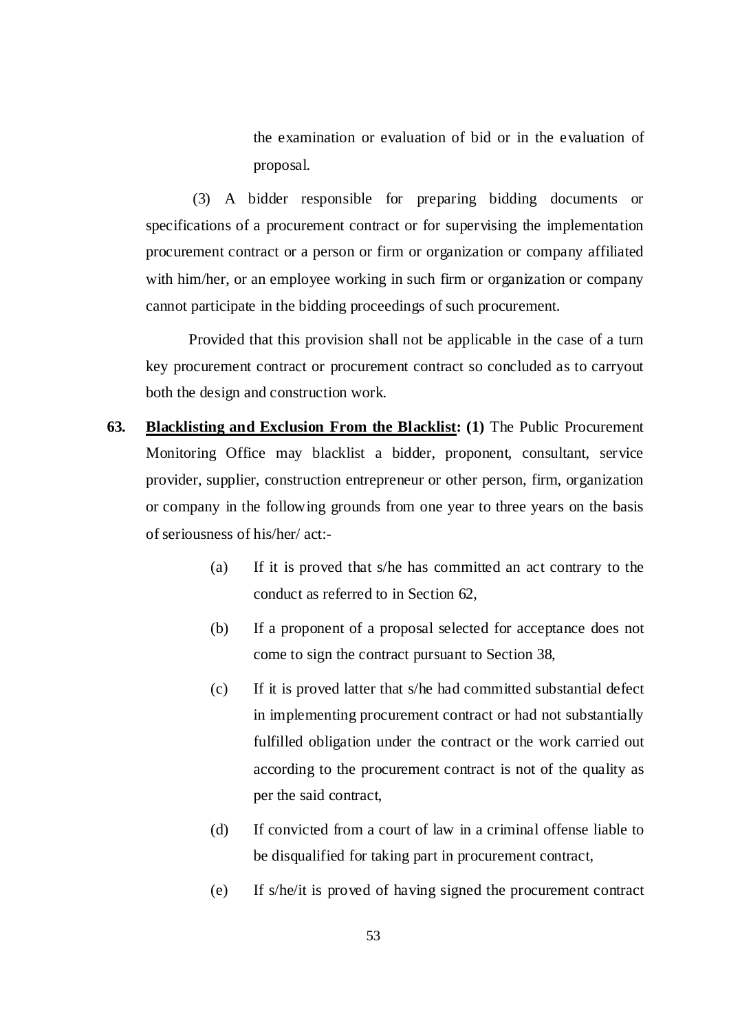the examination or evaluation of bid or in the evaluation of proposal.

(3) A bidder responsible for preparing bidding documents or specifications of a procurement contract or for supervising the implementation procurement contract or a person or firm or organization or company affiliated with him/her, or an employee working in such firm or organization or company cannot participate in the bidding proceedings of such procurement.

Provided that this provision shall not be applicable in the case of a turn key procurement contract or procurement contract so concluded as to carryout both the design and construction work.

**63. <u>Blacklisting and Exclusion From the Blacklist</u>: (1)** The Public Procurement Monitoring Office may blacklist a bidder, proponent, consultant, service provider, supplier, construction entrepreneur or other person, firm, organization or company in the following grounds from one year to three years on the basis of seriousness of his/her/ act:-

(a) If it is proved that s/he has committed an act contrary to the conduct as referred to in Section 62,

(b) If a proponent of a proposal selected for acceptance does not come to sign the contract pursuant to Section 38,

(c) If it is proved latter that s/he had committed substantial defect in implementing procurement contract or had not substantially fulfilled obligation under the contract or the work carried out according to the procurement contract is not of the quality as per the said contract,

(d) If convicted from a court of law in a criminal offense liable to be disqualified for taking part in procurement contract,

(e) If s/he/it is proved of having signed the procurement contract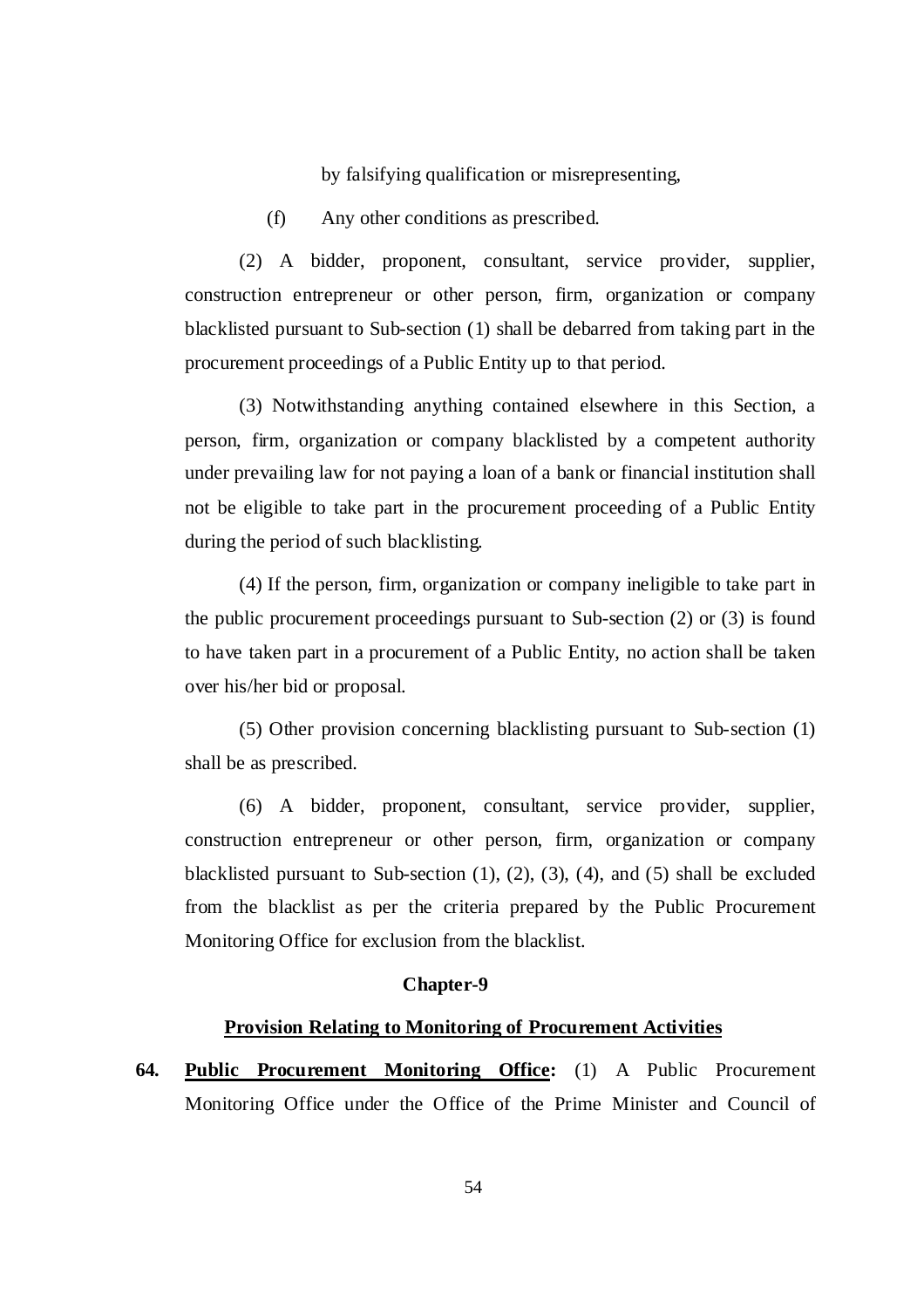by falsifying qualification or misrepresenting,

(f) Any other conditions as prescribed.

(2) A bidder, proponent, consultant, service provider, supplier, construction entrepreneur or other person, firm, organization or company blacklisted pursuant to Sub-section (1) shall be debarred from taking part in the procurement proceedings of a Public Entity up to that period.

(3) Notwithstanding anything contained elsewhere in this Section, a person, firm, organization or company blacklisted by a competent authority under prevailing law for not paying a loan of a bank or financial institution shall not be eligible to take part in the procurement proceeding of a Public Entity during the period of such blacklisting.

(4) If the person, firm, organization or company ineligible to take part in the public procurement proceedings pursuant to Sub-section (2) or (3) is found to have taken part in a procurement of a Public Entity, no action shall be taken over his/her bid or proposal.

(5) Other provision concerning blacklisting pursuant to Sub-section (1) shall be as prescribed.

(6) A bidder, proponent, consultant, service provider, supplier, construction entrepreneur or other person, firm, organization or company blacklisted pursuant to Sub-section (1), (2), (3), (4), and (5) shall be excluded from the blacklist as per the criteria prepared by the Public Procurement Monitoring Office for exclusion from the blacklist.

## Chapter-9

## Provision Relating to Monitoring of Procurement Activities

**64. Public Procurement Monitoring Office:** (1) A Public Procurement Monitoring Office under the Office of the Prime Minister and Council of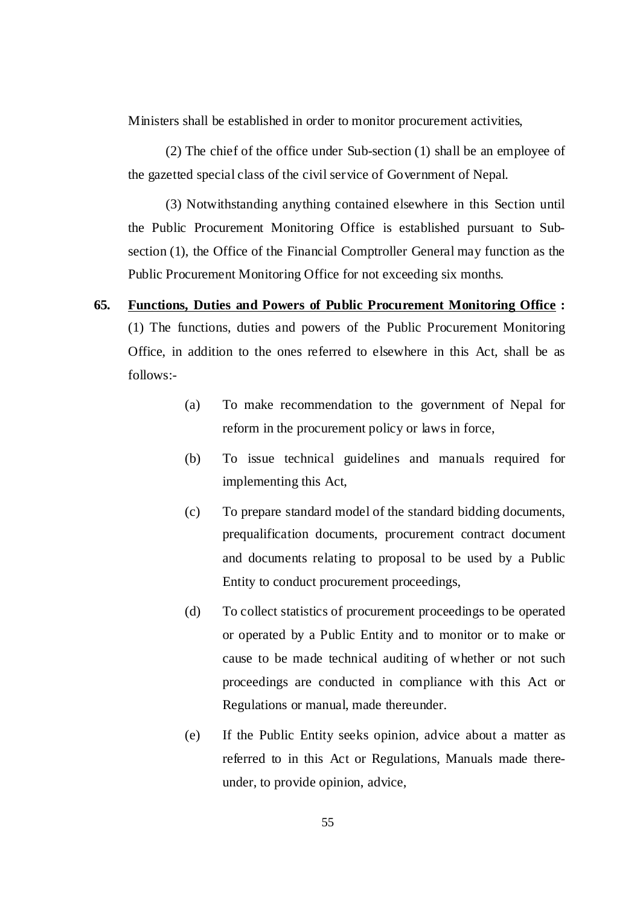Ministers shall be established in order to monitor procurement activities,

(2) The chief of the office under Sub-section (1) shall be an employee of the gazetted special class of the civil service of Government of Nepal.

(3) Notwithstanding anything contained elsewhere in this Section until the Public Procurement Monitoring Office is established pursuant to Sub-section (1), the Office of the Financial Comptroller General may function as the Public Procurement Monitoring Office for not exceeding six months.

**65. Functions, Duties and Powers of Public Procurement Monitoring Office :** (1) The functions, duties and powers of the Public Procurement Monitoring Office, in addition to the ones referred to elsewhere in this Act, shall be as follows:-

(a) To make recommendation to the government of Nepal for reform in the procurement policy or laws in force,

(b) To issue technical guidelines and manuals required for implementing this Act,

(c) To prepare standard model of the standard bidding documents, prequalification documents, procurement contract document and documents relating to proposal to be used by a Public Entity to conduct procurement proceedings,

(d) To collect statistics of procurement proceedings to be operated or operated by a Public Entity and to monitor or to make or cause to be made technical auditing of whether or not such proceedings are conducted in compliance with this Act or Regulations or manual, made thereunder.

(e) If the Public Entity seeks opinion, advice about a matter as referred to in this Act or Regulations, Manuals made there-under, to provide opinion, advice,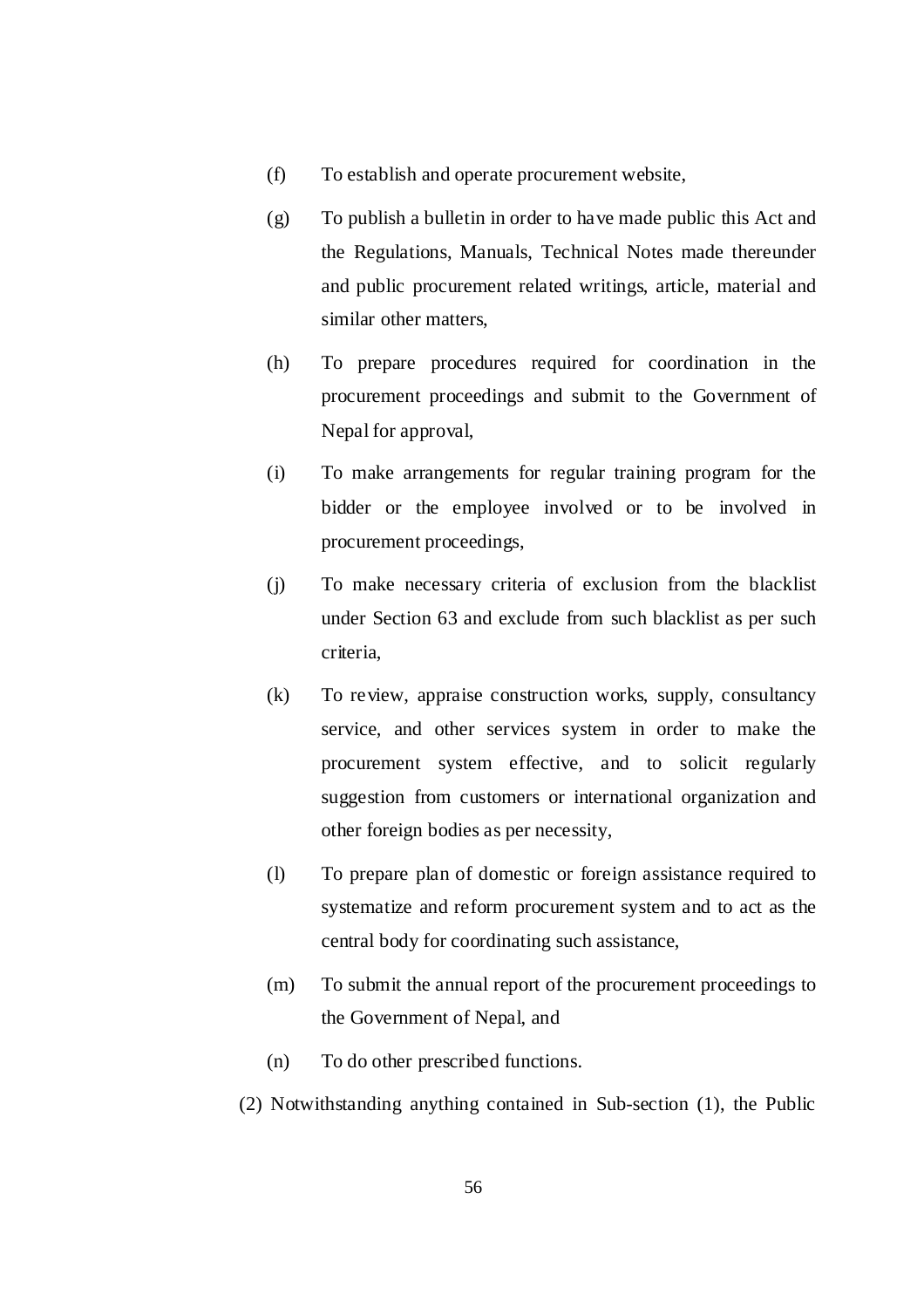(f) To establish and operate procurement website,

(g) To publish a bulletin in order to have made public this Act and the Regulations, Manuals, Technical Notes made thereunder and public procurement related writings, article, material and similar other matters,

(h) To prepare procedures required for coordination in the procurement proceedings and submit to the Government of Nepal for approval,

(i) To make arrangements for regular training program for the bidder or the employee involved or to be involved in procurement proceedings,

(j) To make necessary criteria of exclusion from the blacklist under Section 63 and exclude from such blacklist as per such criteria,

(k) To review, appraise construction works, supply, consultancy service, and other services system in order to make the procurement system effective, and to solicit regularly suggestion from customers or international organization and other foreign bodies as per necessity,

(l) To prepare plan of domestic or foreign assistance required to systematize and reform procurement system and to act as the central body for coordinating such assistance,

(m) To submit the annual report of the procurement proceedings to the Government of Nepal, and

(n) To do other prescribed functions.

(2) Notwithstanding anything contained in Sub-section (1), the Public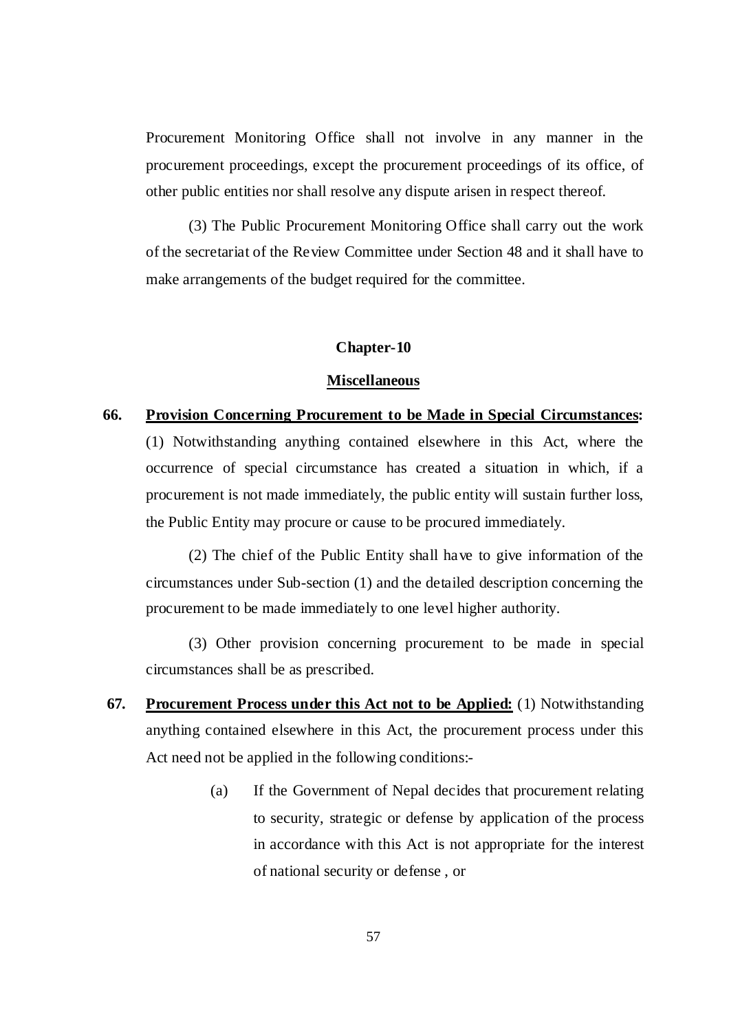Procurement Monitoring Office shall not involve in any manner in the procurement proceedings, except the procurement proceedings of its office, of other public entities nor shall resolve any dispute arisen in respect thereof.

(3) The Public Procurement Monitoring Office shall carry out the work of the secretariat of the Review Committee under Section 48 and it shall have to make arrangements of the budget required for the committee.

## Chapter-10

## Miscellaneous

**66. Provision Concerning Procurement to be Made in Special Circumstances:** (1) Notwithstanding anything contained elsewhere in this Act, where the occurrence of special circumstance has created a situation in which, if a procurement is not made immediately, the public entity will sustain further loss, the Public Entity may procure or cause to be procured immediately.

(2) The chief of the Public Entity shall have to give information of the circumstances under Sub-section (1) and the detailed description concerning the procurement to be made immediately to one level higher authority.

(3) Other provision concerning procurement to be made in special circumstances shall be as prescribed.

**67. Procurement Process under this Act not to be Applied:** (1) Notwithstanding anything contained elsewhere in this Act, the procurement process under this Act need not be applied in the following conditions:-

(a) If the Government of Nepal decides that procurement relating to security, strategic or defense by application of the process in accordance with this Act is not appropriate for the interest of national security or defense , or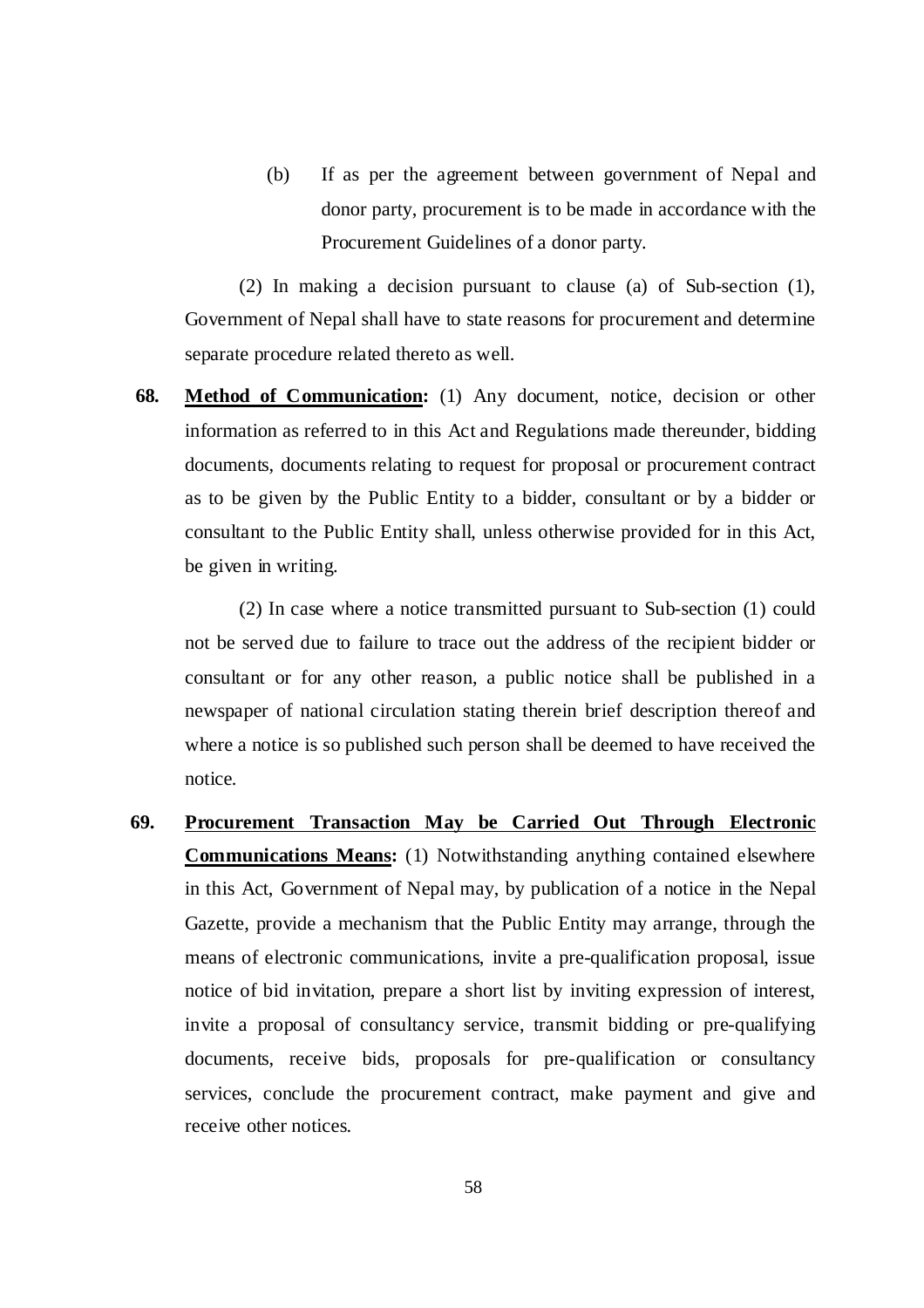(b) If as per the agreement between government of Nepal and donor party, procurement is to be made in accordance with the Procurement Guidelines of a donor party.

(2) In making a decision pursuant to clause (a) of Sub-section (1), Government of Nepal shall have to state reasons for procurement and determine separate procedure related thereto as well.

**68. <u>Method of Communication</u>:** (1) Any document, notice, decision or other information as referred to in this Act and Regulations made thereunder, bidding documents, documents relating to request for proposal or procurement contract as to be given by the Public Entity to a bidder, consultant or by a bidder or consultant to the Public Entity shall, unless otherwise provided for in this Act, be given in writing.

(2) In case where a notice transmitted pursuant to Sub-section (1) could not be served due to failure to trace out the address of the recipient bidder or consultant or for any other reason, a public notice shall be published in a newspaper of national circulation stating therein brief description thereof and where a notice is so published such person shall be deemed to have received the notice.

**69. <u>Procurement Transaction May be Carried Out Through Electronic Communications Means</u>:** (1) Notwithstanding anything contained elsewhere in this Act, Government of Nepal may, by publication of a notice in the Nepal Gazette, provide a mechanism that the Public Entity may arrange, through the means of electronic communications, invite a pre-qualification proposal, issue notice of bid invitation, prepare a short list by inviting expression of interest, invite a proposal of consultancy service, transmit bidding or pre-qualifying documents, receive bids, proposals for pre-qualification or consultancy services, conclude the procurement contract, make payment and give and receive other notices.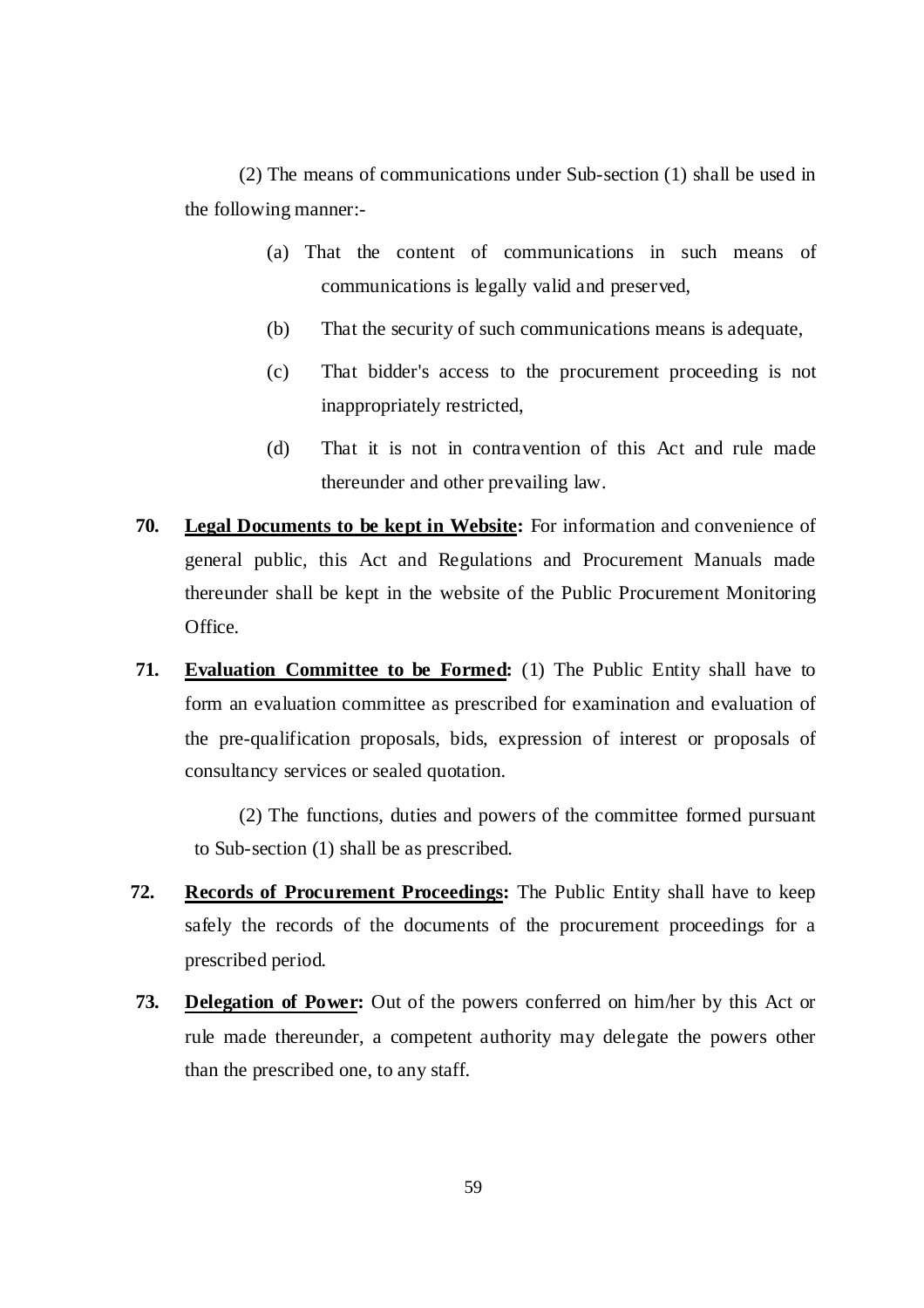(2) The means of communications under Sub-section (1) shall be used in the following manner:-

(a) That the content of communications in such means of communications is legally valid and preserved,

(b) That the security of such communications means is adequate,

(c) That bidder's access to the procurement proceeding is not inappropriately restricted,

(d) That it is not in contravention of this Act and rule made thereunder and other prevailing law.

**70. Legal Documents to be kept in Website:** For information and convenience of general public, this Act and Regulations and Procurement Manuals made thereunder shall be kept in the website of the Public Procurement Monitoring Office.

**71. Evaluation Committee to be Formed:** (1) The Public Entity shall have to form an evaluation committee as prescribed for examination and evaluation of the pre-qualification proposals, bids, expression of interest or proposals of consultancy services or sealed quotation.

(2) The functions, duties and powers of the committee formed pursuant to Sub-section (1) shall be as prescribed.

**72. Records of Procurement Proceedings:** The Public Entity shall have to keep safely the records of the documents of the procurement proceedings for a prescribed period.

**73. Delegation of Power:** Out of the powers conferred on him/her by this Act or rule made thereunder, a competent authority may delegate the powers other than the prescribed one, to any staff.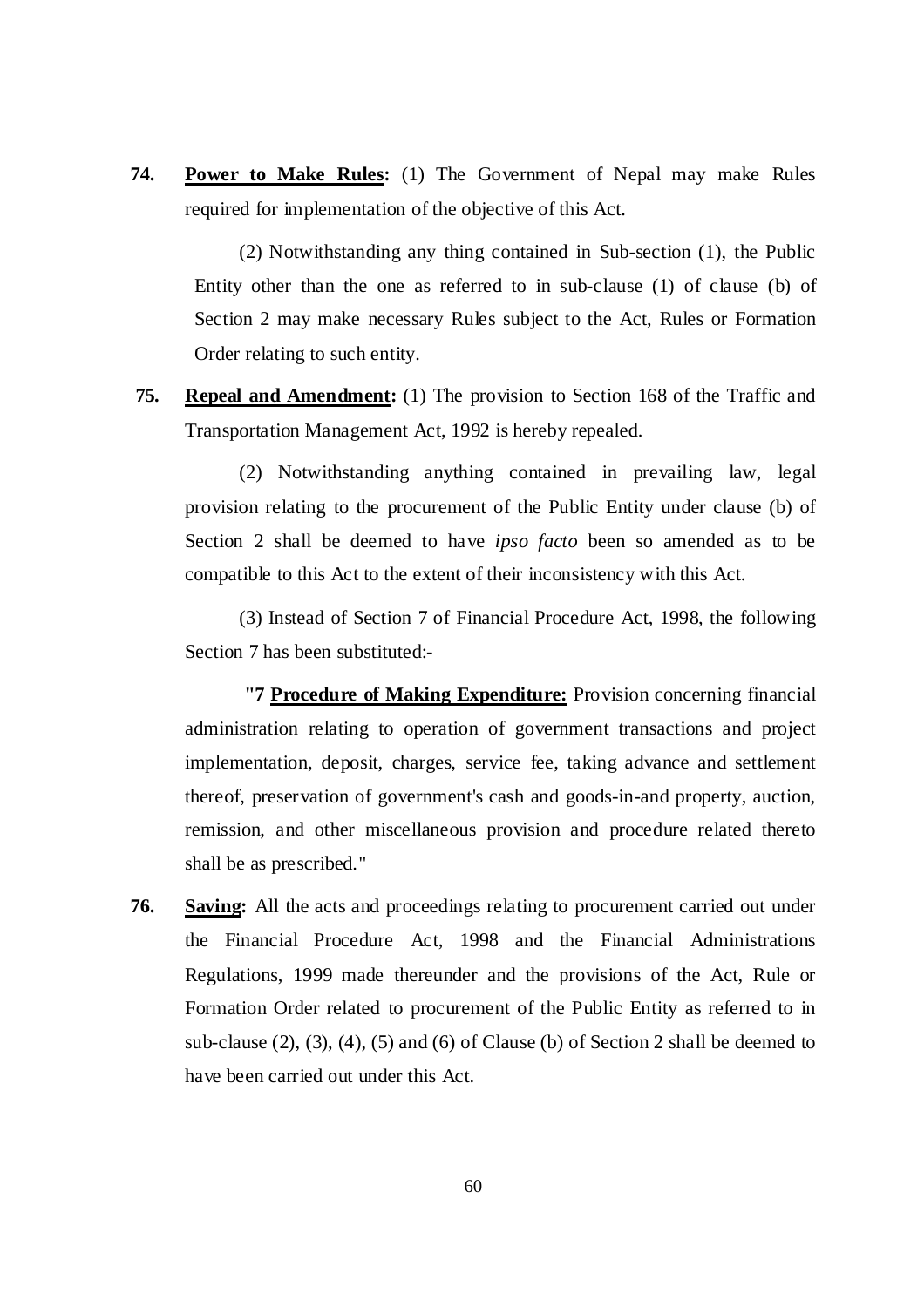**74.** **Power to Make Rules:** (1) The Government of Nepal may make Rules required for implementation of the objective of this Act.

(2) Notwithstanding any thing contained in Sub-section (1), the Public Entity other than the one as referred to in sub-clause (1) of clause (b) of Section 2 may make necessary Rules subject to the Act, Rules or Formation Order relating to such entity.

**75.** **Repeal and Amendment:** (1) The provision to Section 168 of the Traffic and Transportation Management Act, 1992 is hereby repealed.

(2) Notwithstanding anything contained in prevailing law, legal provision relating to the procurement of the Public Entity under clause (b) of Section 2 shall be deemed to have *ipso facto* been so amended as to be compatible to this Act to the extent of their inconsistency with this Act.

(3) Instead of Section 7 of Financial Procedure Act, 1998, the following Section 7 has been substituted:-

**"7** **Procedure of Making Expenditure:** Provision concerning financial administration relating to operation of government transactions and project implementation, deposit, charges, service fee, taking advance and settlement thereof, preservation of government's cash and goods-in-and property, auction, remission, and other miscellaneous provision and procedure related thereto shall be as prescribed."

**76.** **Saving:** All the acts and proceedings relating to procurement carried out under the Financial Procedure Act, 1998 and the Financial Administrations Regulations, 1999 made thereunder and the provisions of the Act, Rule or Formation Order related to procurement of the Public Entity as referred to in sub-clause (2), (3), (4), (5) and (6) of Clause (b) of Section 2 shall be deemed to have been carried out under this Act.